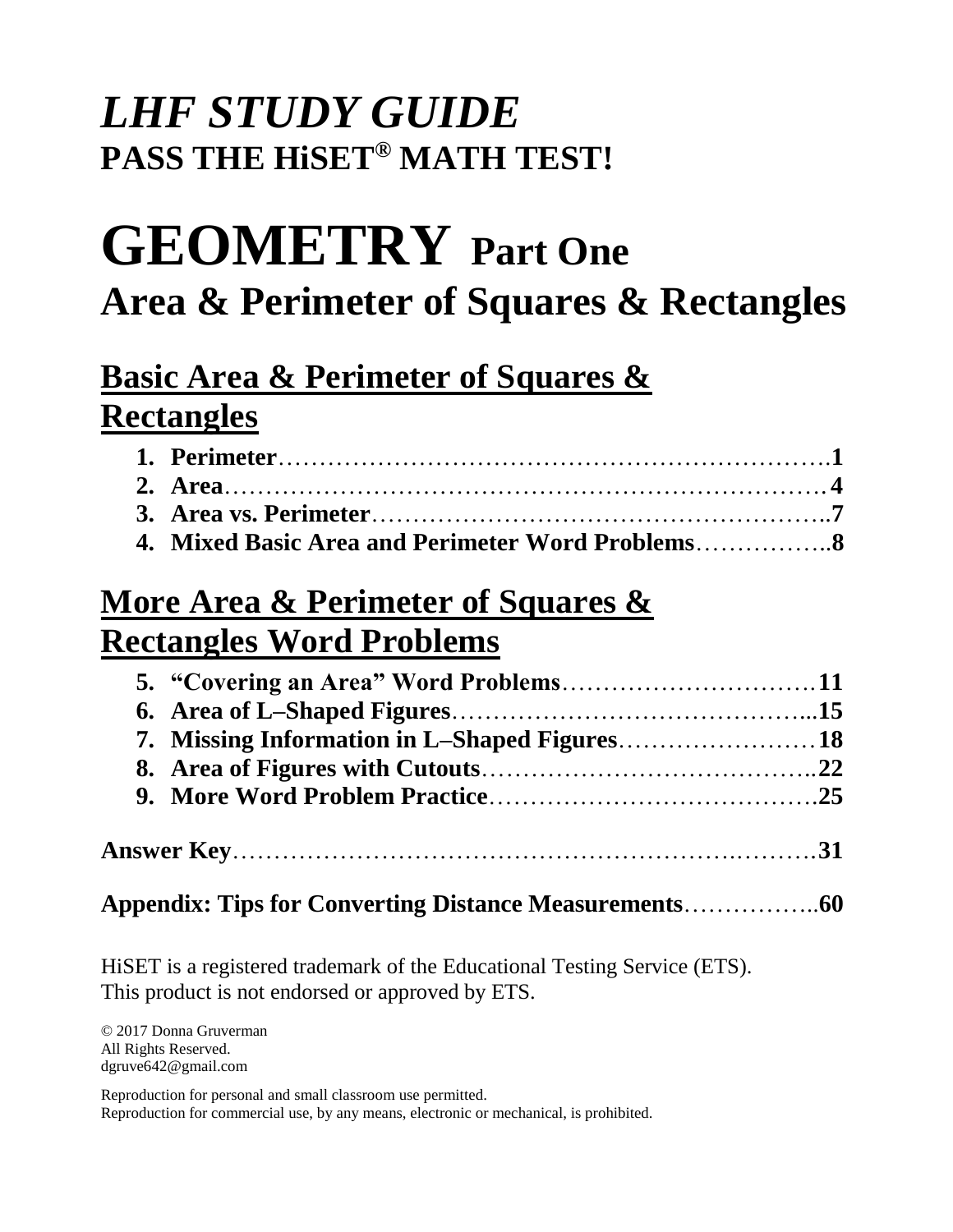# *LHF STUDY GUIDE*

**PASS THE HiSET® MATH TEST!**

# GEOMETRY Part One

## Area & Perimeter of Squares & Rectangles

## Basic Area & Perimeter of Squares & Rectangles

1. **Perimeter**……………………………………………………….**1**
2. **Area**…………………………………………………………… **4**
3. **Area vs. Perimeter**……………………………………………..**7**
4. **Mixed Basic Area and Perimeter Word Problems**……………..**8**

## More Area & Perimeter of Squares & Rectangles Word Problems

5. **"Covering an Area" Word Problems**………………………….**11**
6. **Area of L–Shaped Figures**……………………………………...**15**
7. **Missing Information in L–Shaped Figures**……………………**18**
8. **Area of Figures with Cutouts**………………………………….**22**
9. **More Word Problem Practice**………………………………….**25**

**Answer Key**…………………………………………………….……….**31**

**Appendix: Tips for Converting Distance Measurements**……………..**60**

HiSET is a registered trademark of the Educational Testing Service (ETS).
This product is not endorsed or approved by ETS.

© 2017 Donna Gruverman
All Rights Reserved.
dgruve642@gmail.com

Reproduction for personal and small classroom use permitted.
Reproduction for commercial use, by any means, electronic or mechanical, is prohibited.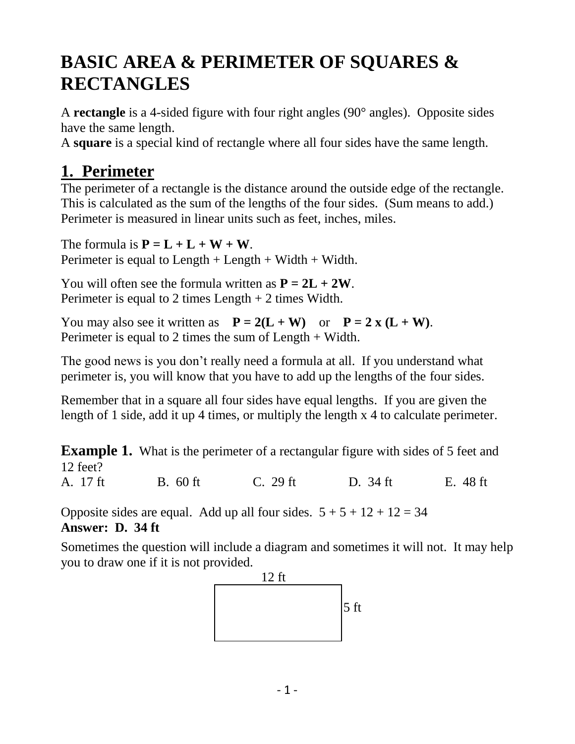# BASIC AREA & PERIMETER OF SQUARES & RECTANGLES

A **rectangle** is a 4-sided figure with four right angles (90° angles). Opposite sides have the same length.
A **square** is a special kind of rectangle where all four sides have the same length.

## 1. Perimeter

The perimeter of a rectangle is the distance around the outside edge of the rectangle. This is calculated as the sum of the lengths of the four sides. (Sum means to add.) Perimeter is measured in linear units such as feet, inches, miles.

The formula is $\mathbf{P = L + L + W + W}$.
Perimeter is equal to Length + Length + Width + Width.

You will often see the formula written as $\mathbf{P = 2L + 2W}$.
Perimeter is equal to 2 times Length + 2 times Width.

You may also see it written as $\mathbf{P = 2(L + W)}$ or $\mathbf{P = 2 \times (L + W)}$.
Perimeter is equal to 2 times the sum of Length + Width.

The good news is you don't really need a formula at all. If you understand what perimeter is, you will know that you have to add up the lengths of the four sides.

Remember that in a square all four sides have equal lengths. If you are given the length of 1 side, add it up 4 times, or multiply the length x 4 to calculate perimeter.

**Example 1.** What is the perimeter of a rectangular figure with sides of 5 feet and 12 feet?

A. 17 ft B. 60 ft C. 29 ft D. 34 ft E. 48 ft

Opposite sides are equal. Add up all four sides. $5 + 5 + 12 + 12 = 34$
**Answer: D. 34 ft**

Sometimes the question will include a diagram and sometimes it will not. It may help you to draw one if it is not provided.

12 ft

5 ft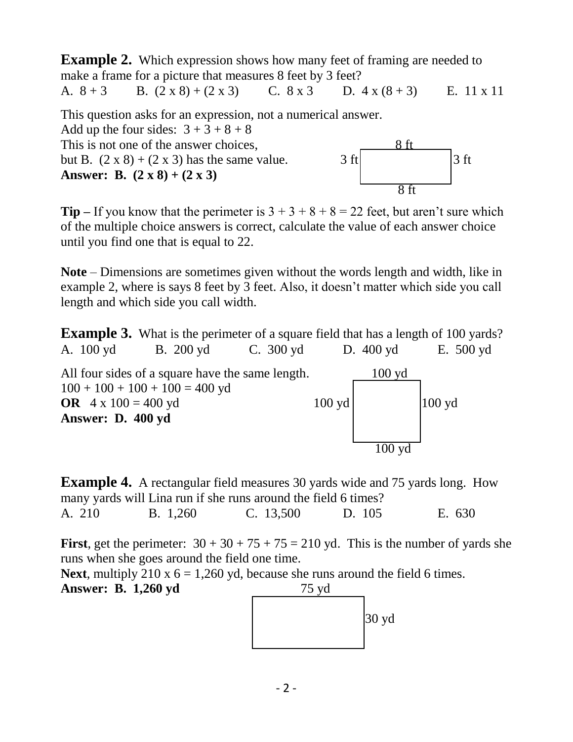**Example 2.** Which expression shows how many feet of framing are needed to make a frame for a picture that measures 8 feet by 3 feet?

A. $8 + 3$  B. $(2 \times 8) + (2 \times 3)$  C. $8 \times 3$  D. $4 \times (8 + 3)$  E. $11 \times 11$

This question asks for an expression, not a numerical answer.
Add up the four sides: $3 + 3 + 8 + 8$
This is not one of the answer choices,
but B. $(2 \times 8) + (2 \times 3)$ has the same value.
**Answer: B. (2 x 8) + (2 x 3)**

8 ft
3 ft   3 ft
8 ft

**Tip –** If you know that the perimeter is $3 + 3 + 8 + 8 = 22$ feet, but aren't sure which of the multiple choice answers is correct, calculate the value of each answer choice until you find one that is equal to 22.

**Note** – Dimensions are sometimes given without the words length and width, like in example 2, where is says 8 feet by 3 feet. Also, it doesn't matter which side you call length and which side you call width.

**Example 3.** What is the perimeter of a square field that has a length of 100 yards?

A. 100 yd  B. 200 yd  C. 300 yd  D. 400 yd  E. 500 yd

All four sides of a square have the same length.
$100 + 100 + 100 + 100 = 400$ yd
**OR** $4 \times 100 = 400$ yd
**Answer: D. 400 yd**

100 yd
100 yd   100 yd
100 yd

**Example 4.** A rectangular field measures 30 yards wide and 75 yards long. How many yards will Lina run if she runs around the field 6 times?

A. 210  B. 1,260  C. 13,500  D. 105  E. 630

**First**, get the perimeter: $30 + 30 + 75 + 75 = 210$ yd. This is the number of yards she runs when she goes around the field one time.
**Next**, multiply $210 \times 6 = 1{,}260$ yd, because she runs around the field 6 times.
**Answer: B. 1,260 yd**

75 yd
30 yd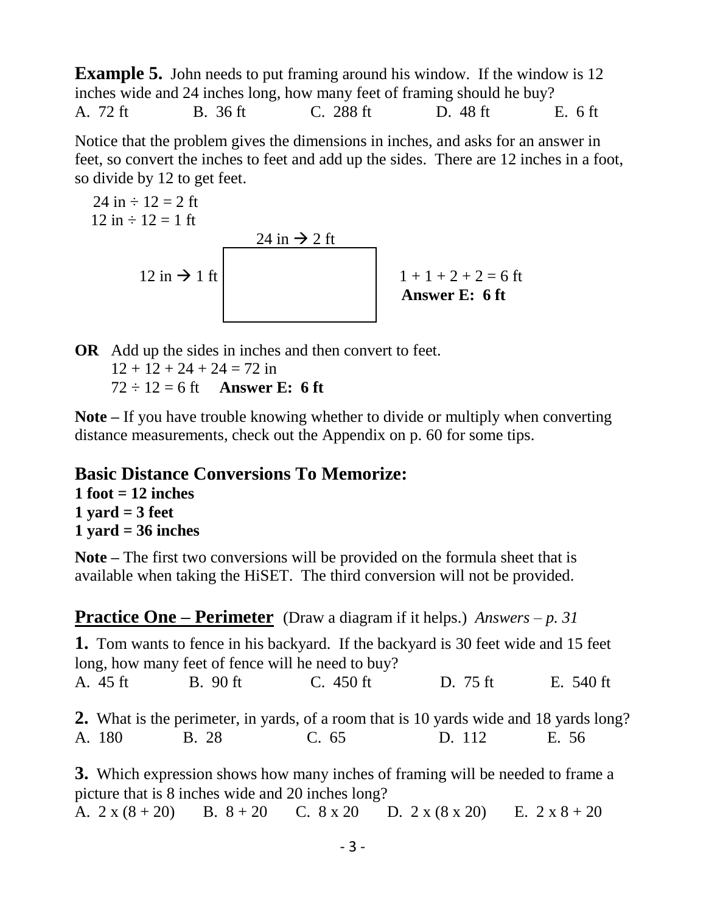**Example 5.** John needs to put framing around his window. If the window is 12 inches wide and 24 inches long, how many feet of framing should he buy?

A. 72 ft  B. 36 ft  C. 288 ft  D. 48 ft  E. 6 ft

Notice that the problem gives the dimensions in inches, and asks for an answer in feet, so convert the inches to feet and add up the sides. There are 12 inches in a foot, so divide by 12 to get feet.

24 in ÷ 12 = 2 ft
12 in ÷ 12 = 1 ft

24 in → 2 ft

12 in → 1 ft

1 + 1 + 2 + 2 = 6 ft
**Answer E: 6 ft**

**OR** Add up the sides in inches and then convert to feet.
12 + 12 + 24 + 24 = 72 in
72 ÷ 12 = 6 ft **Answer E: 6 ft**

**Note –** If you have trouble knowing whether to divide or multiply when converting distance measurements, check out the Appendix on p. 60 for some tips.

## Basic Distance Conversions To Memorize:

**1 foot = 12 inches**
**1 yard = 3 feet**
**1 yard = 36 inches**

**Note –** The first two conversions will be provided on the formula sheet that is available when taking the HiSET. The third conversion will not be provided.

## Practice One – Perimeter

(Draw a diagram if it helps.) *Answers – p. 31*

**1.** Tom wants to fence in his backyard. If the backyard is 30 feet wide and 15 feet long, how many feet of fence will he need to buy?

A. 45 ft  B. 90 ft  C. 450 ft  D. 75 ft  E. 540 ft

**2.** What is the perimeter, in yards, of a room that is 10 yards wide and 18 yards long?

A. 180  B. 28  C. 65  D. 112  E. 56

**3.** Which expression shows how many inches of framing will be needed to frame a picture that is 8 inches wide and 20 inches long?

A. 2 x (8 + 20)  B. 8 + 20  C. 8 x 20  D. 2 x (8 x 20)  E. 2 x 8 + 20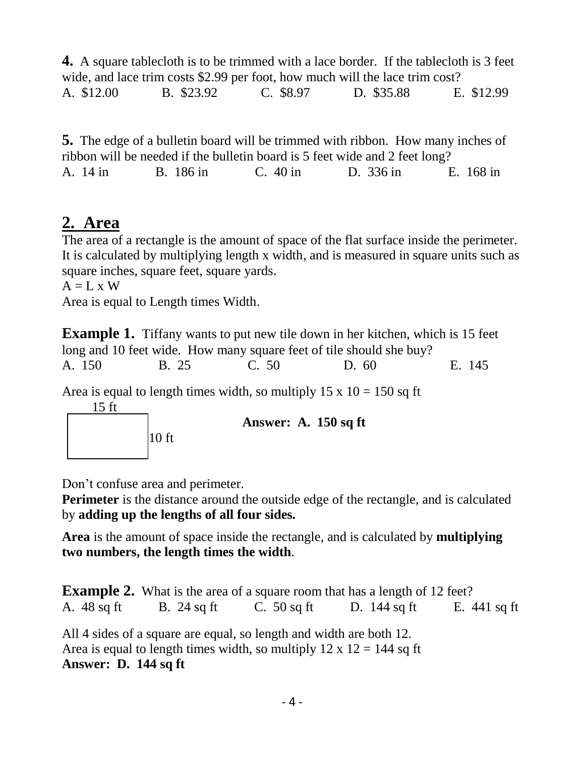**4.** A square tablecloth is to be trimmed with a lace border. If the tablecloth is 3 feet wide, and lace trim costs $2.99 per foot, how much will the lace trim cost?

A. $12.00 B. $23.92 C. $8.97 D. $35.88 E. $12.99

**5.** The edge of a bulletin board will be trimmed with ribbon. How many inches of ribbon will be needed if the bulletin board is 5 feet wide and 2 feet long?

A. 14 in B. 186 in C. 40 in D. 336 in E. 168 in

## 2. Area

The area of a rectangle is the amount of space of the flat surface inside the perimeter. It is calculated by multiplying length x width, and is measured in square units such as square inches, square feet, square yards.

A = L x W

Area is equal to Length times Width.

**Example 1.** Tiffany wants to put new tile down in her kitchen, which is 15 feet long and 10 feet wide. How many square feet of tile should she buy?

A. 150 B. 25 C. 50 D. 60 E. 145

Area is equal to length times width, so multiply 15 x 10 = 150 sq ft

15 ft

10 ft

**Answer: A. 150 sq ft**

Don't confuse area and perimeter.

**Perimeter** is the distance around the outside edge of the rectangle, and is calculated by **adding up the lengths of all four sides.**

**Area** is the amount of space inside the rectangle, and is calculated by **multiplying two numbers, the length times the width**.

**Example 2.** What is the area of a square room that has a length of 12 feet?

A. 48 sq ft B. 24 sq ft C. 50 sq ft D. 144 sq ft E. 441 sq ft

All 4 sides of a square are equal, so length and width are both 12.

Area is equal to length times width, so multiply 12 x 12 = 144 sq ft

**Answer: D. 144 sq ft**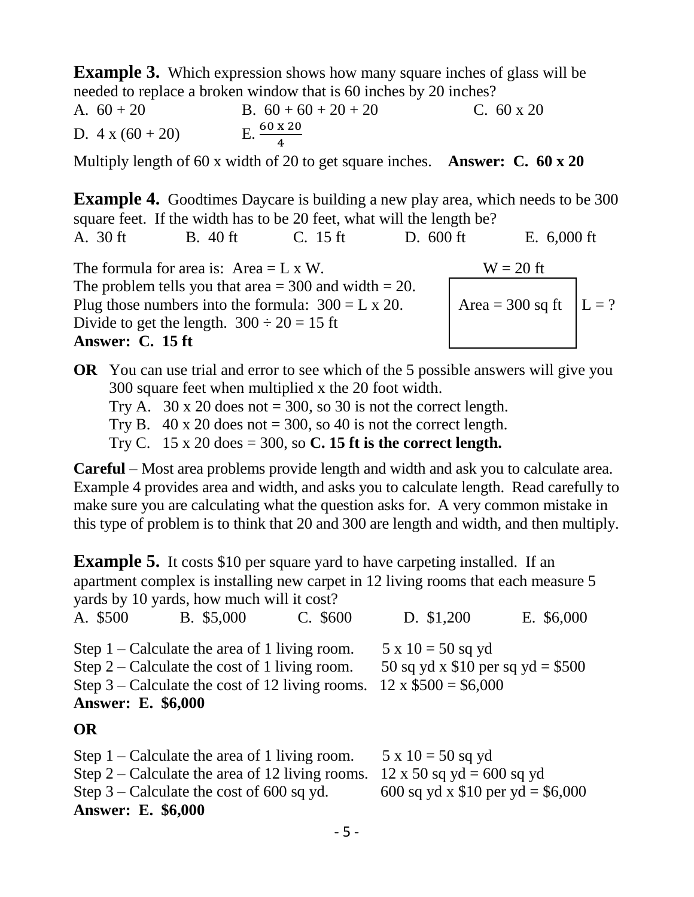**Example 3.** Which expression shows how many square inches of glass will be needed to replace a broken window that is 60 inches by 20 inches?

A. 60 + 20 B. 60 + 60 + 20 + 20 C. 60 x 20

D. 4 x (60 + 20) E. $\frac{60 \text{ x } 20}{4}$

Multiply length of 60 x width of 20 to get square inches. **Answer: C. 60 x 20**

**Example 4.** Goodtimes Daycare is building a new play area, which needs to be 300 square feet. If the width has to be 20 feet, what will the length be?

A. 30 ft B. 40 ft C. 15 ft D. 600 ft E. 6,000 ft

The formula for area is: Area = L x W.
The problem tells you that area = 300 and width = 20.
Plug those numbers into the formula: 300 = L x 20.
Divide to get the length. 300 ÷ 20 = 15 ft
**Answer: C. 15 ft**

W = 20 ft

Area = 300 sq ft L = ?

**OR** You can use trial and error to see which of the 5 possible answers will give you 300 square feet when multiplied x the 20 foot width.

Try A. 30 x 20 does not = 300, so 30 is not the correct length.
Try B. 40 x 20 does not = 300, so 40 is not the correct length.
Try C. 15 x 20 does = 300, so **C. 15 ft is the correct length.**

**Careful** – Most area problems provide length and width and ask you to calculate area. Example 4 provides area and width, and asks you to calculate length. Read carefully to make sure you are calculating what the question asks for. A very common mistake in this type of problem is to think that 20 and 300 are length and width, and then multiply.

**Example 5.** It costs $10 per square yard to have carpeting installed. If an apartment complex is installing new carpet in 12 living rooms that each measure 5 yards by 10 yards, how much will it cost?

A. $500 B. $5,000 C. $600 D. $1,200 E. $6,000

Step 1 – Calculate the area of 1 living room. 5 x 10 = 50 sq yd
Step 2 – Calculate the cost of 1 living room. 50 sq yd x $10 per sq yd = $500
Step 3 – Calculate the cost of 12 living rooms. 12 x $500 = $6,000
**Answer: E. $6,000**

**OR**

Step 1 – Calculate the area of 1 living room. 5 x 10 = 50 sq yd
Step 2 – Calculate the area of 12 living rooms. 12 x 50 sq yd = 600 sq yd
Step 3 – Calculate the cost of 600 sq yd. 600 sq yd x $10 per yd = $6,000
**Answer: E. $6,000**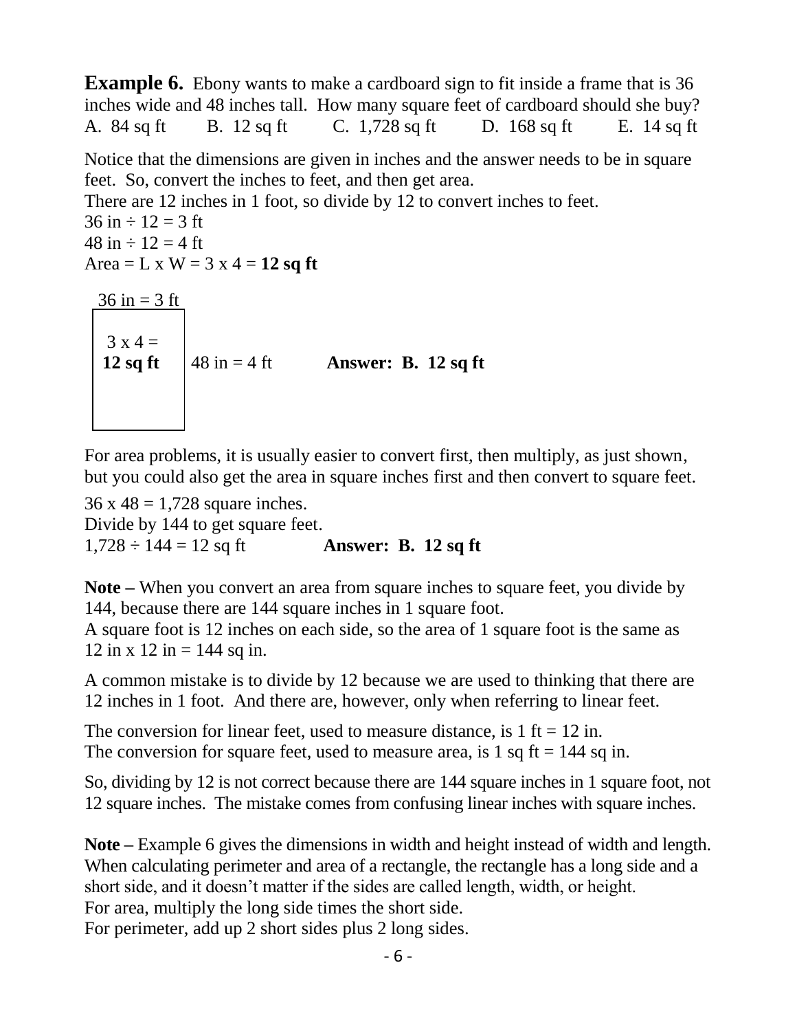**Example 6.** Ebony wants to make a cardboard sign to fit inside a frame that is 36 inches wide and 48 inches tall. How many square feet of cardboard should she buy?

A. 84 sq ft  B. 12 sq ft  C. 1,728 sq ft  D. 168 sq ft  E. 14 sq ft

Notice that the dimensions are given in inches and the answer needs to be in square feet. So, convert the inches to feet, and then get area.

There are 12 inches in 1 foot, so divide by 12 to convert inches to feet.

36 in ÷ 12 = 3 ft

48 in ÷ 12 = 4 ft

Area = L x W = 3 x 4 = **12 sq ft**

36 in = 3 ft

3 x 4 = **12 sq ft**  48 in = 4 ft  **Answer: B. 12 sq ft**

For area problems, it is usually easier to convert first, then multiply, as just shown, but you could also get the area in square inches first and then convert to square feet.

36 x 48 = 1,728 square inches.

Divide by 144 to get square feet.

1,728 ÷ 144 = 12 sq ft  **Answer: B. 12 sq ft**

**Note –** When you convert an area from square inches to square feet, you divide by 144, because there are 144 square inches in 1 square foot.

A square foot is 12 inches on each side, so the area of 1 square foot is the same as 12 in x 12 in = 144 sq in.

A common mistake is to divide by 12 because we are used to thinking that there are 12 inches in 1 foot. And there are, however, only when referring to linear feet.

The conversion for linear feet, used to measure distance, is 1 ft = 12 in.

The conversion for square feet, used to measure area, is 1 sq ft = 144 sq in.

So, dividing by 12 is not correct because there are 144 square inches in 1 square foot, not 12 square inches. The mistake comes from confusing linear inches with square inches.

**Note –** Example 6 gives the dimensions in width and height instead of width and length. When calculating perimeter and area of a rectangle, the rectangle has a long side and a short side, and it doesn't matter if the sides are called length, width, or height.

For area, multiply the long side times the short side.

For perimeter, add up 2 short sides plus 2 long sides.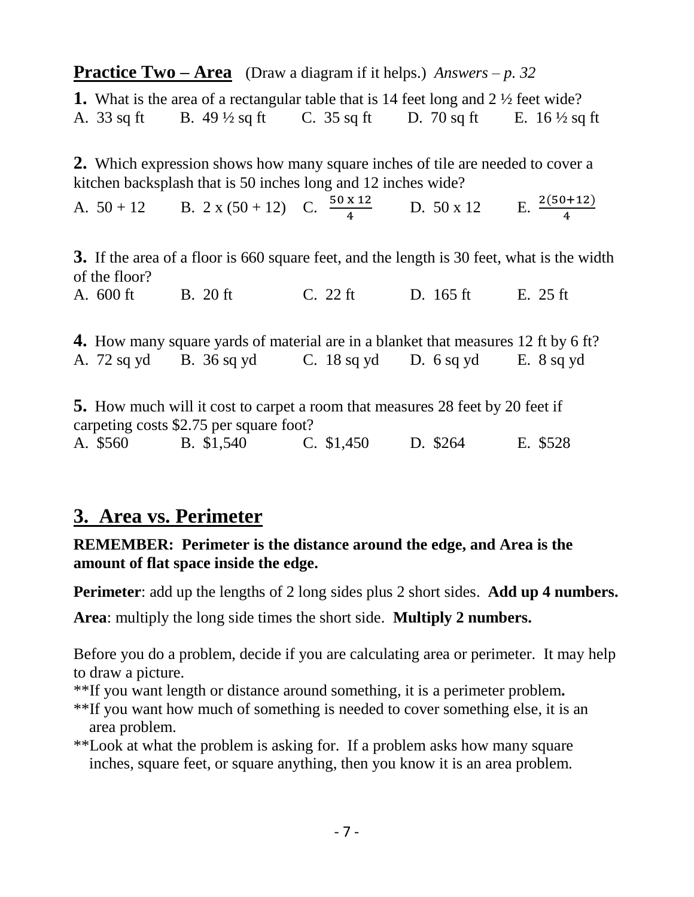**Practice Two – Area** (Draw a diagram if it helps.) *Answers – p. 32*

**1.** What is the area of a rectangular table that is 14 feet long and 2 ½ feet wide?

A. 33 sq ft  B. 49 ½ sq ft  C. 35 sq ft  D. 70 sq ft  E. 16 ½ sq ft

**2.** Which expression shows how many square inches of tile are needed to cover a kitchen backsplash that is 50 inches long and 12 inches wide?

A. $50 + 12$  B. $2 \times (50 + 12)$  C. $\frac{50 \times 12}{4}$  D. $50 \times 12$  E. $\frac{2(50+12)}{4}$

**3.** If the area of a floor is 660 square feet, and the length is 30 feet, what is the width of the floor?

A. 600 ft  B. 20 ft  C. 22 ft  D. 165 ft  E. 25 ft

**4.** How many square yards of material are in a blanket that measures 12 ft by 6 ft?

A. 72 sq yd  B. 36 sq yd  C. 18 sq yd  D. 6 sq yd  E. 8 sq yd

**5.** How much will it cost to carpet a room that measures 28 feet by 20 feet if carpeting costs $2.75 per square foot?

A. $560  B. $1,540  C. $1,450  D. $264  E. $528

## 3. Area vs. Perimeter

**REMEMBER: Perimeter is the distance around the edge, and Area is the amount of flat space inside the edge.**

**Perimeter**: add up the lengths of 2 long sides plus 2 short sides. **Add up 4 numbers.**

**Area**: multiply the long side times the short side. **Multiply 2 numbers.**

Before you do a problem, decide if you are calculating area or perimeter. It may help to draw a picture.

**If you want length or distance around something, it is a perimeter problem**.**

**If you want how much of something is needed to cover something else, it is an area problem.

**Look at what the problem is asking for. If a problem asks how many square inches, square feet, or square anything, then you know it is an area problem.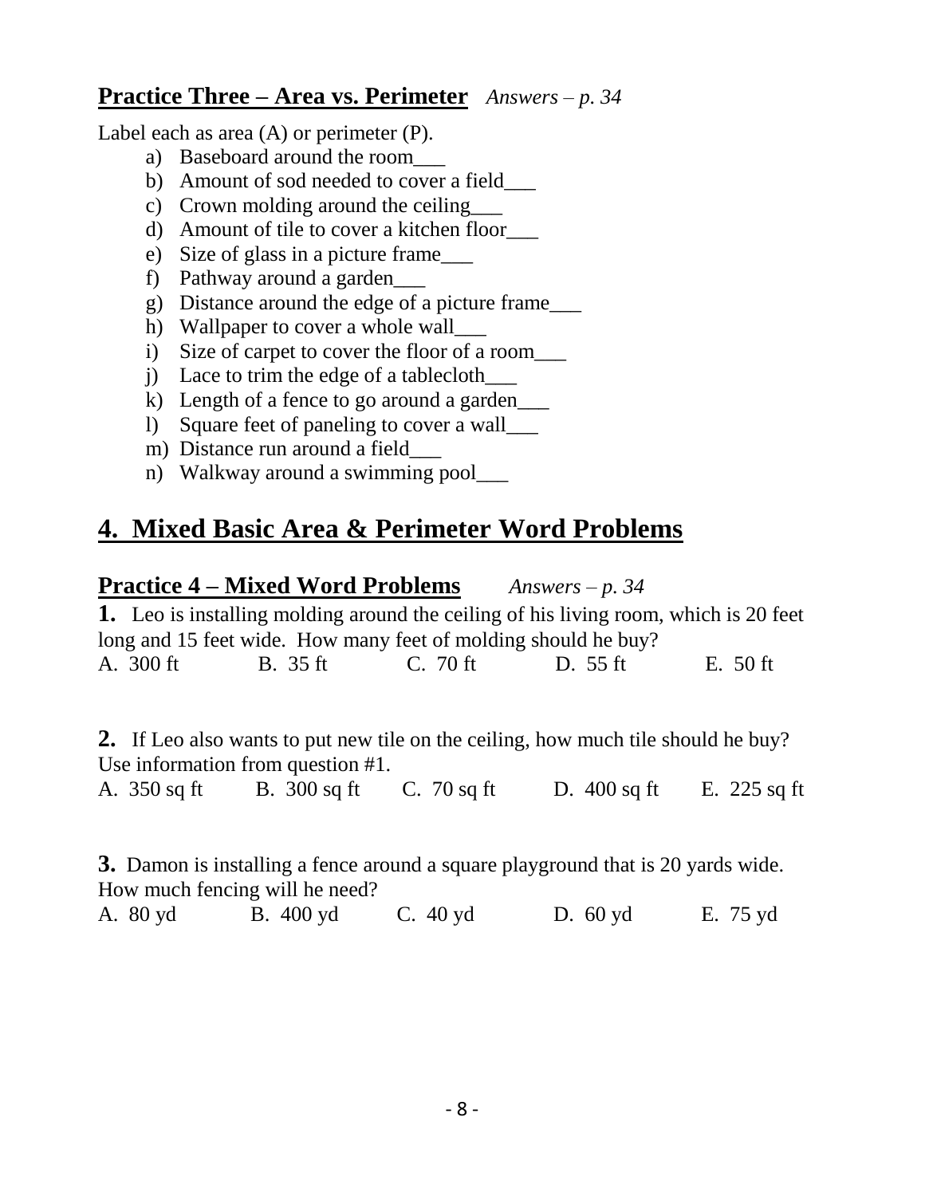### Practice Three – Area vs. Perimeter *Answers – p. 34*

Label each as area (A) or perimeter (P).

a) Baseboard around the room___
b) Amount of sod needed to cover a field___
c) Crown molding around the ceiling___
d) Amount of tile to cover a kitchen floor___
e) Size of glass in a picture frame___
f) Pathway around a garden___
g) Distance around the edge of a picture frame___
h) Wallpaper to cover a whole wall___
i) Size of carpet to cover the floor of a room___
j) Lace to trim the edge of a tablecloth___
k) Length of a fence to go around a garden___
l) Square feet of paneling to cover a wall___
m) Distance run around a field___
n) Walkway around a swimming pool___

## 4. Mixed Basic Area & Perimeter Word Problems

### Practice 4 – Mixed Word Problems *Answers – p. 34*

**1.** Leo is installing molding around the ceiling of his living room, which is 20 feet long and 15 feet wide. How many feet of molding should he buy?

A. 300 ft B. 35 ft C. 70 ft D. 55 ft E. 50 ft

**2.** If Leo also wants to put new tile on the ceiling, how much tile should he buy? Use information from question #1.

A. 350 sq ft B. 300 sq ft C. 70 sq ft D. 400 sq ft E. 225 sq ft

**3.** Damon is installing a fence around a square playground that is 20 yards wide. How much fencing will he need?

A. 80 yd B. 400 yd C. 40 yd D. 60 yd E. 75 yd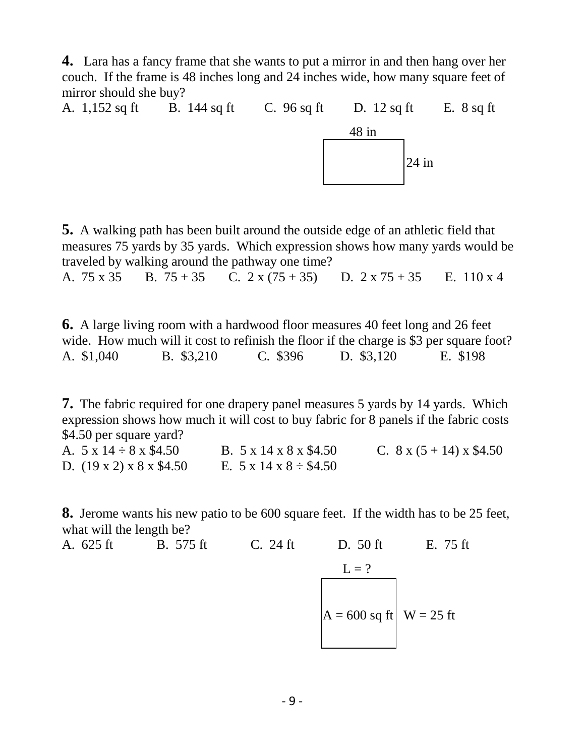**4.** Lara has a fancy frame that she wants to put a mirror in and then hang over her couch. If the frame is 48 inches long and 24 inches wide, how many square feet of mirror should she buy?

A. 1,152 sq ft  B. 144 sq ft  C. 96 sq ft  D. 12 sq ft  E. 8 sq ft

48 in

24 in

**5.** A walking path has been built around the outside edge of an athletic field that measures 75 yards by 35 yards. Which expression shows how many yards would be traveled by walking around the pathway one time?

A. 75 x 35  B. 75 + 35  C. 2 x (75 + 35)  D. 2 x 75 + 35  E. 110 x 4

**6.** A large living room with a hardwood floor measures 40 feet long and 26 feet wide. How much will it cost to refinish the floor if the charge is $3 per square foot?

A. $1,040  B. $3,210  C. $396  D. $3,120  E. $198

**7.** The fabric required for one drapery panel measures 5 yards by 14 yards. Which expression shows how much it will cost to buy fabric for 8 panels if the fabric costs $4.50 per square yard?

A. 5 x 14 ÷ 8 x $4.50  B. 5 x 14 x 8 x $4.50  C. 8 x (5 + 14) x $4.50

D. (19 x 2) x 8 x $4.50  E. 5 x 14 x 8 ÷ $4.50

**8.** Jerome wants his new patio to be 600 square feet. If the width has to be 25 feet, what will the length be?

A. 625 ft  B. 575 ft  C. 24 ft  D. 50 ft  E. 75 ft

L = ?

A = 600 sq ft  W = 25 ft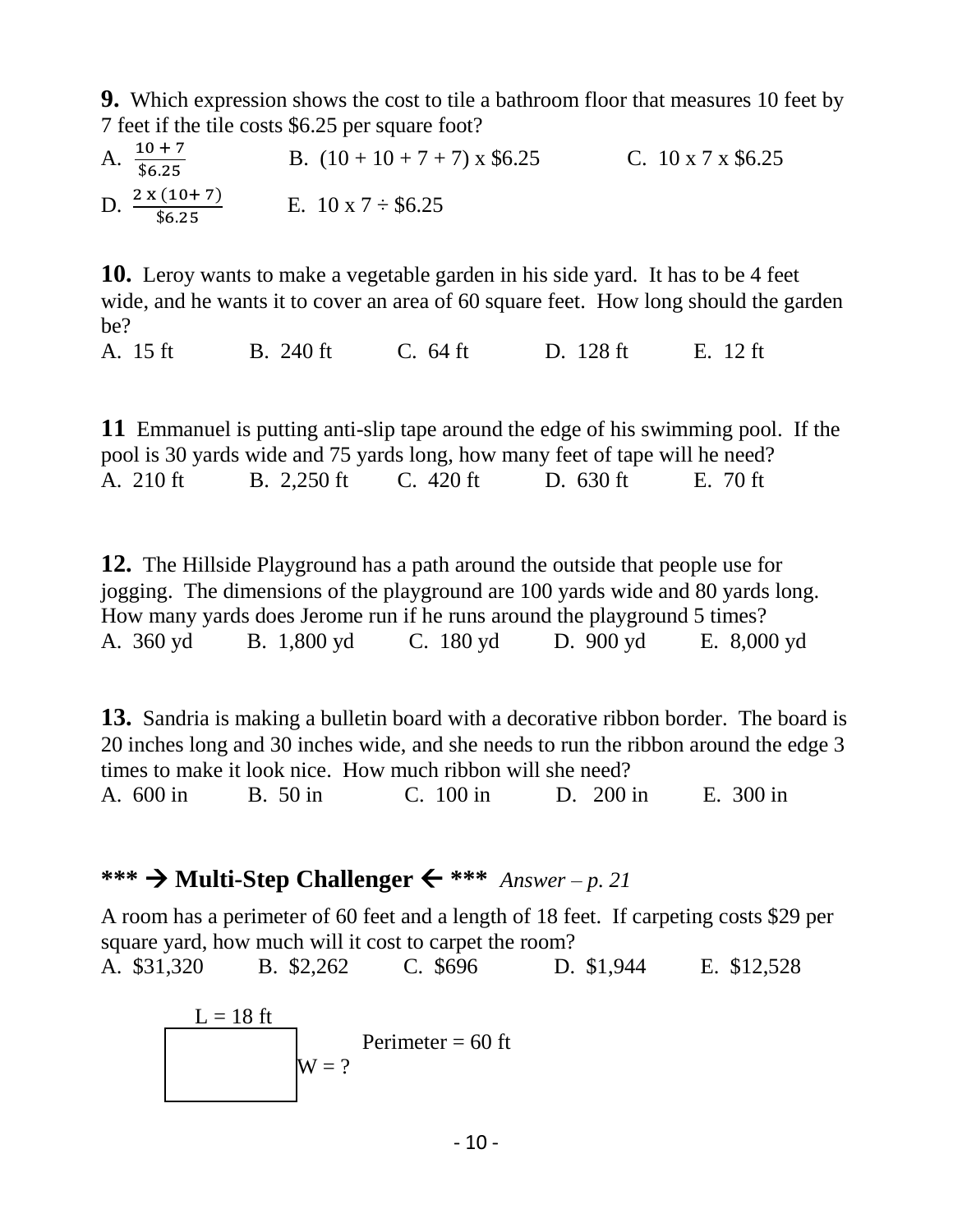**9.** Which expression shows the cost to tile a bathroom floor that measures 10 feet by 7 feet if the tile costs \$6.25 per square foot?

A. $\frac{10 + 7}{\$6.25}$  B. (10 + 10 + 7 + 7) x \$6.25  C. 10 x 7 x \$6.25

D. $\frac{2 \text{ x } (10 + 7)}{\$6.25}$  E. 10 x 7 ÷ \$6.25

**10.** Leroy wants to make a vegetable garden in his side yard. It has to be 4 feet wide, and he wants it to cover an area of 60 square feet. How long should the garden be?

A. 15 ft  B. 240 ft  C. 64 ft  D. 128 ft  E. 12 ft

**11** Emmanuel is putting anti-slip tape around the edge of his swimming pool. If the pool is 30 yards wide and 75 yards long, how many feet of tape will he need?

A. 210 ft  B. 2,250 ft  C. 420 ft  D. 630 ft  E. 70 ft

**12.** The Hillside Playground has a path around the outside that people use for jogging. The dimensions of the playground are 100 yards wide and 80 yards long. How many yards does Jerome run if he runs around the playground 5 times?

A. 360 yd  B. 1,800 yd  C. 180 yd  D. 900 yd  E. 8,000 yd

**13.** Sandria is making a bulletin board with a decorative ribbon border. The board is 20 inches long and 30 inches wide, and she needs to run the ribbon around the edge 3 times to make it look nice. How much ribbon will she need?

A. 600 in  B. 50 in  C. 100 in  D. 200 in  E. 300 in

## *** → Multi-Step Challenger ← *** *Answer – p. 21*

A room has a perimeter of 60 feet and a length of 18 feet. If carpeting costs \$29 per square yard, how much will it cost to carpet the room?

A. \$31,320  B. \$2,262  C. \$696  D. \$1,944  E. \$12,528

L = 18 ft

W = ?

Perimeter = 60 ft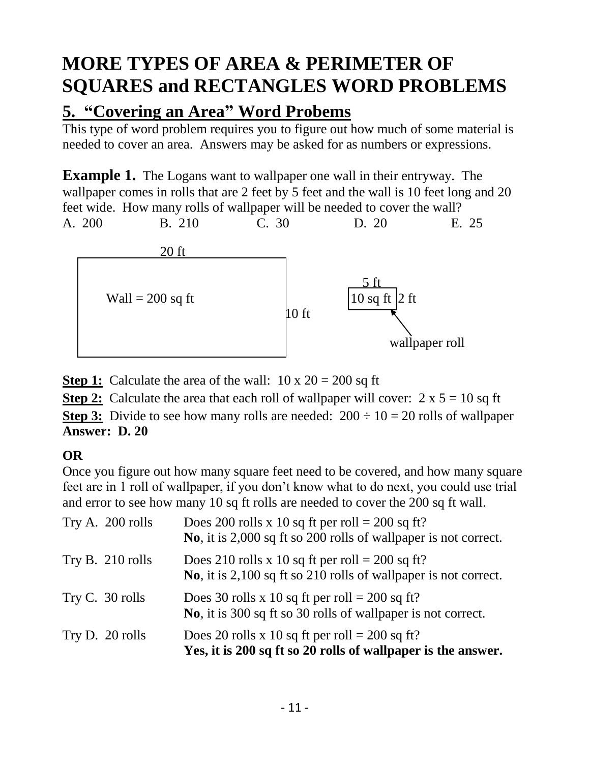# MORE TYPES OF AREA & PERIMETER OF SQUARES and RECTANGLES WORD PROBLEMS

## 5. "Covering an Area" Word Probems

This type of word problem requires you to figure out how much of some material is needed to cover an area. Answers may be asked for as numbers or expressions.

**Example 1.** The Logans want to wallpaper one wall in their entryway. The wallpaper comes in rolls that are 2 feet by 5 feet and the wall is 10 feet long and 20 feet wide. How many rolls of wallpaper will be needed to cover the wall?

A. 200 B. 210 C. 30 D. 20 E. 25

20 ft

Wall = 200 sq ft

10 ft

5 ft

10 sq ft 2 ft

wallpaper roll

**Step 1:** Calculate the area of the wall: $10 \times 20 = 200$ sq ft

**Step 2:** Calculate the area that each roll of wallpaper will cover: $2 \times 5 = 10$ sq ft

**Step 3:** Divide to see how many rolls are needed: $200 \div 10 = 20$ rolls of wallpaper

**Answer: D. 20**

**OR**

Once you figure out how many square feet need to be covered, and how many square feet are in 1 roll of wallpaper, if you don't know what to do next, you could use trial and error to see how many 10 sq ft rolls are needed to cover the 200 sq ft wall.

| | |
|---|---|
| Try A. 200 rolls | Does 200 rolls x 10 sq ft per roll = 200 sq ft? **No**, it is 2,000 sq ft so 200 rolls of wallpaper is not correct. |
| Try B. 210 rolls | Does 210 rolls x 10 sq ft per roll = 200 sq ft? **No**, it is 2,100 sq ft so 210 rolls of wallpaper is not correct. |
| Try C. 30 rolls | Does 30 rolls x 10 sq ft per roll = 200 sq ft? **No**, it is 300 sq ft so 30 rolls of wallpaper is not correct. |
| Try D. 20 rolls | Does 20 rolls x 10 sq ft per roll = 200 sq ft? **Yes, it is 200 sq ft so 20 rolls of wallpaper is the answer.** |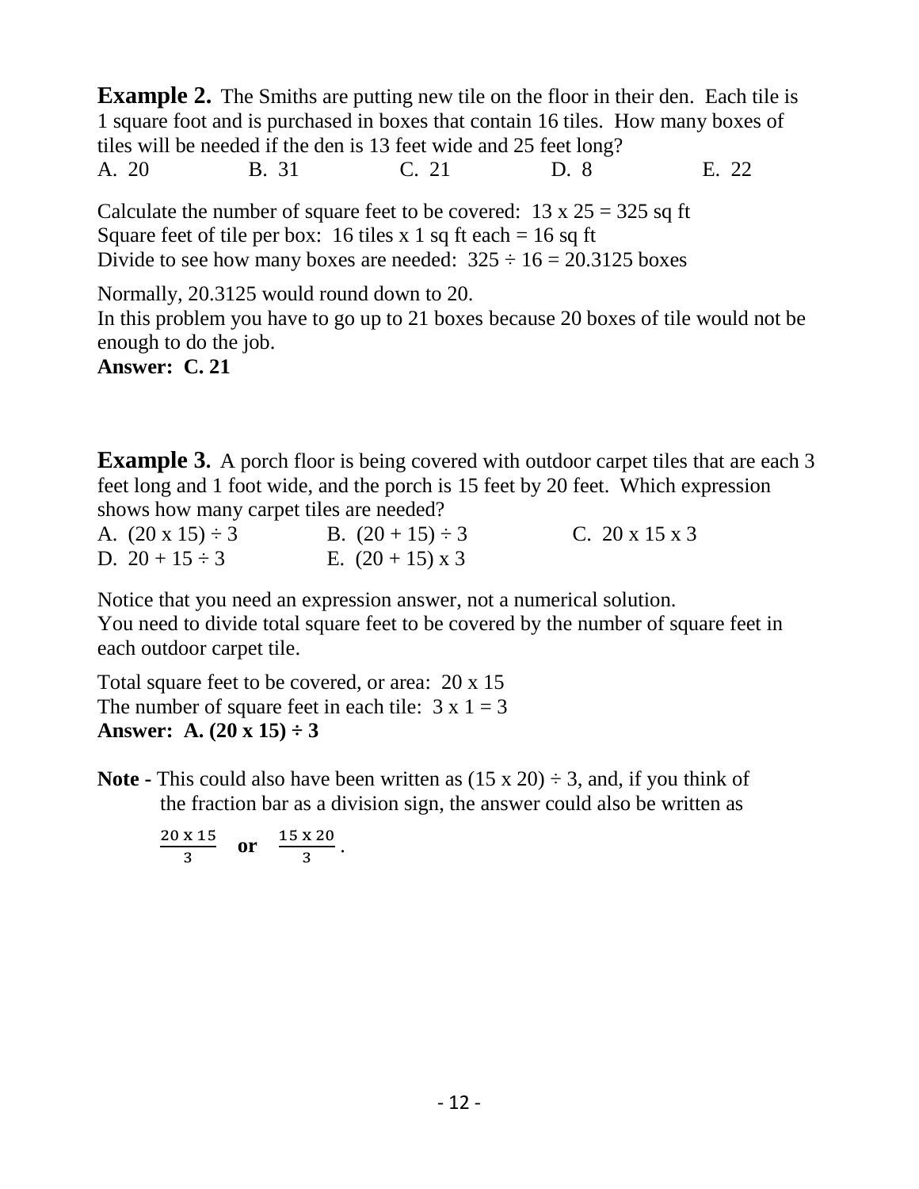**Example 2.** The Smiths are putting new tile on the floor in their den. Each tile is 1 square foot and is purchased in boxes that contain 16 tiles. How many boxes of tiles will be needed if the den is 13 feet wide and 25 feet long?

A. 20 B. 31 C. 21 D. 8 E. 22

Calculate the number of square feet to be covered: 13 x 25 = 325 sq ft
Square feet of tile per box: 16 tiles x 1 sq ft each = 16 sq ft
Divide to see how many boxes are needed: 325 ÷ 16 = 20.3125 boxes

Normally, 20.3125 would round down to 20.
In this problem you have to go up to 21 boxes because 20 boxes of tile would not be enough to do the job.
**Answer: C. 21**

**Example 3.** A porch floor is being covered with outdoor carpet tiles that are each 3 feet long and 1 foot wide, and the porch is 15 feet by 20 feet. Which expression shows how many carpet tiles are needed?

A. (20 x 15) ÷ 3 B. (20 + 15) ÷ 3 C. 20 x 15 x 3
D. 20 + 15 ÷ 3 E. (20 + 15) x 3

Notice that you need an expression answer, not a numerical solution.
You need to divide total square feet to be covered by the number of square feet in each outdoor carpet tile.

Total square feet to be covered, or area: 20 x 15
The number of square feet in each tile: 3 x 1 = 3
**Answer: A. (20 x 15) ÷ 3**

**Note -** This could also have been written as (15 x 20) ÷ 3, and, if you think of the fraction bar as a division sign, the answer could also be written as

$\frac{20 \text{ x } 15}{3}$ **or** $\frac{15 \text{ x } 20}{3}$.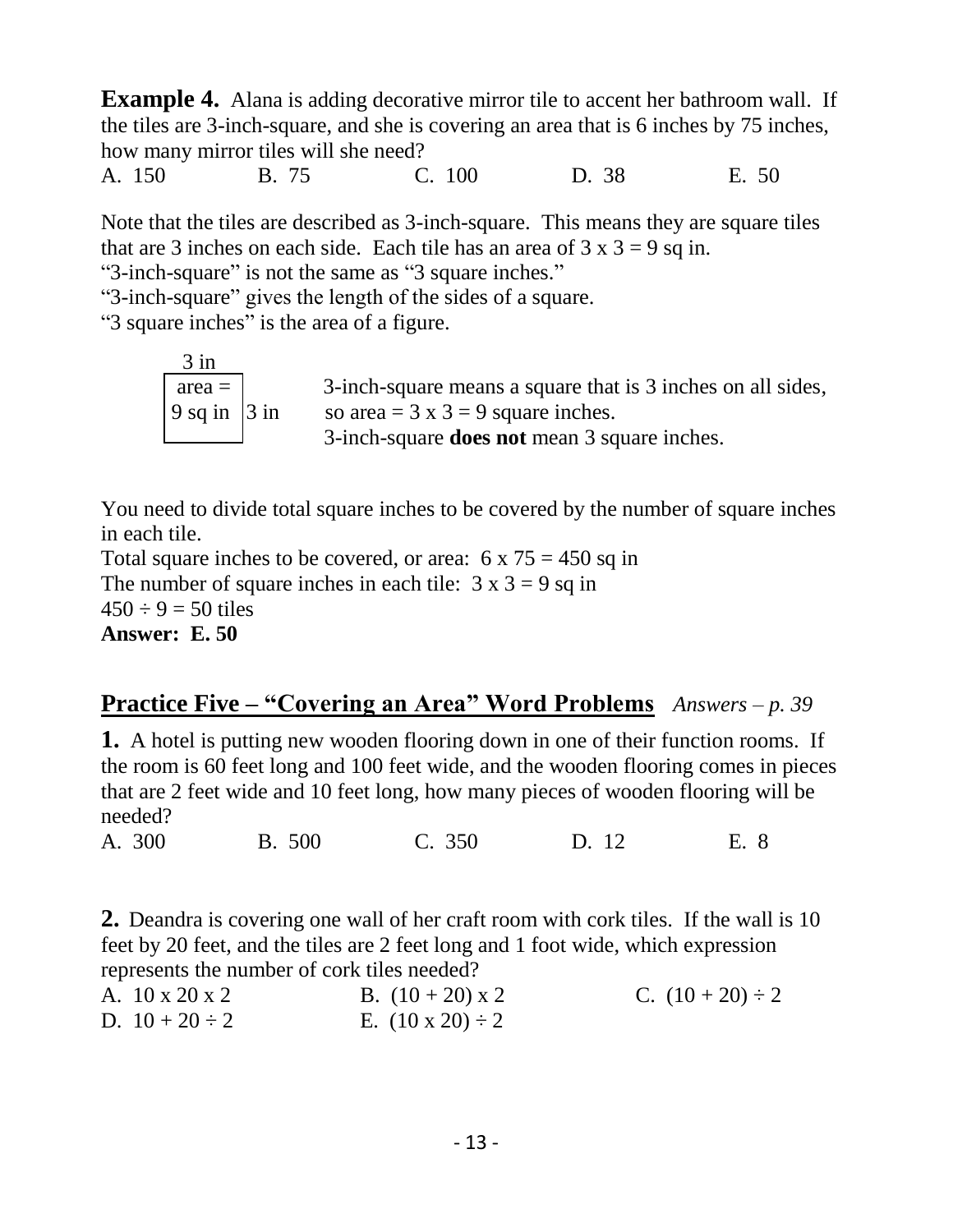**Example 4.** Alana is adding decorative mirror tile to accent her bathroom wall. If the tiles are 3-inch-square, and she is covering an area that is 6 inches by 75 inches, how many mirror tiles will she need?

A. 150 B. 75 C. 100 D. 38 E. 50

Note that the tiles are described as 3-inch-square. This means they are square tiles that are 3 inches on each side. Each tile has an area of 3 x 3 = 9 sq in.

"3-inch-square" is not the same as "3 square inches."

"3-inch-square" gives the length of the sides of a square.

"3 square inches" is the area of a figure.

| 3 in | |
|---|---|
| area = 9 sq in (3 in) | 3-inch-square means a square that is 3 inches on all sides, so area = 3 x 3 = 9 square inches. 3-inch-square **does not** mean 3 square inches. |

You need to divide total square inches to be covered by the number of square inches in each tile.

Total square inches to be covered, or area: 6 x 75 = 450 sq in

The number of square inches in each tile: 3 x 3 = 9 sq in

450 ÷ 9 = 50 tiles

**Answer: E. 50**

## Practice Five – "Covering an Area" Word Problems *Answers – p. 39*

**1.** A hotel is putting new wooden flooring down in one of their function rooms. If the room is 60 feet long and 100 feet wide, and the wooden flooring comes in pieces that are 2 feet wide and 10 feet long, how many pieces of wooden flooring will be needed?

A. 300 B. 500 C. 350 D. 12 E. 8

**2.** Deandra is covering one wall of her craft room with cork tiles. If the wall is 10 feet by 20 feet, and the tiles are 2 feet long and 1 foot wide, which expression represents the number of cork tiles needed?

A. 10 x 20 x 2 B. (10 + 20) x 2 C. (10 + 20) ÷ 2
D. 10 + 20 ÷ 2 E. (10 x 20) ÷ 2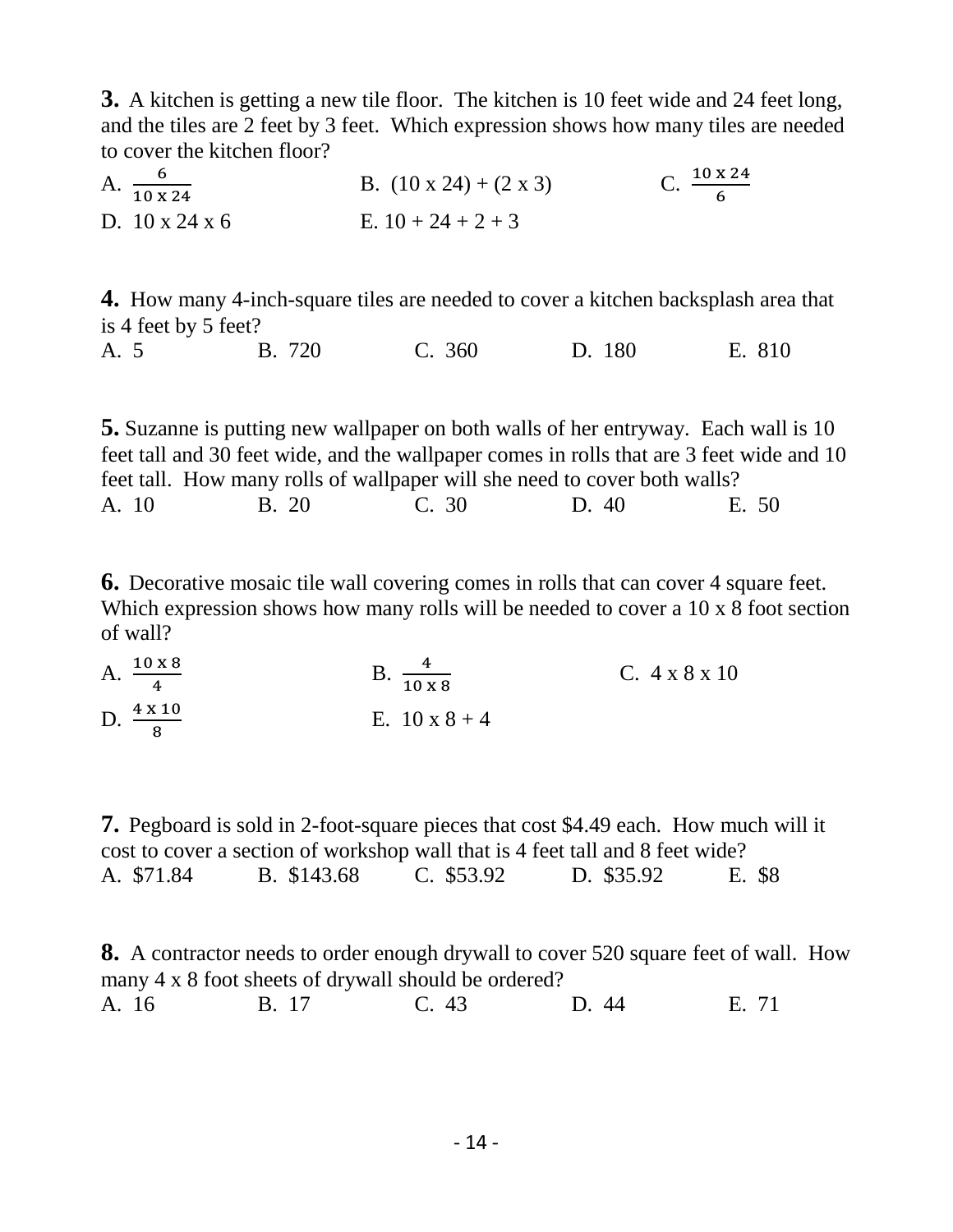**3.** A kitchen is getting a new tile floor. The kitchen is 10 feet wide and 24 feet long, and the tiles are 2 feet by 3 feet. Which expression shows how many tiles are needed to cover the kitchen floor?

A. $\frac{6}{10 \text{ x } 24}$ B. (10 x 24) + (2 x 3) C. $\frac{10 \text{ x } 24}{6}$

D. 10 x 24 x 6 E. 10 + 24 + 2 + 3

**4.** How many 4-inch-square tiles are needed to cover a kitchen backsplash area that is 4 feet by 5 feet?

A. 5 B. 720 C. 360 D. 180 E. 810

**5.** Suzanne is putting new wallpaper on both walls of her entryway. Each wall is 10 feet tall and 30 feet wide, and the wallpaper comes in rolls that are 3 feet wide and 10 feet tall. How many rolls of wallpaper will she need to cover both walls?

A. 10 B. 20 C. 30 D. 40 E. 50

**6.** Decorative mosaic tile wall covering comes in rolls that can cover 4 square feet. Which expression shows how many rolls will be needed to cover a 10 x 8 foot section of wall?

A. $\frac{10 \text{ x } 8}{4}$ B. $\frac{4}{10 \text{ x } 8}$ C. 4 x 8 x 10

D. $\frac{4 \text{ x } 10}{8}$ E. 10 x 8 + 4

**7.** Pegboard is sold in 2-foot-square pieces that cost $4.49 each. How much will it cost to cover a section of workshop wall that is 4 feet tall and 8 feet wide?

A. $71.84 B. $143.68 C. $53.92 D. $35.92 E. $8

**8.** A contractor needs to order enough drywall to cover 520 square feet of wall. How many 4 x 8 foot sheets of drywall should be ordered?

A. 16 B. 17 C. 43 D. 44 E. 71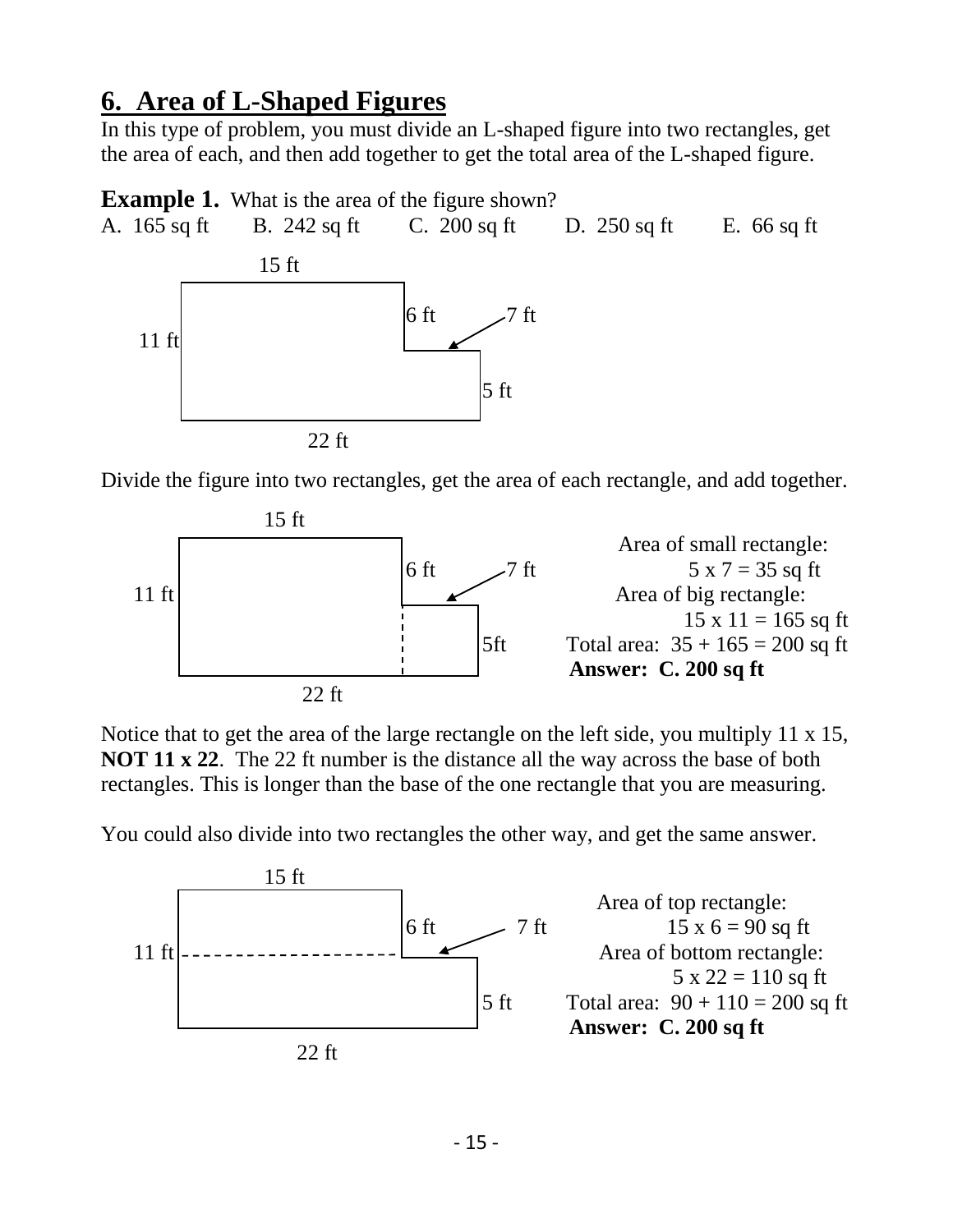## 6. Area of L-Shaped Figures

In this type of problem, you must divide an L-shaped figure into two rectangles, get the area of each, and then add together to get the total area of the L-shaped figure.

**Example 1.** What is the area of the figure shown?

A. 165 sq ft B. 242 sq ft C. 200 sq ft D. 250 sq ft E. 66 sq ft

15 ft

6 ft 7 ft

11 ft

5 ft

22 ft

Divide the figure into two rectangles, get the area of each rectangle, and add together.

15 ft

6 ft 7 ft

11 ft

5ft

22 ft

Area of small rectangle:
5 x 7 = 35 sq ft
Area of big rectangle:
15 x 11 = 165 sq ft
Total area: 35 + 165 = 200 sq ft
**Answer: C. 200 sq ft**

Notice that to get the area of the large rectangle on the left side, you multiply 11 x 15, **NOT 11 x 22**. The 22 ft number is the distance all the way across the base of both rectangles. This is longer than the base of the one rectangle that you are measuring.

You could also divide into two rectangles the other way, and get the same answer.

15 ft

6 ft 7 ft

11 ft

5 ft

22 ft

Area of top rectangle:
15 x 6 = 90 sq ft
Area of bottom rectangle:
5 x 22 = 110 sq ft
Total area: 90 + 110 = 200 sq ft
**Answer: C. 200 sq ft**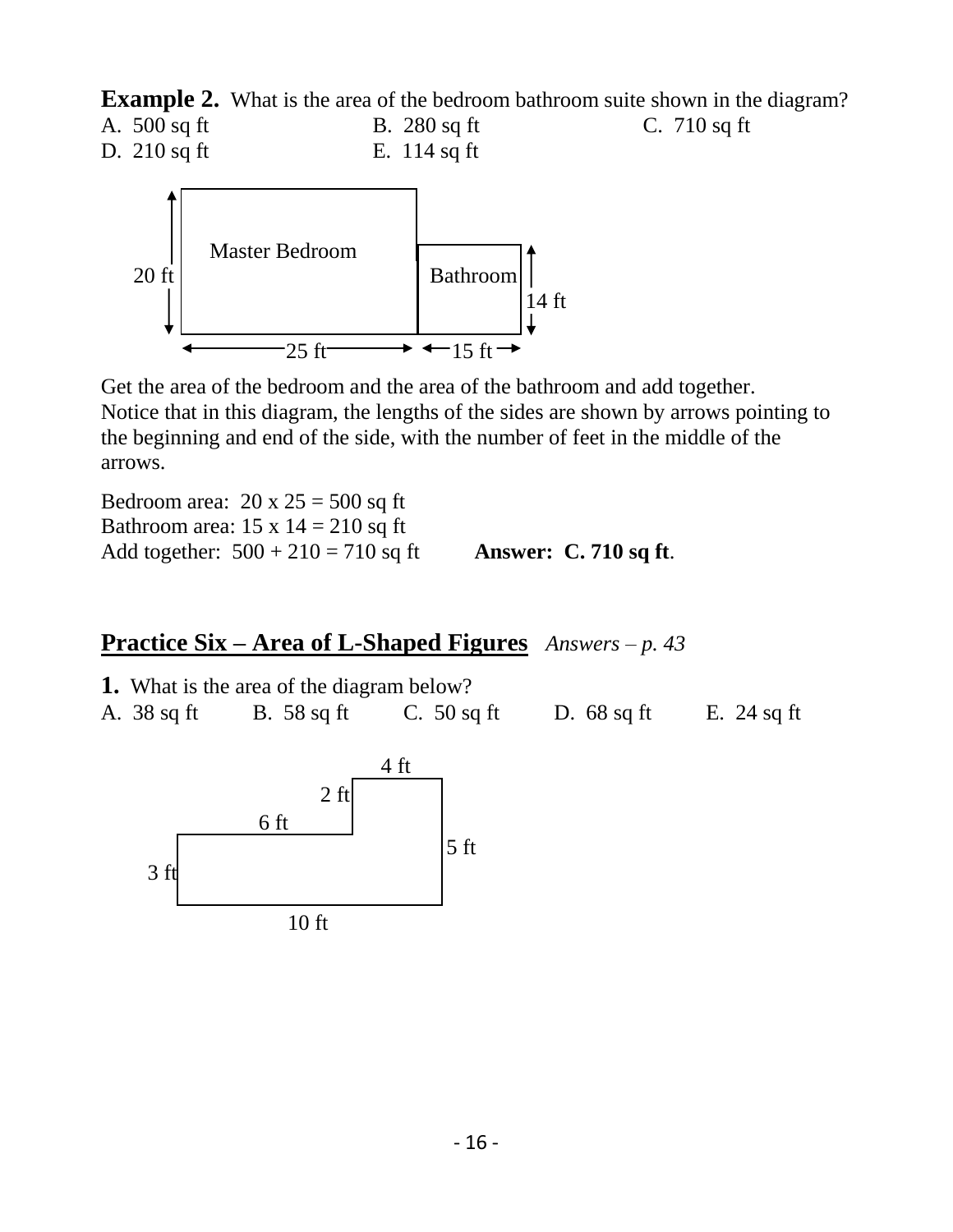**Example 2.** What is the area of the bedroom bathroom suite shown in the diagram?

A. 500 sq ft B. 280 sq ft C. 710 sq ft

D. 210 sq ft E. 114 sq ft

Master Bedroom

20 ft

Bathroom

14 ft

25 ft 15 ft

Get the area of the bedroom and the area of the bathroom and add together. Notice that in this diagram, the lengths of the sides are shown by arrows pointing to the beginning and end of the side, with the number of feet in the middle of the arrows.

Bedroom area: 20 x 25 = 500 sq ft

Bathroom area: 15 x 14 = 210 sq ft

Add together: 500 + 210 = 710 sq ft **Answer: C. 710 sq ft**.

## Practice Six – Area of L-Shaped Figures *Answers – p. 43*

**1.** What is the area of the diagram below?

A. 38 sq ft B. 58 sq ft C. 50 sq ft D. 68 sq ft E. 24 sq ft

4 ft

2 ft

6 ft

5 ft

3 ft

10 ft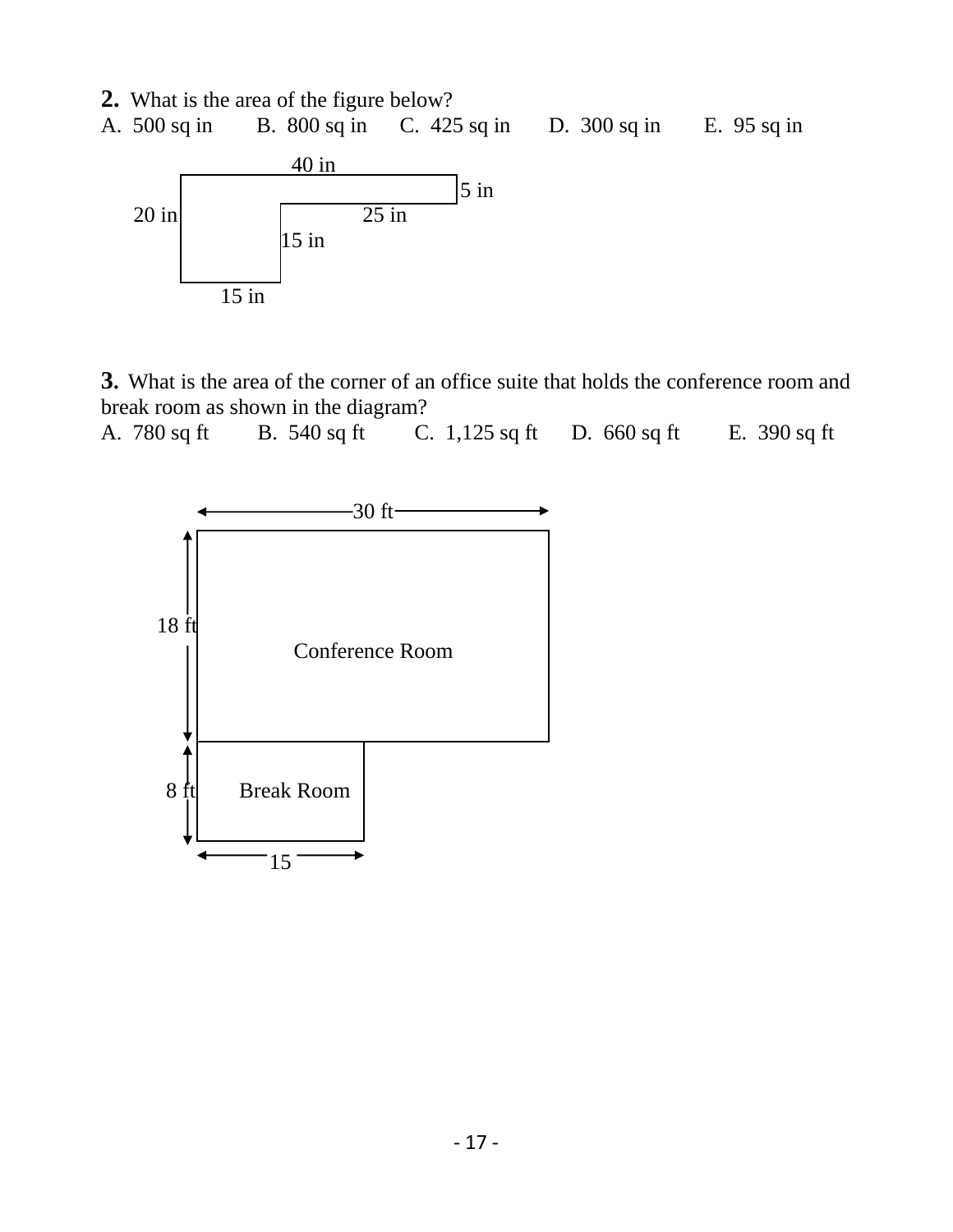**2.** What is the area of the figure below?

A. 500 sq in B. 800 sq in C. 425 sq in D. 300 sq in E. 95 sq in

40 in

5 in

20 in

25 in

15 in

15 in

**3.** What is the area of the corner of an office suite that holds the conference room and break room as shown in the diagram?

A. 780 sq ft B. 540 sq ft C. 1,125 sq ft D. 660 sq ft E. 390 sq ft

30 ft

18 ft

Conference Room

8 ft

Break Room

15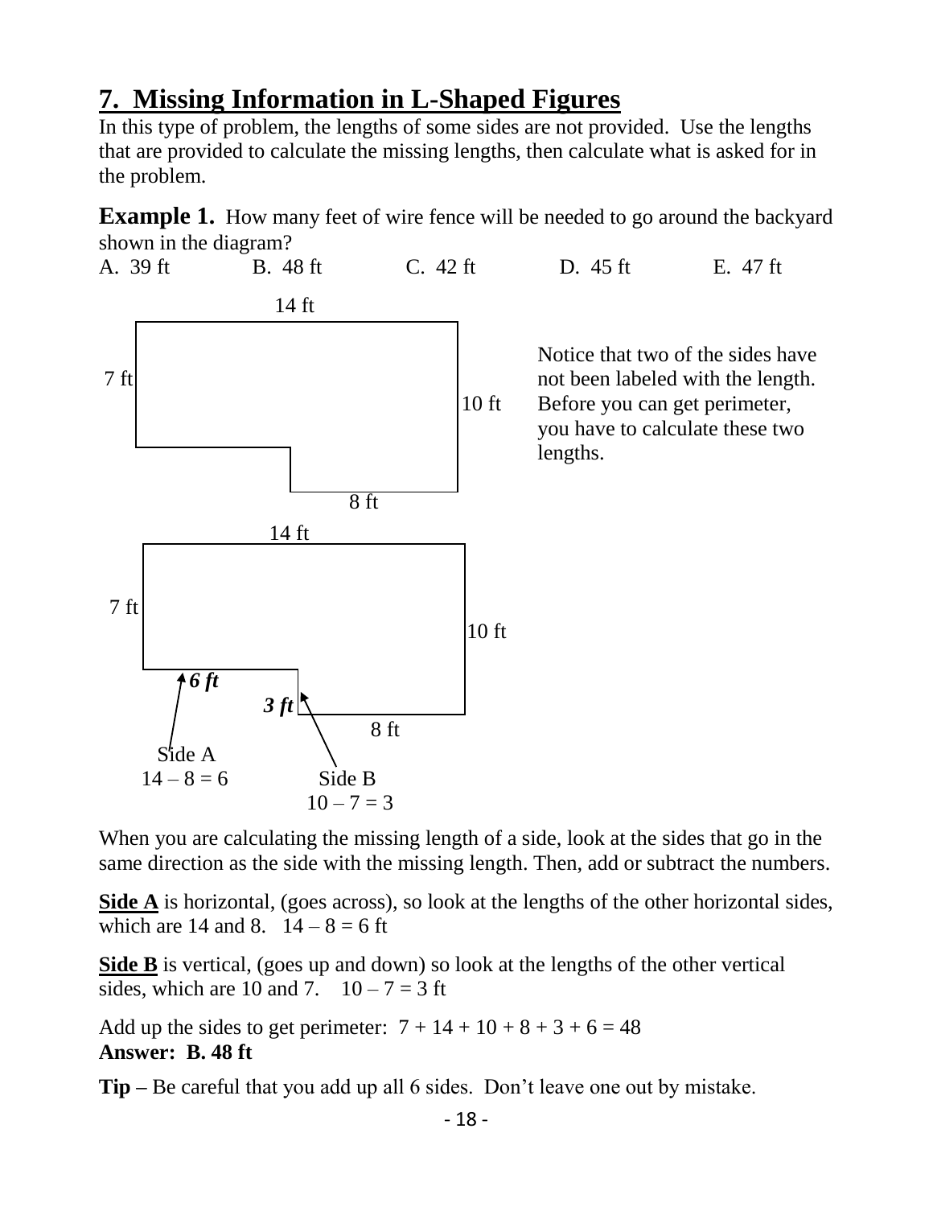## 7. Missing Information in L-Shaped Figures

In this type of problem, the lengths of some sides are not provided. Use the lengths that are provided to calculate the missing lengths, then calculate what is asked for in the problem.

**Example 1.** How many feet of wire fence will be needed to go around the backyard shown in the diagram?

A. 39 ft B. 48 ft C. 42 ft D. 45 ft E. 47 ft

14 ft

7 ft

10 ft

8 ft

Notice that two of the sides have not been labeled with the length. Before you can get perimeter, you have to calculate these two lengths.

14 ft

7 ft

10 ft

***6 ft***

***3 ft***

8 ft

Side A
$14 - 8 = 6$

Side B
$10 - 7 = 3$

When you are calculating the missing length of a side, look at the sides that go in the same direction as the side with the missing length. Then, add or subtract the numbers.

**Side A** is horizontal, (goes across), so look at the lengths of the other horizontal sides, which are 14 and 8. $14 - 8 = 6$ ft

**Side B** is vertical, (goes up and down) so look at the lengths of the other vertical sides, which are 10 and 7. $10 - 7 = 3$ ft

Add up the sides to get perimeter: $7 + 14 + 10 + 8 + 3 + 6 = 48$

**Answer: B. 48 ft**

**Tip –** Be careful that you add up all 6 sides. Don't leave one out by mistake.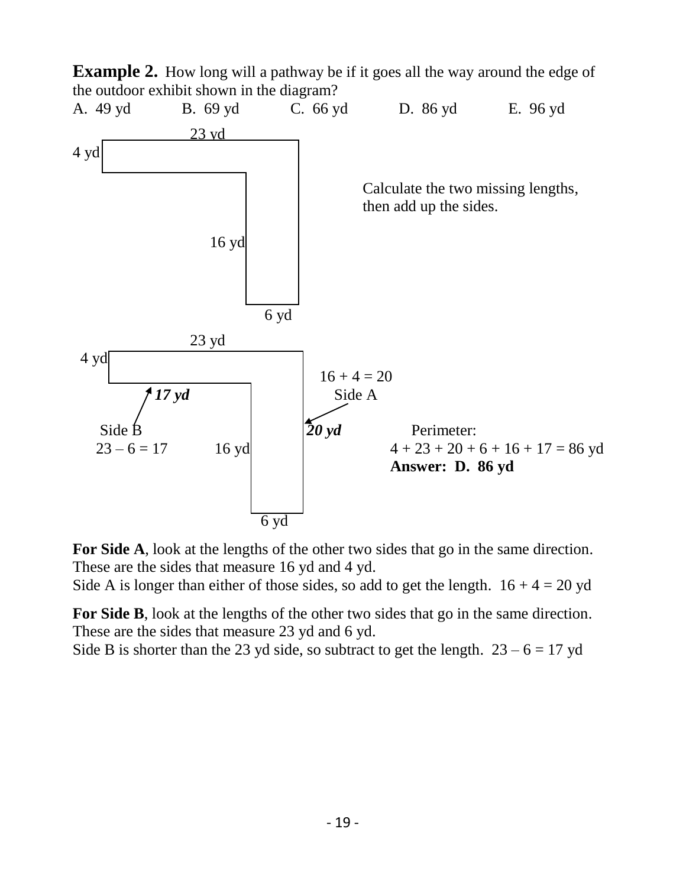**Example 2.** How long will a pathway be if it goes all the way around the edge of the outdoor exhibit shown in the diagram?

A. 49 yd B. 69 yd C. 66 yd D. 86 yd E. 96 yd

23 yd

4 yd

16 yd

6 yd

Calculate the two missing lengths, then add up the sides.

23 yd

4 yd

*17 yd*

Side B

23 – 6 = 17

16 yd

6 yd

16 + 4 = 20

Side A

*20 yd*

Perimeter:

4 + 23 + 20 + 6 + 16 + 17 = 86 yd

**Answer: D. 86 yd**

**For Side A**, look at the lengths of the other two sides that go in the same direction. These are the sides that measure 16 yd and 4 yd.
Side A is longer than either of those sides, so add to get the length. 16 + 4 = 20 yd

**For Side B**, look at the lengths of the other two sides that go in the same direction. These are the sides that measure 23 yd and 6 yd.
Side B is shorter than the 23 yd side, so subtract to get the length. 23 – 6 = 17 yd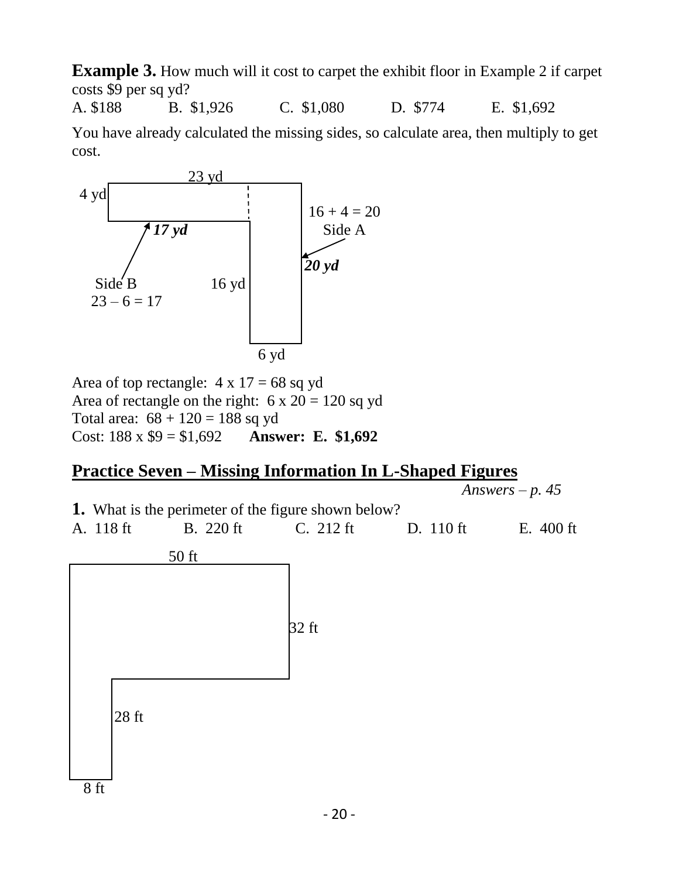**Example 3.** How much will it cost to carpet the exhibit floor in Example 2 if carpet costs \$9 per sq yd?

A. \$188 B. \$1,926 C. \$1,080 D. \$774 E. \$1,692

You have already calculated the missing sides, so calculate area, then multiply to get cost.

23 yd

4 yd

16 + 4 = 20
Side A

*17 yd*

*20 yd*

Side B
23 – 6 = 17

16 yd

6 yd

Area of top rectangle: 4 x 17 = 68 sq yd
Area of rectangle on the right: 6 x 20 = 120 sq yd
Total area: 68 + 120 = 188 sq yd
Cost: 188 x \$9 = \$1,692 **Answer: E. \$1,692**

## Practice Seven – Missing Information In L-Shaped Figures

*Answers – p. 45*

**1.** What is the perimeter of the figure shown below?

A. 118 ft B. 220 ft C. 212 ft D. 110 ft E. 400 ft

50 ft

32 ft

28 ft

8 ft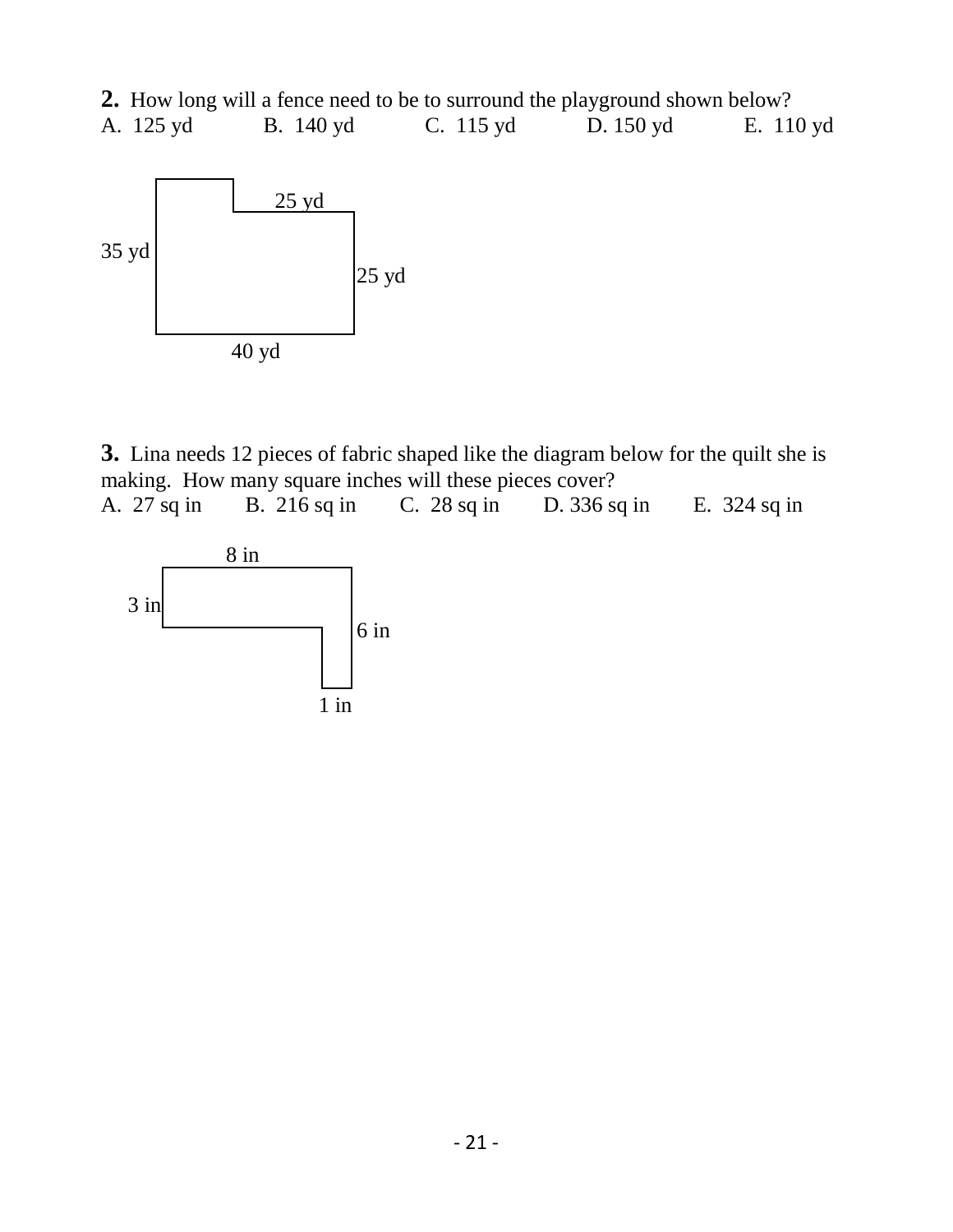**2.** How long will a fence need to be to surround the playground shown below?

A. 125 yd B. 140 yd C. 115 yd D. 150 yd E. 110 yd

25 yd

35 yd

25 yd

40 yd

**3.** Lina needs 12 pieces of fabric shaped like the diagram below for the quilt she is making. How many square inches will these pieces cover?

A. 27 sq in B. 216 sq in C. 28 sq in D. 336 sq in E. 324 sq in

8 in

3 in

6 in

1 in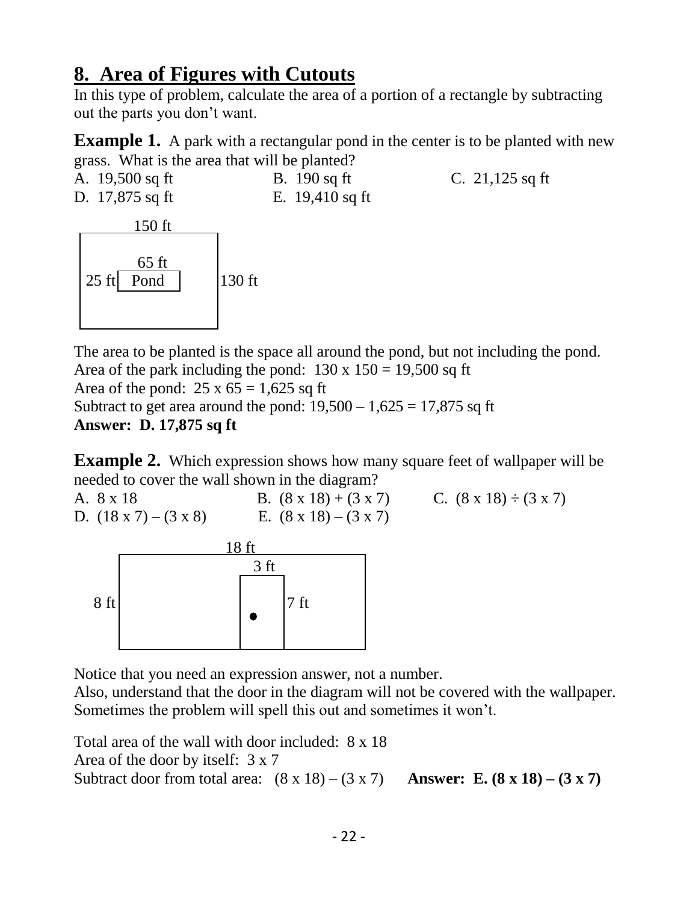## 8. Area of Figures with Cutouts

In this type of problem, calculate the area of a portion of a rectangle by subtracting out the parts you don't want.

**Example 1.** A park with a rectangular pond in the center is to be planted with new grass. What is the area that will be planted?

A. 19,500 sq ft  B. 190 sq ft  C. 21,125 sq ft
D. 17,875 sq ft  E. 19,410 sq ft

150 ft

65 ft

25 ft Pond  130 ft

The area to be planted is the space all around the pond, but not including the pond.
Area of the park including the pond: 130 x 150 = 19,500 sq ft
Area of the pond: 25 x 65 = 1,625 sq ft
Subtract to get area around the pond: 19,500 – 1,625 = 17,875 sq ft
**Answer: D. 17,875 sq ft**

**Example 2.** Which expression shows how many square feet of wallpaper will be needed to cover the wall shown in the diagram?

A. 8 x 18  B. (8 x 18) + (3 x 7)  C. (8 x 18) ÷ (3 x 7)
D. (18 x 7) – (3 x 8)  E. (8 x 18) – (3 x 7)

18 ft

3 ft

8 ft  7 ft

Notice that you need an expression answer, not a number.
Also, understand that the door in the diagram will not be covered with the wallpaper. Sometimes the problem will spell this out and sometimes it won't.

Total area of the wall with door included: 8 x 18
Area of the door by itself: 3 x 7
Subtract door from total area: (8 x 18) – (3 x 7)  **Answer: E. (8 x 18) – (3 x 7)**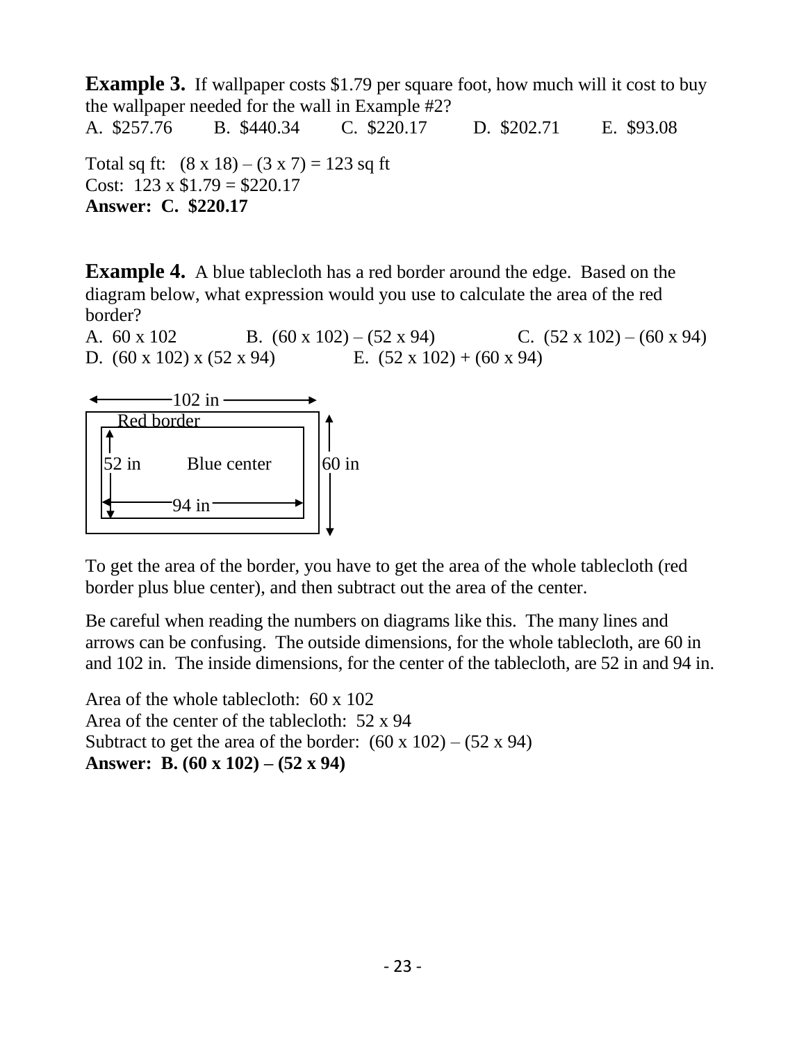**Example 3.** If wallpaper costs \$1.79 per square foot, how much will it cost to buy the wallpaper needed for the wall in Example #2?

A. \$257.76 B. \$440.34 C. \$220.17 D. \$202.71 E. \$93.08

Total sq ft: $(8 \times 18) - (3 \times 7) = 123$ sq ft

Cost: $123 \times \$1.79 = \$220.17$

**Answer: C. \$220.17**

**Example 4.** A blue tablecloth has a red border around the edge. Based on the diagram below, what expression would you use to calculate the area of the red border?

A. 60 x 102 B. (60 x 102) – (52 x 94) C. (52 x 102) – (60 x 94)

D. (60 x 102) x (52 x 94) E. (52 x 102) + (60 x 94)

102 in

Red border

52 in Blue center 60 in

94 in

To get the area of the border, you have to get the area of the whole tablecloth (red border plus blue center), and then subtract out the area of the center.

Be careful when reading the numbers on diagrams like this. The many lines and arrows can be confusing. The outside dimensions, for the whole tablecloth, are 60 in and 102 in. The inside dimensions, for the center of the tablecloth, are 52 in and 94 in.

Area of the whole tablecloth: 60 x 102

Area of the center of the tablecloth: 52 x 94

Subtract to get the area of the border: (60 x 102) – (52 x 94)

**Answer: B. (60 x 102) – (52 x 94)**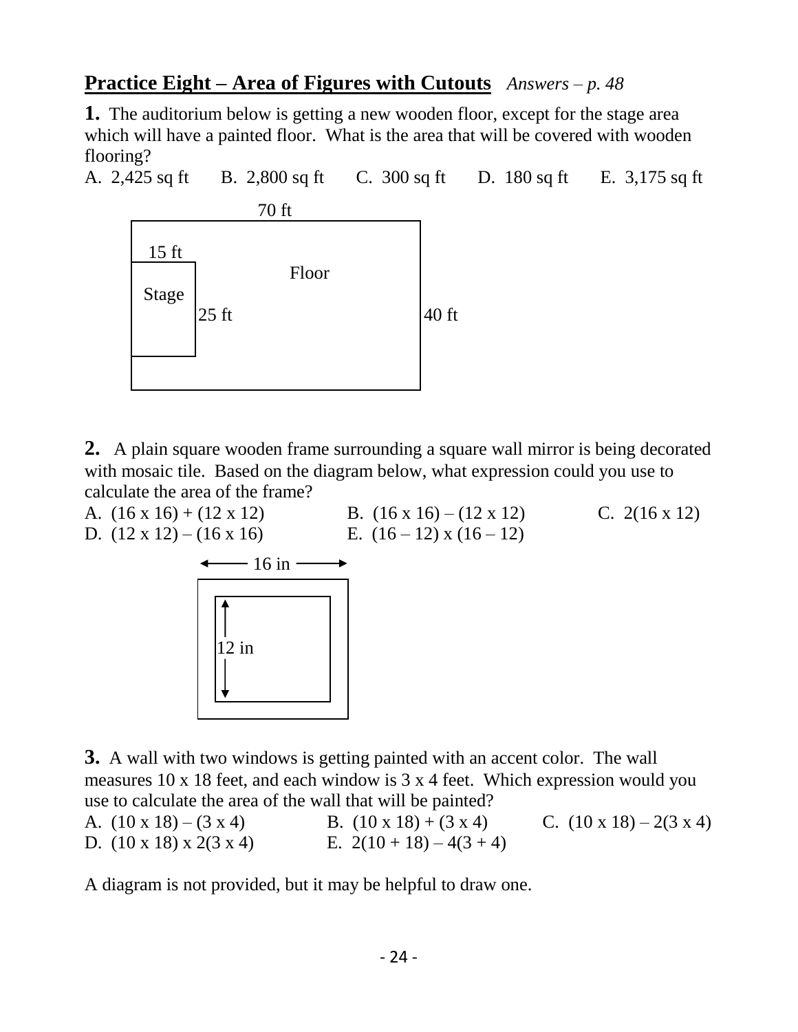## **Practice Eight – Area of Figures with Cutouts** *Answers – p. 48*

**1.** The auditorium below is getting a new wooden floor, except for the stage area which will have a painted floor. What is the area that will be covered with wooden flooring?

A. 2,425 sq ft B. 2,800 sq ft C. 300 sq ft D. 180 sq ft E. 3,175 sq ft

70 ft

15 ft

Floor

Stage

25 ft

40 ft

**2.** A plain square wooden frame surrounding a square wall mirror is being decorated with mosaic tile. Based on the diagram below, what expression could you use to calculate the area of the frame?

A. (16 x 16) + (12 x 12) B. (16 x 16) – (12 x 12) C. 2(16 x 12)
D. (12 x 12) – (16 x 16) E. (16 – 12) x (16 – 12)

16 in

12 in

**3.** A wall with two windows is getting painted with an accent color. The wall measures 10 x 18 feet, and each window is 3 x 4 feet. Which expression would you use to calculate the area of the wall that will be painted?

A. (10 x 18) – (3 x 4) B. (10 x 18) + (3 x 4) C. (10 x 18) – 2(3 x 4)
D. (10 x 18) x 2(3 x 4) E. 2(10 + 18) – 4(3 + 4)

A diagram is not provided, but it may be helpful to draw one.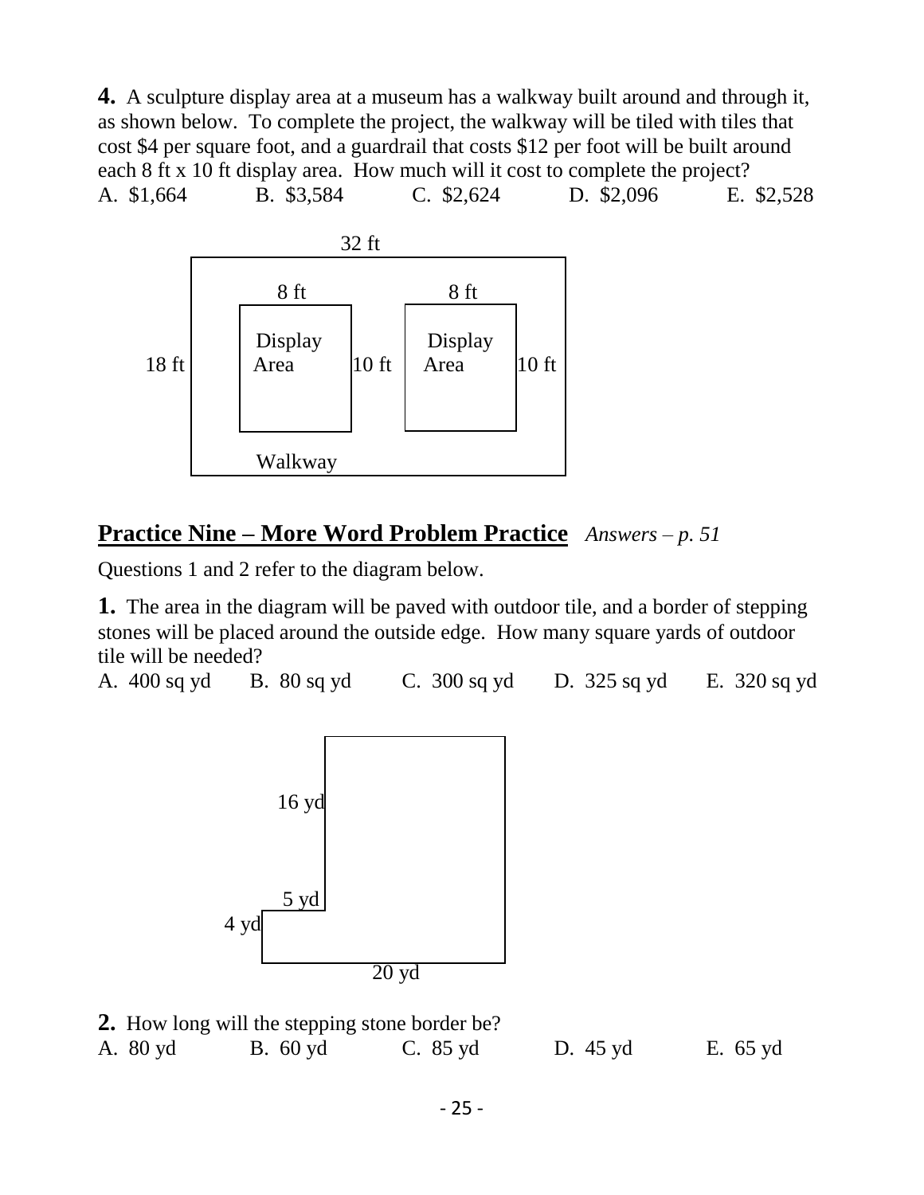**4.** A sculpture display area at a museum has a walkway built around and through it, as shown below. To complete the project, the walkway will be tiled with tiles that cost $4 per square foot, and a guardrail that costs $12 per foot will be built around each 8 ft x 10 ft display area. How much will it cost to complete the project?

A. $1,664 B. $3,584 C. $2,624 D. $2,096 E. $2,528

32 ft

8 ft 8 ft

Display Area Display Area

18 ft 10 ft 10 ft

Walkway

## Practice Nine – More Word Problem Practice *Answers – p. 51*

Questions 1 and 2 refer to the diagram below.

**1.** The area in the diagram will be paved with outdoor tile, and a border of stepping stones will be placed around the outside edge. How many square yards of outdoor tile will be needed?

A. 400 sq yd B. 80 sq yd C. 300 sq yd D. 325 sq yd E. 320 sq yd

16 yd

5 yd

4 yd

20 yd

**2.** How long will the stepping stone border be?

A. 80 yd B. 60 yd C. 85 yd D. 45 yd E. 65 yd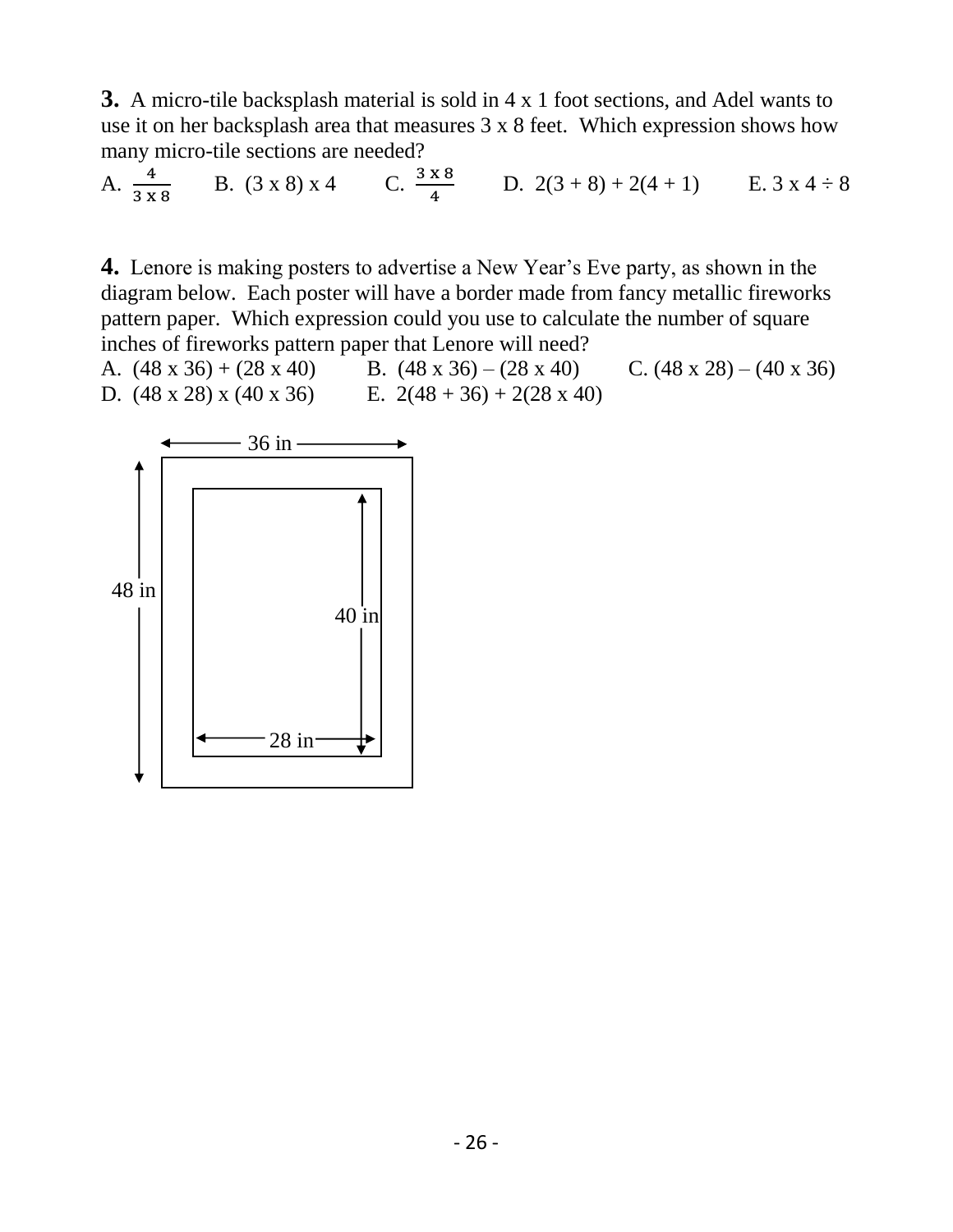**3.** A micro-tile backsplash material is sold in 4 x 1 foot sections, and Adel wants to use it on her backsplash area that measures 3 x 8 feet. Which expression shows how many micro-tile sections are needed?

A. $\frac{4}{3 \text{ x } 8}$ B. (3 x 8) x 4 C. $\frac{3 \text{ x } 8}{4}$ D. 2(3 + 8) + 2(4 + 1) E. 3 x 4 ÷ 8

**4.** Lenore is making posters to advertise a New Year's Eve party, as shown in the diagram below. Each poster will have a border made from fancy metallic fireworks pattern paper. Which expression could you use to calculate the number of square inches of fireworks pattern paper that Lenore will need?

A. (48 x 36) + (28 x 40) B. (48 x 36) – (28 x 40) C. (48 x 28) – (40 x 36)
D. (48 x 28) x (40 x 36) E. 2(48 + 36) + 2(28 x 40)

36 in

48 in

40 in

28 in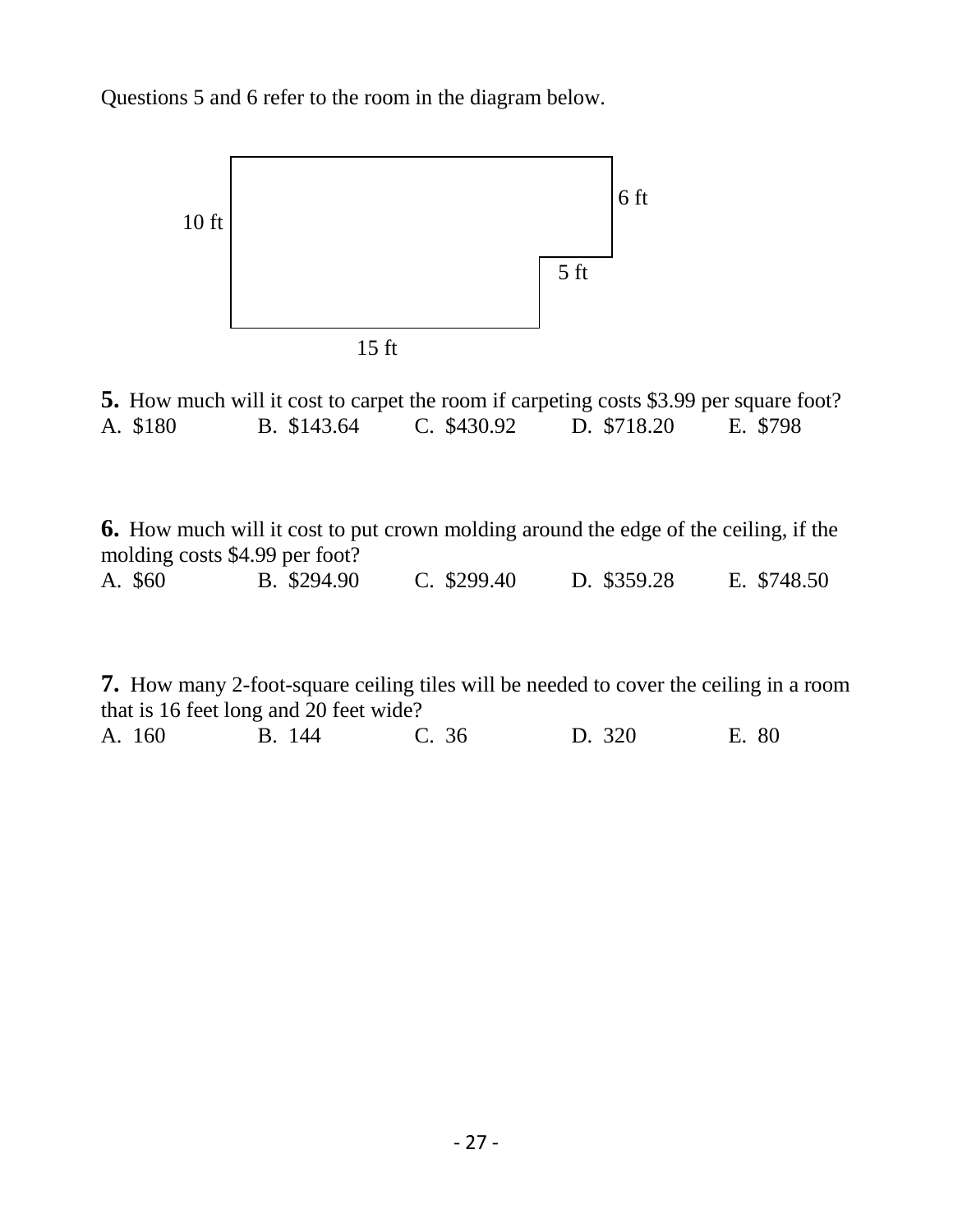Questions 5 and 6 refer to the room in the diagram below.

10 ft

6 ft

5 ft

15 ft

**5.** How much will it cost to carpet the room if carpeting costs \$3.99 per square foot?

A. \$180 B. \$143.64 C. \$430.92 D. \$718.20 E. \$798

**6.** How much will it cost to put crown molding around the edge of the ceiling, if the molding costs \$4.99 per foot?

A. \$60 B. \$294.90 C. \$299.40 D. \$359.28 E. \$748.50

**7.** How many 2-foot-square ceiling tiles will be needed to cover the ceiling in a room that is 16 feet long and 20 feet wide?

A. 160 B. 144 C. 36 D. 320 E. 80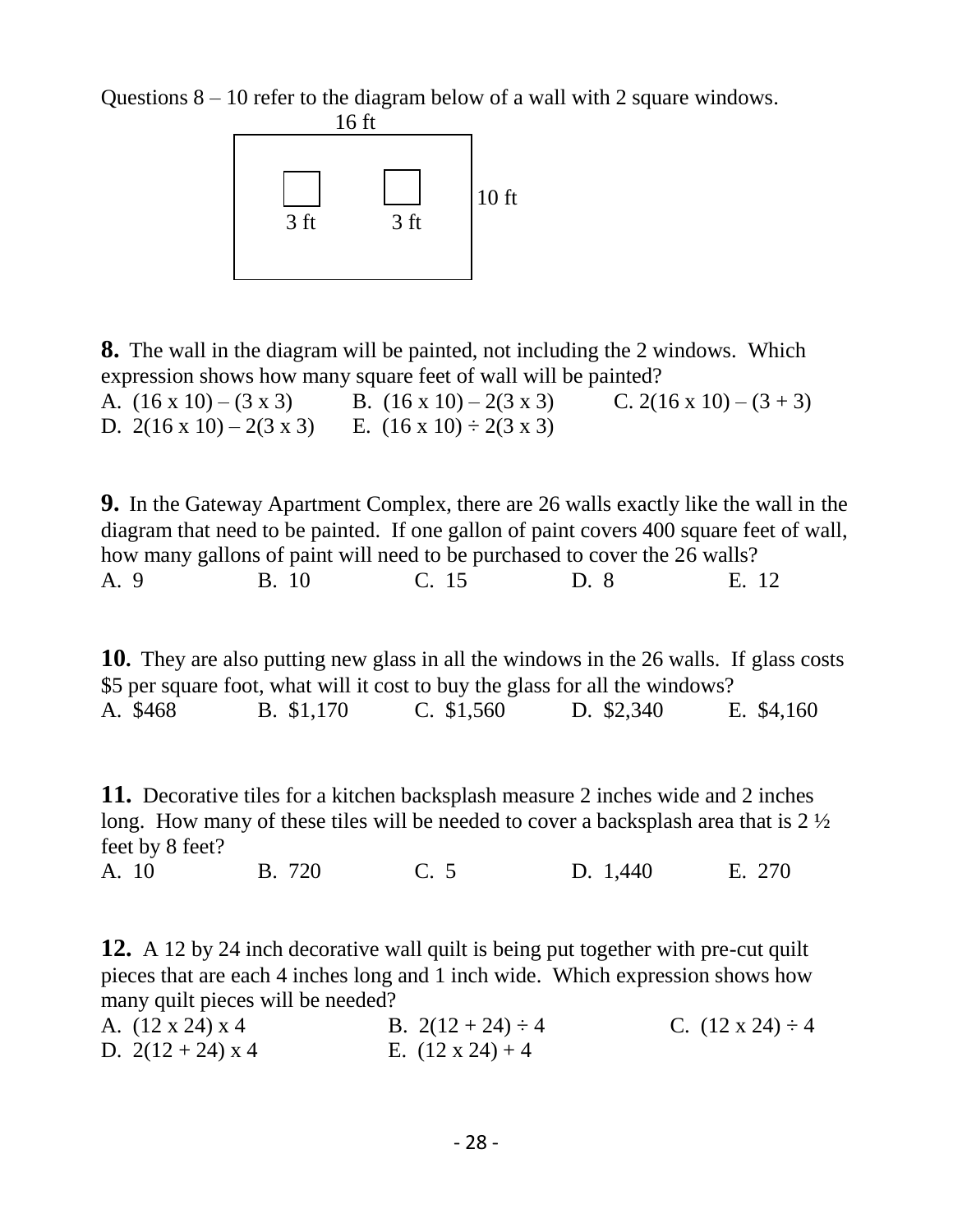Questions 8 – 10 refer to the diagram below of a wall with 2 square windows.

16 ft

10 ft

3 ft  3 ft

**8.** The wall in the diagram will be painted, not including the 2 windows. Which expression shows how many square feet of wall will be painted?

A. $(16 \times 10) - (3 \times 3)$  B. $(16 \times 10) - 2(3 \times 3)$  C. $2(16 \times 10) - (3 + 3)$
D. $2(16 \times 10) - 2(3 \times 3)$  E. $(16 \times 10) \div 2(3 \times 3)$

**9.** In the Gateway Apartment Complex, there are 26 walls exactly like the wall in the diagram that need to be painted. If one gallon of paint covers 400 square feet of wall, how many gallons of paint will need to be purchased to cover the 26 walls?

A. 9  B. 10  C. 15  D. 8  E. 12

**10.** They are also putting new glass in all the windows in the 26 walls. If glass costs $5 per square foot, what will it cost to buy the glass for all the windows?

A. $468  B. $1,170  C. $1,560  D. $2,340  E. $4,160

**11.** Decorative tiles for a kitchen backsplash measure 2 inches wide and 2 inches long. How many of these tiles will be needed to cover a backsplash area that is 2 ½ feet by 8 feet?

A. 10  B. 720  C. 5  D. 1,440  E. 270

**12.** A 12 by 24 inch decorative wall quilt is being put together with pre-cut quilt pieces that are each 4 inches long and 1 inch wide. Which expression shows how many quilt pieces will be needed?

A. $(12 \times 24) \times 4$  B. $2(12 + 24) \div 4$  C. $(12 \times 24) \div 4$
D. $2(12 + 24) \times 4$  E. $(12 \times 24) + 4$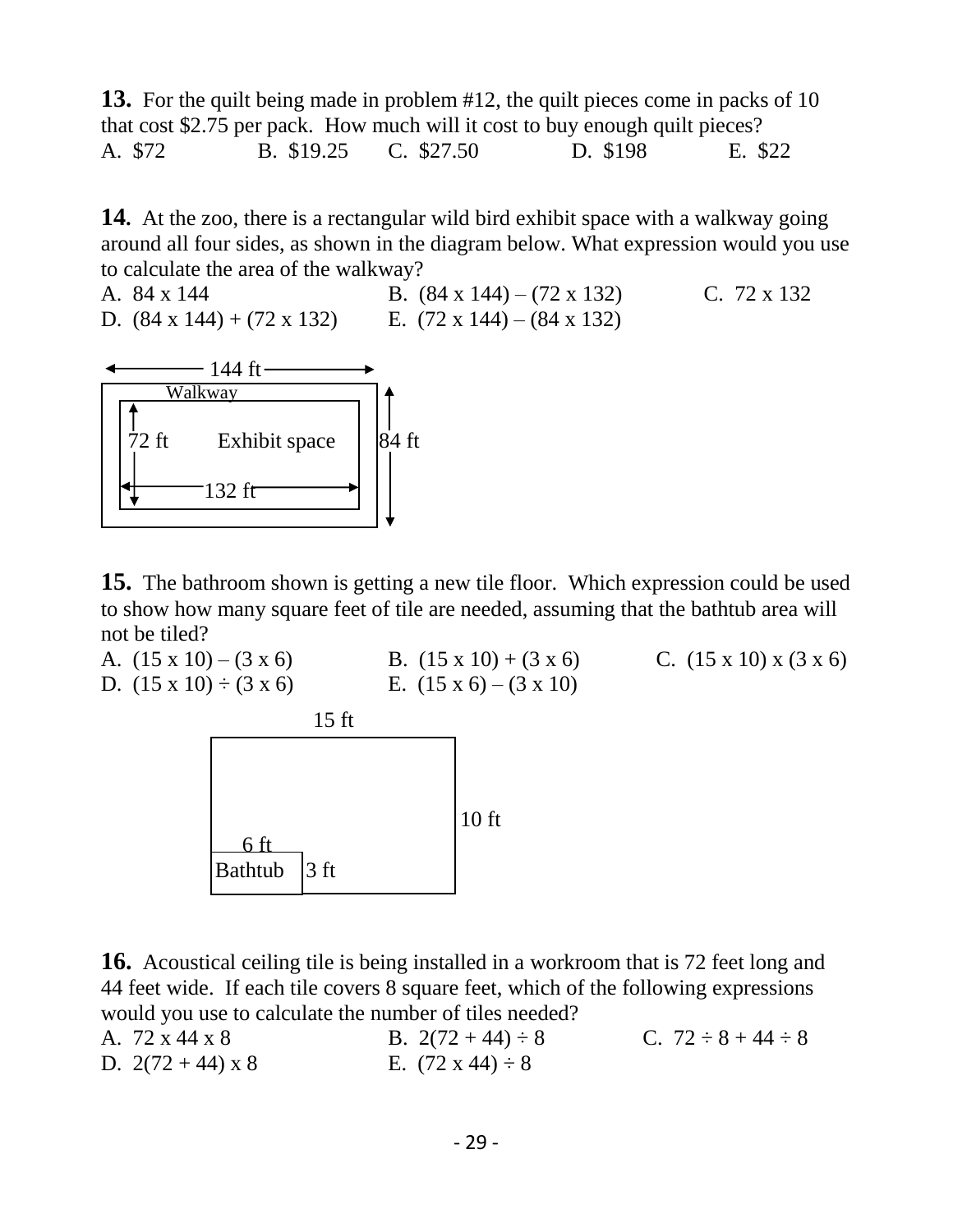**13.** For the quilt being made in problem #12, the quilt pieces come in packs of 10 that cost $2.75 per pack. How much will it cost to buy enough quilt pieces?

A. $72 B. $19.25 C. $27.50 D. $198 E. $22

**14.** At the zoo, there is a rectangular wild bird exhibit space with a walkway going around all four sides, as shown in the diagram below. What expression would you use to calculate the area of the walkway?

A. 84 x 144 B. (84 x 144) – (72 x 132) C. 72 x 132
D. (84 x 144) + (72 x 132) E. (72 x 144) – (84 x 132)

144 ft

Walkway

72 ft Exhibit space 84 ft

132 ft

**15.** The bathroom shown is getting a new tile floor. Which expression could be used to show how many square feet of tile are needed, assuming that the bathtub area will not be tiled?

A. (15 x 10) – (3 x 6) B. (15 x 10) + (3 x 6) C. (15 x 10) x (3 x 6)
D. (15 x 10) ÷ (3 x 6) E. (15 x 6) – (3 x 10)

15 ft

10 ft

6 ft

Bathtub 3 ft

**16.** Acoustical ceiling tile is being installed in a workroom that is 72 feet long and 44 feet wide. If each tile covers 8 square feet, which of the following expressions would you use to calculate the number of tiles needed?

A. 72 x 44 x 8 B. 2(72 + 44) ÷ 8 C. 72 ÷ 8 + 44 ÷ 8
D. 2(72 + 44) x 8 E. (72 x 44) ÷ 8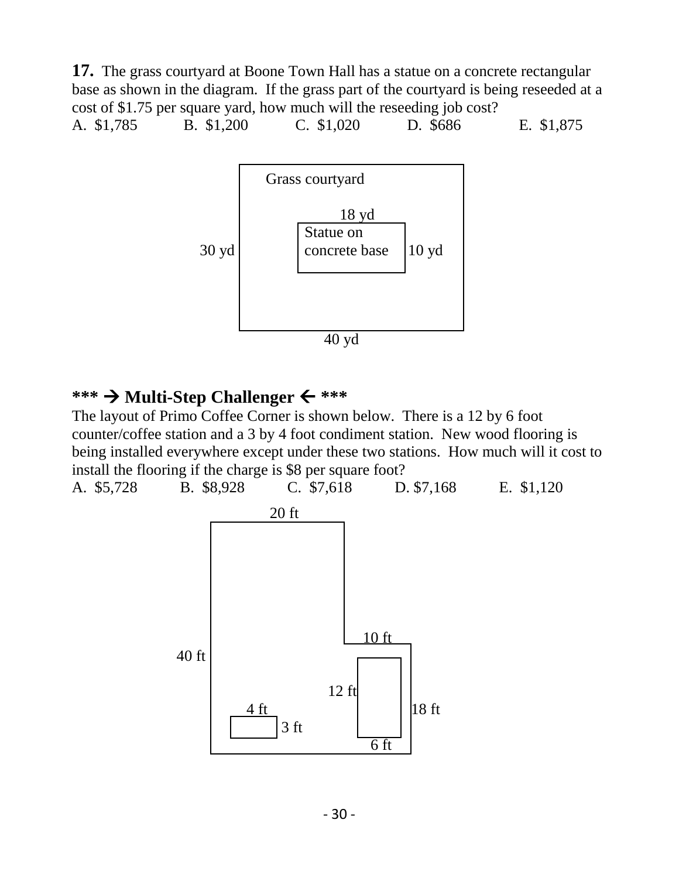**17.** The grass courtyard at Boone Town Hall has a statue on a concrete rectangular base as shown in the diagram. If the grass part of the courtyard is being reseeded at a cost of \$1.75 per square yard, how much will the reseeding job cost?

A. \$1,785  B. \$1,200  C. \$1,020  D. \$686  E. \$1,875

Grass courtyard

18 yd

Statue on concrete base

30 yd

10 yd

40 yd

## *** → Multi-Step Challenger ← ***

The layout of Primo Coffee Corner is shown below. There is a 12 by 6 foot counter/coffee station and a 3 by 4 foot condiment station. New wood flooring is being installed everywhere except under these two stations. How much will it cost to install the flooring if the charge is \$8 per square foot?

A. \$5,728  B. \$8,928  C. \$7,618  D. \$7,168  E. \$1,120

20 ft

10 ft

40 ft

12 ft

4 ft

18 ft

3 ft

6 ft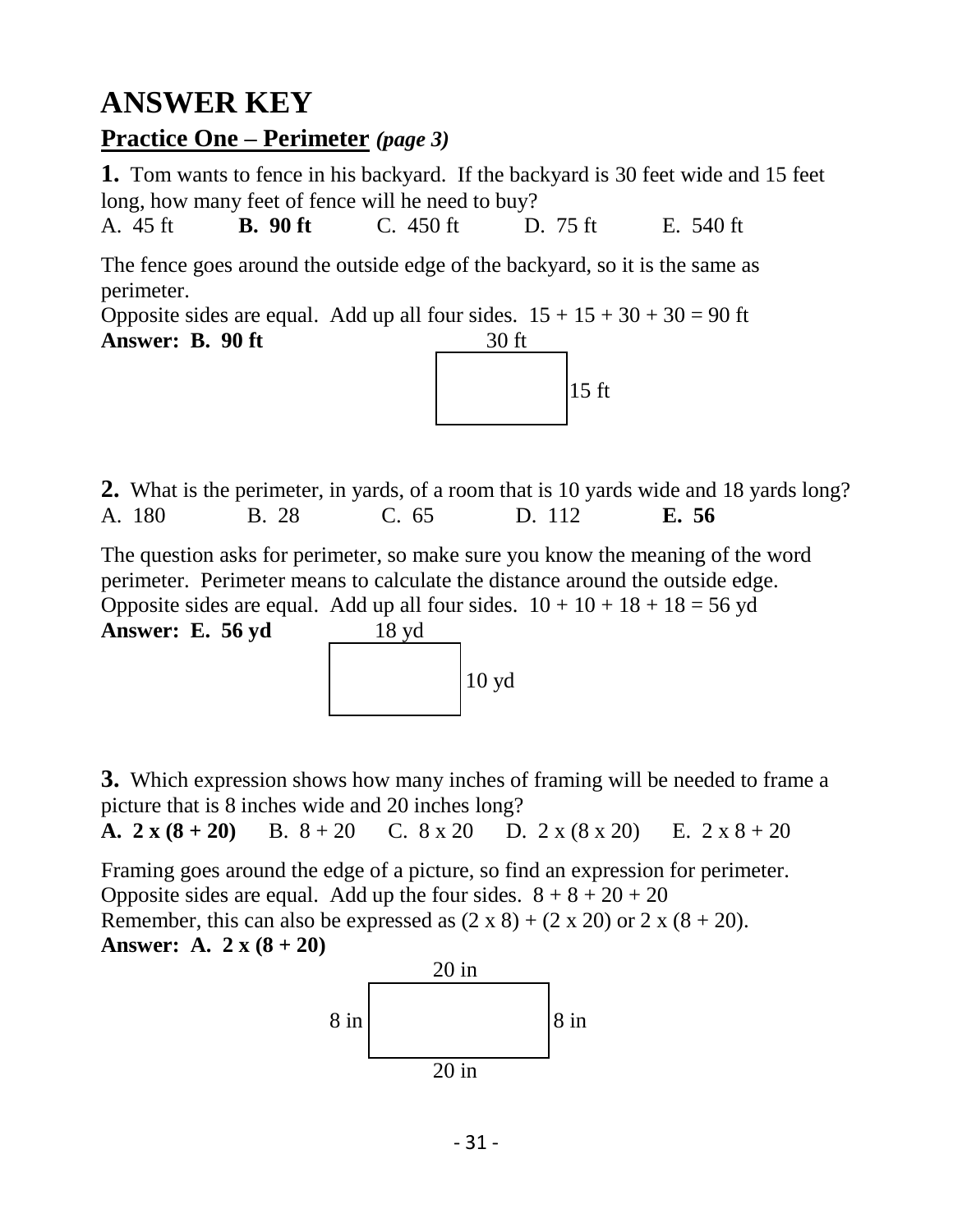# ANSWER KEY

## <u>Practice One – Perimeter</u> *(page 3)*

**1.** Tom wants to fence in his backyard. If the backyard is 30 feet wide and 15 feet long, how many feet of fence will he need to buy?

A. 45 ft  **B. 90 ft**  C. 450 ft  D. 75 ft  E. 540 ft

The fence goes around the outside edge of the backyard, so it is the same as perimeter.
Opposite sides are equal. Add up all four sides. 15 + 15 + 30 + 30 = 90 ft
**Answer: B. 90 ft**

30 ft

15 ft

**2.** What is the perimeter, in yards, of a room that is 10 yards wide and 18 yards long?

A. 180  B. 28  C. 65  D. 112  **E. 56**

The question asks for perimeter, so make sure you know the meaning of the word perimeter. Perimeter means to calculate the distance around the outside edge.
Opposite sides are equal. Add up all four sides. 10 + 10 + 18 + 18 = 56 yd
**Answer: E. 56 yd**

18 yd

10 yd

**3.** Which expression shows how many inches of framing will be needed to frame a picture that is 8 inches wide and 20 inches long?

**A. 2 x (8 + 20)**  B. 8 + 20  C. 8 x 20  D. 2 x (8 x 20)  E. 2 x 8 + 20

Framing goes around the edge of a picture, so find an expression for perimeter.
Opposite sides are equal. Add up the four sides. 8 + 8 + 20 + 20
Remember, this can also be expressed as (2 x 8) + (2 x 20) or 2 x (8 + 20).
**Answer: A. 2 x (8 + 20)**

20 in

8 in  8 in

20 in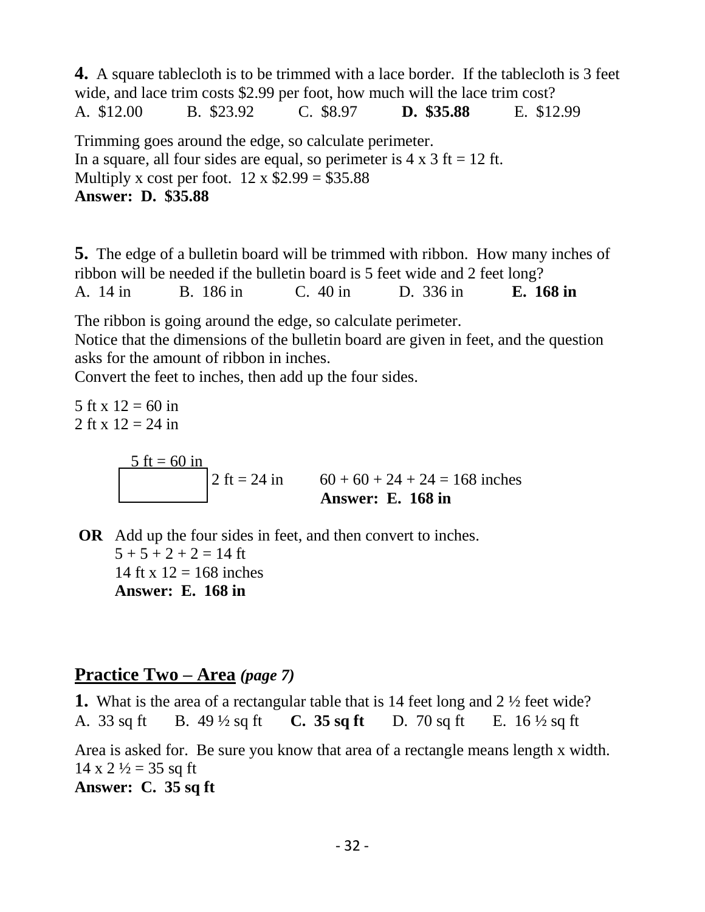**4.** A square tablecloth is to be trimmed with a lace border. If the tablecloth is 3 feet wide, and lace trim costs \$2.99 per foot, how much will the lace trim cost?

A. \$12.00 B. \$23.92 C. \$8.97 **D. \$35.88** E. \$12.99

Trimming goes around the edge, so calculate perimeter.
In a square, all four sides are equal, so perimeter is 4 x 3 ft = 12 ft.
Multiply x cost per foot. 12 x \$2.99 = \$35.88
**Answer: D. \$35.88**

**5.** The edge of a bulletin board will be trimmed with ribbon. How many inches of ribbon will be needed if the bulletin board is 5 feet wide and 2 feet long?

A. 14 in B. 186 in C. 40 in D. 336 in **E. 168 in**

The ribbon is going around the edge, so calculate perimeter.
Notice that the dimensions of the bulletin board are given in feet, and the question asks for the amount of ribbon in inches.
Convert the feet to inches, then add up the four sides.

5 ft x 12 = 60 in
2 ft x 12 = 24 in

5 ft = 60 in

2 ft = 24 in 60 + 60 + 24 + 24 = 168 inches
**Answer: E. 168 in**

**OR** Add up the four sides in feet, and then convert to inches.
5 + 5 + 2 + 2 = 14 ft
14 ft x 12 = 168 inches
**Answer: E. 168 in**

## Practice Two – Area *(page 7)*

**1.** What is the area of a rectangular table that is 14 feet long and 2 ½ feet wide?

A. 33 sq ft B. 49 ½ sq ft **C. 35 sq ft** D. 70 sq ft E. 16 ½ sq ft

Area is asked for. Be sure you know that area of a rectangle means length x width.
14 x 2 ½ = 35 sq ft
**Answer: C. 35 sq ft**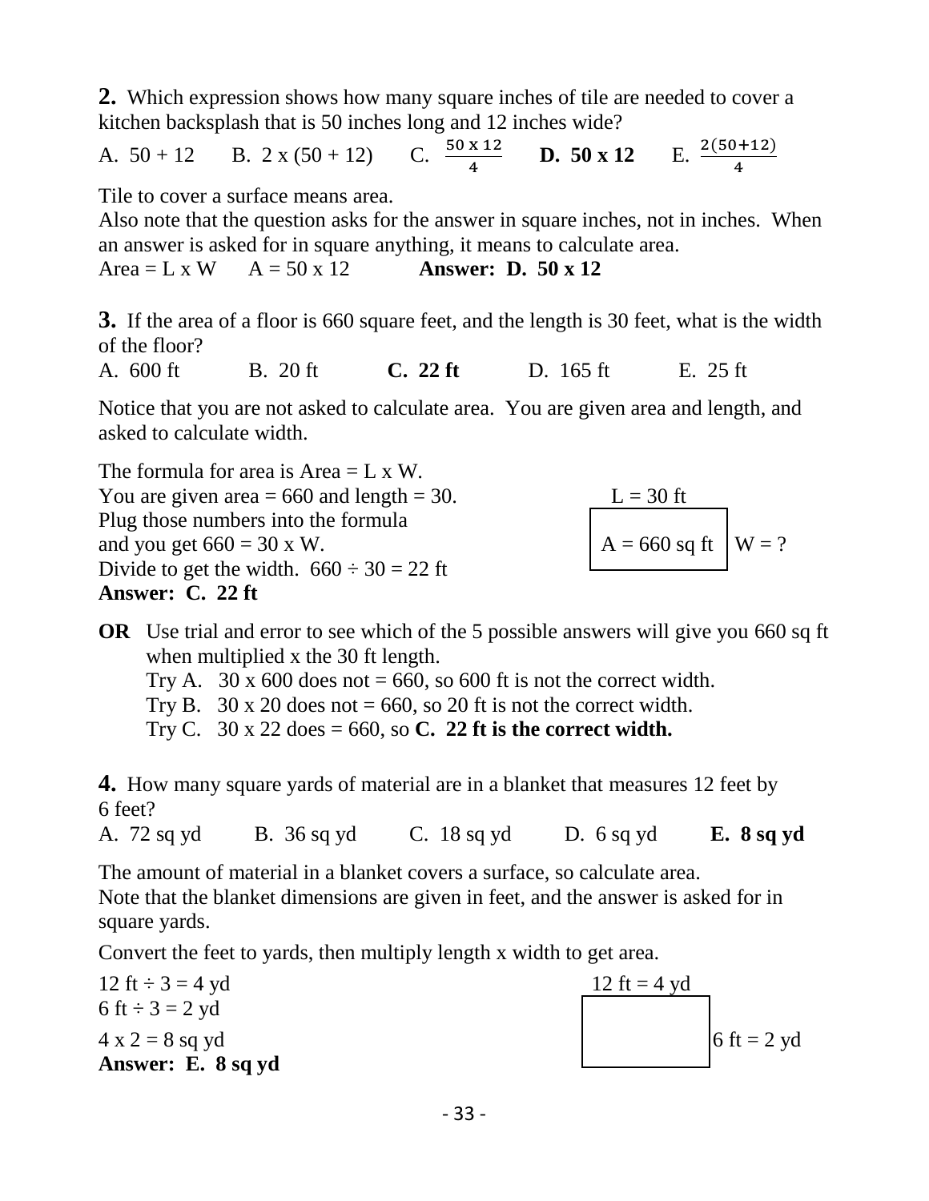**2.** Which expression shows how many square inches of tile are needed to cover a kitchen backsplash that is 50 inches long and 12 inches wide?

A. 50 + 12  B. 2 x (50 + 12)  C. $\frac{50 \times 12}{4}$  **D. 50 x 12**  E. $\frac{2(50+12)}{4}$

Tile to cover a surface means area.
Also note that the question asks for the answer in square inches, not in inches. When an answer is asked for in square anything, it means to calculate area.
Area = L x W  A = 50 x 12  **Answer: D. 50 x 12**

**3.** If the area of a floor is 660 square feet, and the length is 30 feet, what is the width of the floor?

A. 600 ft  B. 20 ft  **C. 22 ft**  D. 165 ft  E. 25 ft

Notice that you are not asked to calculate area. You are given area and length, and asked to calculate width.

The formula for area is Area = L x W.
You are given area = 660 and length = 30.
Plug those numbers into the formula and you get 660 = 30 x W.
Divide to get the width. 660 ÷ 30 = 22 ft
**Answer: C. 22 ft**

L = 30 ft
A = 660 sq ft  W = ?

**OR** Use trial and error to see which of the 5 possible answers will give you 660 sq ft when multiplied x the 30 ft length.
Try A. 30 x 600 does not = 660, so 600 ft is not the correct width.
Try B. 30 x 20 does not = 660, so 20 ft is not the correct width.
Try C. 30 x 22 does = 660, so **C. 22 ft is the correct width.**

**4.** How many square yards of material are in a blanket that measures 12 feet by 6 feet?

A. 72 sq yd  B. 36 sq yd  C. 18 sq yd  D. 6 sq yd  **E. 8 sq yd**

The amount of material in a blanket covers a surface, so calculate area.
Note that the blanket dimensions are given in feet, and the answer is asked for in square yards.

Convert the feet to yards, then multiply length x width to get area.

12 ft ÷ 3 = 4 yd
6 ft ÷ 3 = 2 yd
4 x 2 = 8 sq yd
**Answer: E. 8 sq yd**

12 ft = 4 yd
6 ft = 2 yd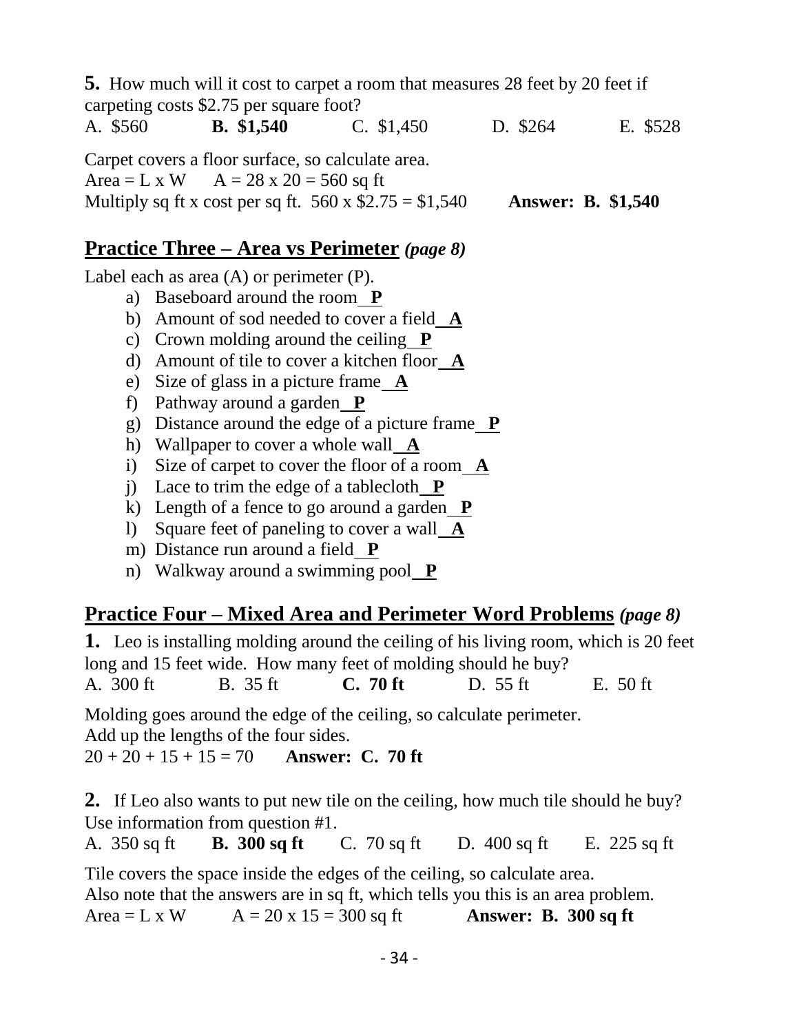**5.** How much will it cost to carpet a room that measures 28 feet by 20 feet if carpeting costs $2.75 per square foot?

A. $560 **B. $1,540** C. $1,450 D. $264 E. $528

Carpet covers a floor surface, so calculate area.
Area = L x W A = 28 x 20 = 560 sq ft
Multiply sq ft x cost per sq ft. 560 x $2.75 = $1,540 **Answer: B. $1,540**

## Practice Three – Area vs Perimeter *(page 8)*

Label each as area (A) or perimeter (P).

a) Baseboard around the room **P**
b) Amount of sod needed to cover a field **A**
c) Crown molding around the ceiling **P**
d) Amount of tile to cover a kitchen floor **A**
e) Size of glass in a picture frame **A**
f) Pathway around a garden **P**
g) Distance around the edge of a picture frame **P**
h) Wallpaper to cover a whole wall **A**
i) Size of carpet to cover the floor of a room **A**
j) Lace to trim the edge of a tablecloth **P**
k) Length of a fence to go around a garden **P**
l) Square feet of paneling to cover a wall **A**
m) Distance run around a field **P**
n) Walkway around a swimming pool **P**

## Practice Four – Mixed Area and Perimeter Word Problems *(page 8)*

**1.** Leo is installing molding around the ceiling of his living room, which is 20 feet long and 15 feet wide. How many feet of molding should he buy?

A. 300 ft B. 35 ft **C. 70 ft** D. 55 ft E. 50 ft

Molding goes around the edge of the ceiling, so calculate perimeter.
Add up the lengths of the four sides.
20 + 20 + 15 + 15 = 70 **Answer: C. 70 ft**

**2.** If Leo also wants to put new tile on the ceiling, how much tile should he buy? Use information from question #1.

A. 350 sq ft **B. 300 sq ft** C. 70 sq ft D. 400 sq ft E. 225 sq ft

Tile covers the space inside the edges of the ceiling, so calculate area.
Also note that the answers are in sq ft, which tells you this is an area problem.
Area = L x W A = 20 x 15 = 300 sq ft **Answer: B. 300 sq ft**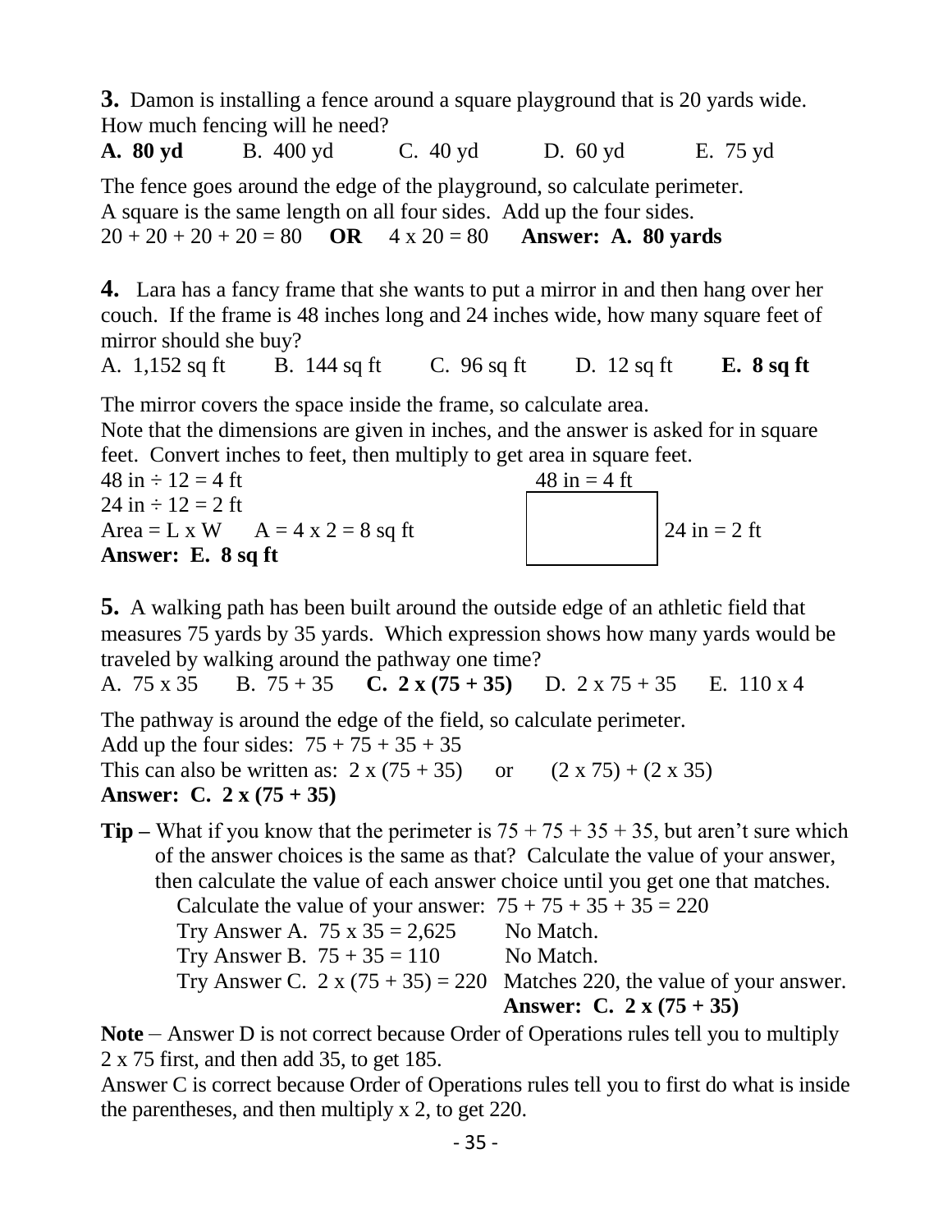**3.** Damon is installing a fence around a square playground that is 20 yards wide. How much fencing will he need?

**A. 80 yd** B. 400 yd C. 40 yd D. 60 yd E. 75 yd

The fence goes around the edge of the playground, so calculate perimeter.
A square is the same length on all four sides. Add up the four sides.
$20 + 20 + 20 + 20 = 80$ **OR** $4 \times 20 = 80$ **Answer: A. 80 yards**

**4.** Lara has a fancy frame that she wants to put a mirror in and then hang over her couch. If the frame is 48 inches long and 24 inches wide, how many square feet of mirror should she buy?

A. 1,152 sq ft B. 144 sq ft C. 96 sq ft D. 12 sq ft **E. 8 sq ft**

The mirror covers the space inside the frame, so calculate area.
Note that the dimensions are given in inches, and the answer is asked for in square feet. Convert inches to feet, then multiply to get area in square feet.

48 in ÷ 12 = 4 ft
24 in ÷ 12 = 2 ft
Area = L x W A = 4 x 2 = 8 sq ft
**Answer: E. 8 sq ft**

48 in = 4 ft
24 in = 2 ft

**5.** A walking path has been built around the outside edge of an athletic field that measures 75 yards by 35 yards. Which expression shows how many yards would be traveled by walking around the pathway one time?

A. 75 x 35 B. 75 + 35 **C. 2 x (75 + 35)** D. 2 x 75 + 35 E. 110 x 4

The pathway is around the edge of the field, so calculate perimeter.
Add up the four sides: $75 + 75 + 35 + 35$
This can also be written as: $2 \times (75 + 35)$ or $(2 \times 75) + (2 \times 35)$
**Answer: C. 2 x (75 + 35)**

**Tip –** What if you know that the perimeter is $75 + 75 + 35 + 35$, but aren't sure which of the answer choices is the same as that? Calculate the value of your answer, then calculate the value of each answer choice until you get one that matches.

Calculate the value of your answer: $75 + 75 + 35 + 35 = 220$
Try Answer A. $75 \times 35 = 2{,}625$ No Match.
Try Answer B. $75 + 35 = 110$ No Match.
Try Answer C. $2 \times (75 + 35) = 220$ Matches 220, the value of your answer.
**Answer: C. 2 x (75 + 35)**

**Note** – Answer D is not correct because Order of Operations rules tell you to multiply 2 x 75 first, and then add 35, to get 185.
Answer C is correct because Order of Operations rules tell you to first do what is inside the parentheses, and then multiply x 2, to get 220.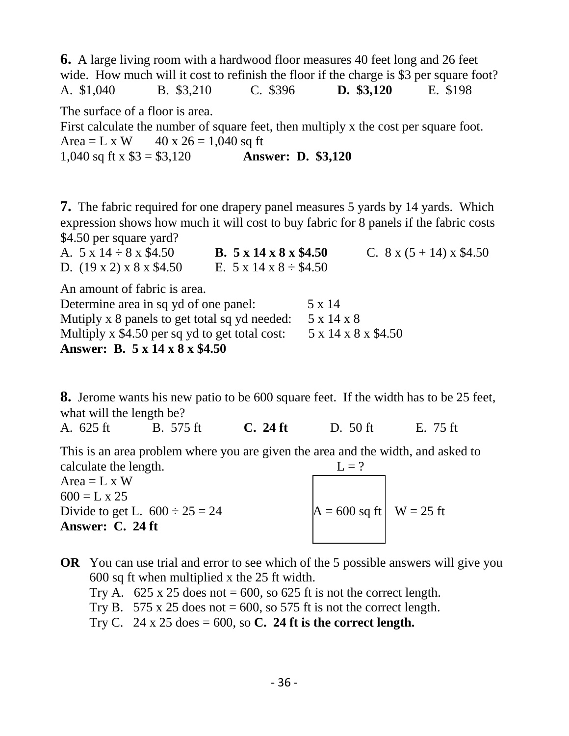**6.** A large living room with a hardwood floor measures 40 feet long and 26 feet wide. How much will it cost to refinish the floor if the charge is \$3 per square foot?

A. \$1,040  B. \$3,210  C. \$396  **D. \$3,120**  E. \$198

The surface of a floor is area.
First calculate the number of square feet, then multiply x the cost per square foot.
Area = L x W  40 x 26 = 1,040 sq ft
1,040 sq ft x \$3 = \$3,120  **Answer: D. \$3,120**

**7.** The fabric required for one drapery panel measures 5 yards by 14 yards. Which expression shows how much it will cost to buy fabric for 8 panels if the fabric costs \$4.50 per square yard?

A. 5 x 14 ÷ 8 x \$4.50  **B. 5 x 14 x 8 x \$4.50**  C. 8 x (5 + 14) x \$4.50
D. (19 x 2) x 8 x \$4.50  E. 5 x 14 x 8 ÷ \$4.50

An amount of fabric is area.
Determine area in sq yd of one panel:  5 x 14
Mutiply x 8 panels to get total sq yd needed:  5 x 14 x 8
Multiply x \$4.50 per sq yd to get total cost:  5 x 14 x 8 x \$4.50
**Answer: B. 5 x 14 x 8 x \$4.50**

**8.** Jerome wants his new patio to be 600 square feet. If the width has to be 25 feet, what will the length be?

A. 625 ft  B. 575 ft  **C. 24 ft**  D. 50 ft  E. 75 ft

This is an area problem where you are given the area and the width, and asked to calculate the length.
Area = L x W
600 = L x 25
Divide to get L. 600 ÷ 25 = 24
**Answer: C. 24 ft**

L = ?
A = 600 sq ft  W = 25 ft

**OR** You can use trial and error to see which of the 5 possible answers will give you 600 sq ft when multiplied x the 25 ft width.
Try A. 625 x 25 does not = 600, so 625 ft is not the correct length.
Try B. 575 x 25 does not = 600, so 575 ft is not the correct length.
Try C. 24 x 25 does = 600, so **C. 24 ft is the correct length.**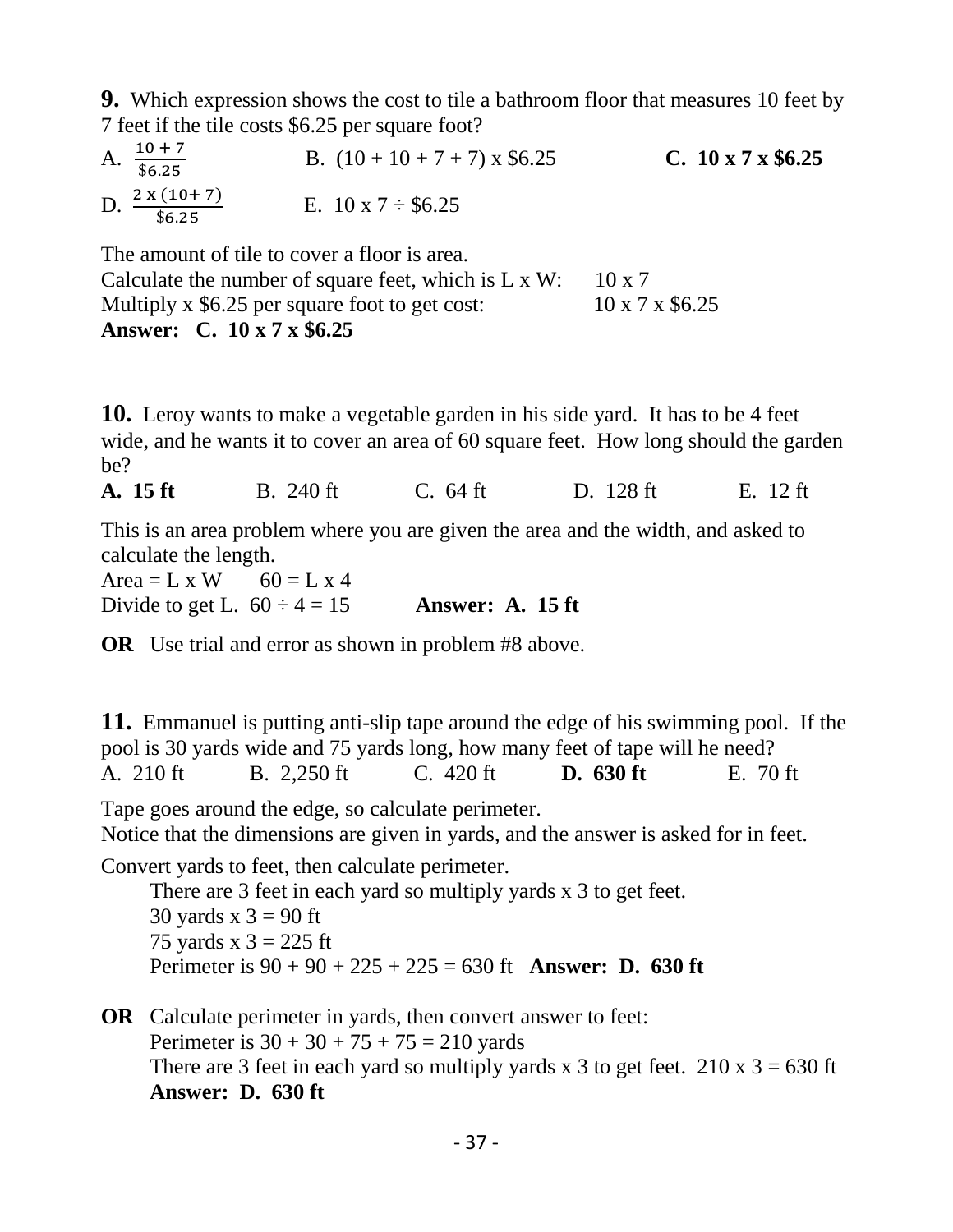**9.** Which expression shows the cost to tile a bathroom floor that measures 10 feet by 7 feet if the tile costs \$6.25 per square foot?

A. $\frac{10 + 7}{\$6.25}$  B. (10 + 10 + 7 + 7) x \$6.25  **C. 10 x 7 x \$6.25**

D. $\frac{2 \text{ x } (10 + 7)}{\$6.25}$  E. 10 x 7 ÷ \$6.25

The amount of tile to cover a floor is area.
Calculate the number of square feet, which is L x W: 10 x 7
Multiply x \$6.25 per square foot to get cost: 10 x 7 x \$6.25
**Answer: C. 10 x 7 x \$6.25**

**10.** Leroy wants to make a vegetable garden in his side yard. It has to be 4 feet wide, and he wants it to cover an area of 60 square feet. How long should the garden be?

**A. 15 ft**  B. 240 ft  C. 64 ft  D. 128 ft  E. 12 ft

This is an area problem where you are given the area and the width, and asked to calculate the length.
Area = L x W  60 = L x 4
Divide to get L. 60 ÷ 4 = 15  **Answer: A. 15 ft**

**OR** Use trial and error as shown in problem #8 above.

**11.** Emmanuel is putting anti-slip tape around the edge of his swimming pool. If the pool is 30 yards wide and 75 yards long, how many feet of tape will he need?

A. 210 ft  B. 2,250 ft  C. 420 ft  **D. 630 ft**  E. 70 ft

Tape goes around the edge, so calculate perimeter.
Notice that the dimensions are given in yards, and the answer is asked for in feet.

Convert yards to feet, then calculate perimeter.
There are 3 feet in each yard so multiply yards x 3 to get feet.
30 yards x 3 = 90 ft
75 yards x 3 = 225 ft
Perimeter is 90 + 90 + 225 + 225 = 630 ft **Answer: D. 630 ft**

**OR** Calculate perimeter in yards, then convert answer to feet:
Perimeter is 30 + 30 + 75 + 75 = 210 yards
There are 3 feet in each yard so multiply yards x 3 to get feet. 210 x 3 = 630 ft
**Answer: D. 630 ft**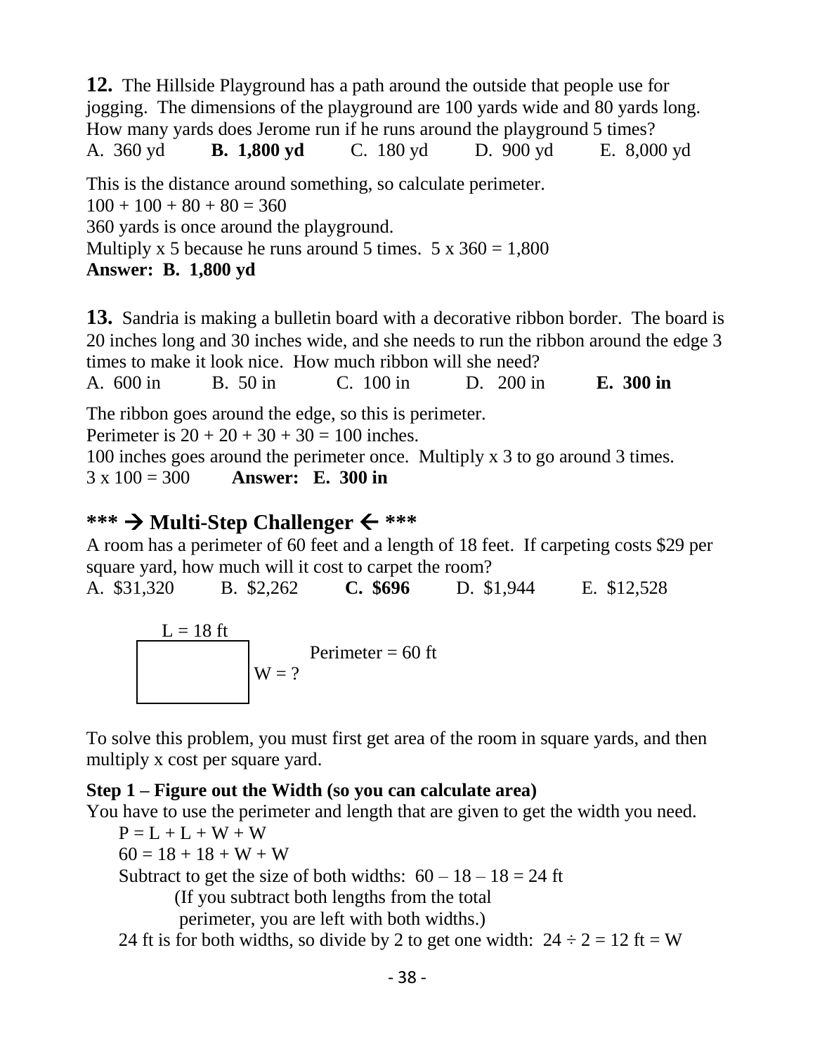**12.** The Hillside Playground has a path around the outside that people use for jogging. The dimensions of the playground are 100 yards wide and 80 yards long. How many yards does Jerome run if he runs around the playground 5 times?

A. 360 yd **B. 1,800 yd** C. 180 yd D. 900 yd E. 8,000 yd

This is the distance around something, so calculate perimeter.
$100 + 100 + 80 + 80 = 360$
360 yards is once around the playground.
Multiply x 5 because he runs around 5 times. $5 \times 360 = 1{,}800$
**Answer: B. 1,800 yd**

**13.** Sandria is making a bulletin board with a decorative ribbon border. The board is 20 inches long and 30 inches wide, and she needs to run the ribbon around the edge 3 times to make it look nice. How much ribbon will she need?

A. 600 in B. 50 in C. 100 in D. 200 in **E. 300 in**

The ribbon goes around the edge, so this is perimeter.
Perimeter is $20 + 20 + 30 + 30 = 100$ inches.
100 inches goes around the perimeter once. Multiply x 3 to go around 3 times.
$3 \times 100 = 300$ **Answer: E. 300 in**

## *** → Multi-Step Challenger ← ***

A room has a perimeter of 60 feet and a length of 18 feet. If carpeting costs $29 per square yard, how much will it cost to carpet the room?

A. $31,320 B. $2,262 **C. $696** D. $1,944 E. $12,528

L = 18 ft

W = ?

Perimeter = 60 ft

To solve this problem, you must first get area of the room in square yards, and then multiply x cost per square yard.

**Step 1 – Figure out the Width (so you can calculate area)**

You have to use the perimeter and length that are given to get the width you need.

$P = L + L + W + W$
$60 = 18 + 18 + W + W$
Subtract to get the size of both widths: $60 - 18 - 18 = 24$ ft
(If you subtract both lengths from the total perimeter, you are left with both widths.)
24 ft is for both widths, so divide by 2 to get one width: $24 \div 2 = 12$ ft $= W$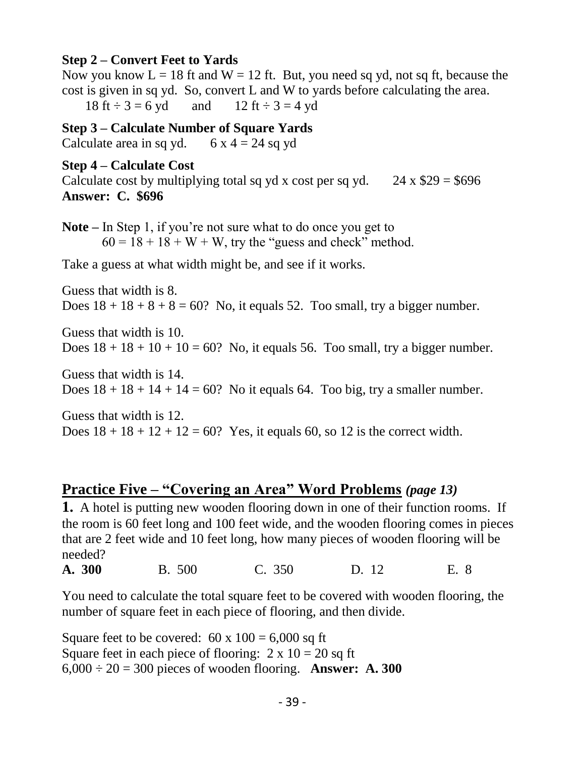**Step 2 – Convert Feet to Yards**

Now you know $L = 18$ ft and $W = 12$ ft. But, you need sq yd, not sq ft, because the cost is given in sq yd. So, convert L and W to yards before calculating the area.

$18 \text{ ft} \div 3 = 6 \text{ yd}$ and $12 \text{ ft} \div 3 = 4 \text{ yd}$

**Step 3 – Calculate Number of Square Yards**

Calculate area in sq yd. $6 \times 4 = 24$ sq yd

**Step 4 – Calculate Cost**

Calculate cost by multiplying total sq yd x cost per sq yd. $24 \times \$29 = \$696$

**Answer: C. $696**

**Note –** In Step 1, if you're not sure what to do once you get to $60 = 18 + 18 + W + W$, try the "guess and check" method.

Take a guess at what width might be, and see if it works.

Guess that width is 8.
Does $18 + 18 + 8 + 8 = 60$? No, it equals 52. Too small, try a bigger number.

Guess that width is 10.
Does $18 + 18 + 10 + 10 = 60$? No, it equals 56. Too small, try a bigger number.

Guess that width is 14.
Does $18 + 18 + 14 + 14 = 60$? No it equals 64. Too big, try a smaller number.

Guess that width is 12.
Does $18 + 18 + 12 + 12 = 60$? Yes, it equals 60, so 12 is the correct width.

## Practice Five – "Covering an Area" Word Problems *(page 13)*

**1.** A hotel is putting new wooden flooring down in one of their function rooms. If the room is 60 feet long and 100 feet wide, and the wooden flooring comes in pieces that are 2 feet wide and 10 feet long, how many pieces of wooden flooring will be needed?

**A. 300** B. 500 C. 350 D. 12 E. 8

You need to calculate the total square feet to be covered with wooden flooring, the number of square feet in each piece of flooring, and then divide.

Square feet to be covered: $60 \times 100 = 6{,}000$ sq ft
Square feet in each piece of flooring: $2 \times 10 = 20$ sq ft
$6{,}000 \div 20 = 300$ pieces of wooden flooring. **Answer: A. 300**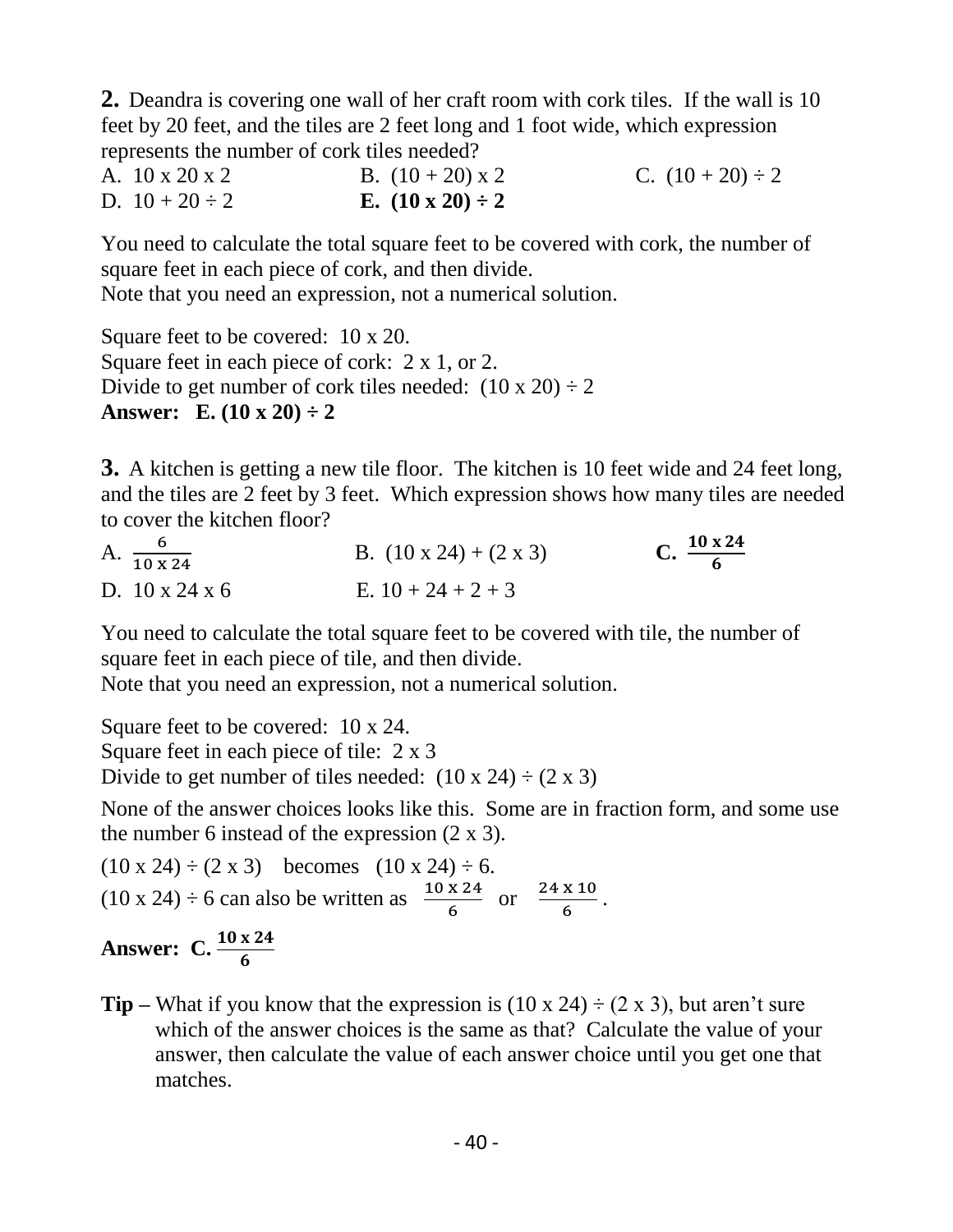**2.** Deandra is covering one wall of her craft room with cork tiles. If the wall is 10 feet by 20 feet, and the tiles are 2 feet long and 1 foot wide, which expression represents the number of cork tiles needed?

A. 10 x 20 x 2  B. (10 + 20) x 2  C. (10 + 20) ÷ 2

D. 10 + 20 ÷ 2  **E. (10 x 20) ÷ 2**

You need to calculate the total square feet to be covered with cork, the number of square feet in each piece of cork, and then divide.
Note that you need an expression, not a numerical solution.

Square feet to be covered: 10 x 20.
Square feet in each piece of cork: 2 x 1, or 2.
Divide to get number of cork tiles needed: (10 x 20) ÷ 2
**Answer: E. (10 x 20) ÷ 2**

**3.** A kitchen is getting a new tile floor. The kitchen is 10 feet wide and 24 feet long, and the tiles are 2 feet by 3 feet. Which expression shows how many tiles are needed to cover the kitchen floor?

A. $\frac{6}{10 \text{ x } 24}$  B. (10 x 24) + (2 x 3)  **C. $\frac{10 \text{ x } 24}{6}$**

D. 10 x 24 x 6  E. 10 + 24 + 2 + 3

You need to calculate the total square feet to be covered with tile, the number of square feet in each piece of tile, and then divide.
Note that you need an expression, not a numerical solution.

Square feet to be covered: 10 x 24.
Square feet in each piece of tile: 2 x 3
Divide to get number of tiles needed: (10 x 24) ÷ (2 x 3)

None of the answer choices looks like this. Some are in fraction form, and some use the number 6 instead of the expression (2 x 3).

(10 x 24) ÷ (2 x 3) becomes (10 x 24) ÷ 6.
(10 x 24) ÷ 6 can also be written as $\frac{10 \text{ x } 24}{6}$ or $\frac{24 \text{ x } 10}{6}$.

**Answer: C. $\frac{10 \text{ x } 24}{6}$**

**Tip –** What if you know that the expression is (10 x 24) ÷ (2 x 3), but aren't sure which of the answer choices is the same as that? Calculate the value of your answer, then calculate the value of each answer choice until you get one that matches.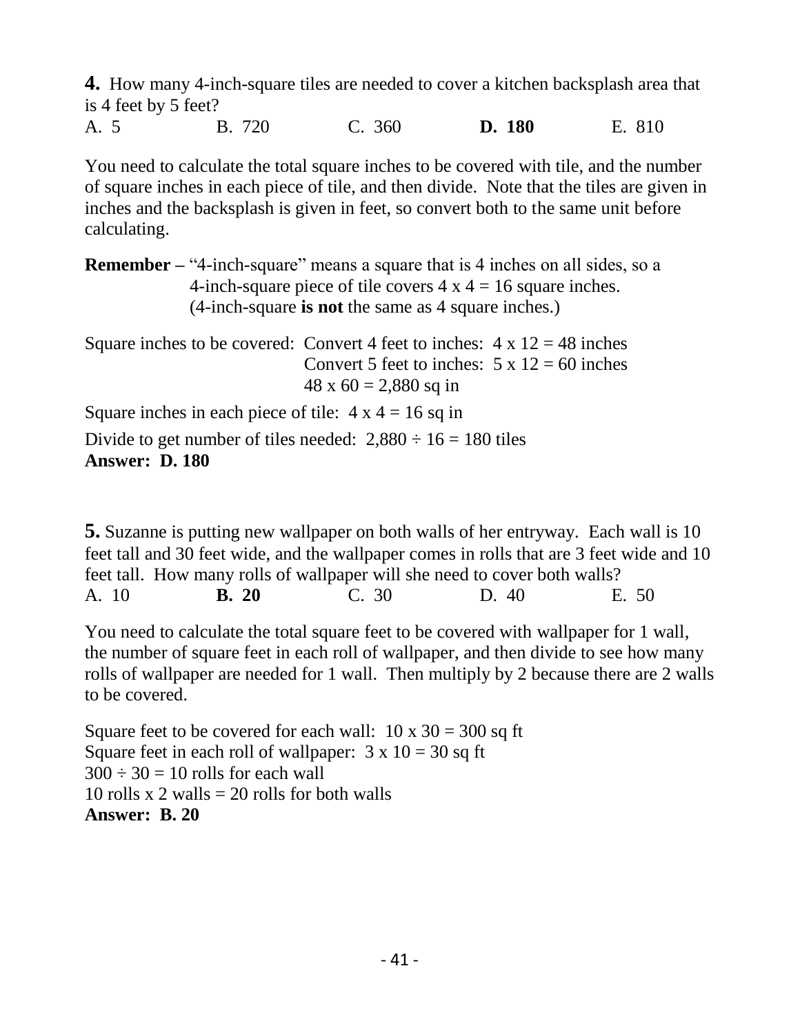**4.** How many 4-inch-square tiles are needed to cover a kitchen backsplash area that is 4 feet by 5 feet?

A. 5 B. 720 C. 360 **D. 180** E. 810

You need to calculate the total square inches to be covered with tile, and the number of square inches in each piece of tile, and then divide. Note that the tiles are given in inches and the backsplash is given in feet, so convert both to the same unit before calculating.

**Remember –** "4-inch-square" means a square that is 4 inches on all sides, so a 4-inch-square piece of tile covers 4 x 4 = 16 square inches. (4-inch-square **is not** the same as 4 square inches.)

Square inches to be covered: Convert 4 feet to inches: 4 x 12 = 48 inches
Convert 5 feet to inches: 5 x 12 = 60 inches
48 x 60 = 2,880 sq in

Square inches in each piece of tile: 4 x 4 = 16 sq in

Divide to get number of tiles needed: 2,880 ÷ 16 = 180 tiles
**Answer: D. 180**

**5.** Suzanne is putting new wallpaper on both walls of her entryway. Each wall is 10 feet tall and 30 feet wide, and the wallpaper comes in rolls that are 3 feet wide and 10 feet tall. How many rolls of wallpaper will she need to cover both walls?

A. 10 **B. 20** C. 30 D. 40 E. 50

You need to calculate the total square feet to be covered with wallpaper for 1 wall, the number of square feet in each roll of wallpaper, and then divide to see how many rolls of wallpaper are needed for 1 wall. Then multiply by 2 because there are 2 walls to be covered.

Square feet to be covered for each wall: 10 x 30 = 300 sq ft
Square feet in each roll of wallpaper: 3 x 10 = 30 sq ft
300 ÷ 30 = 10 rolls for each wall
10 rolls x 2 walls = 20 rolls for both walls
**Answer: B. 20**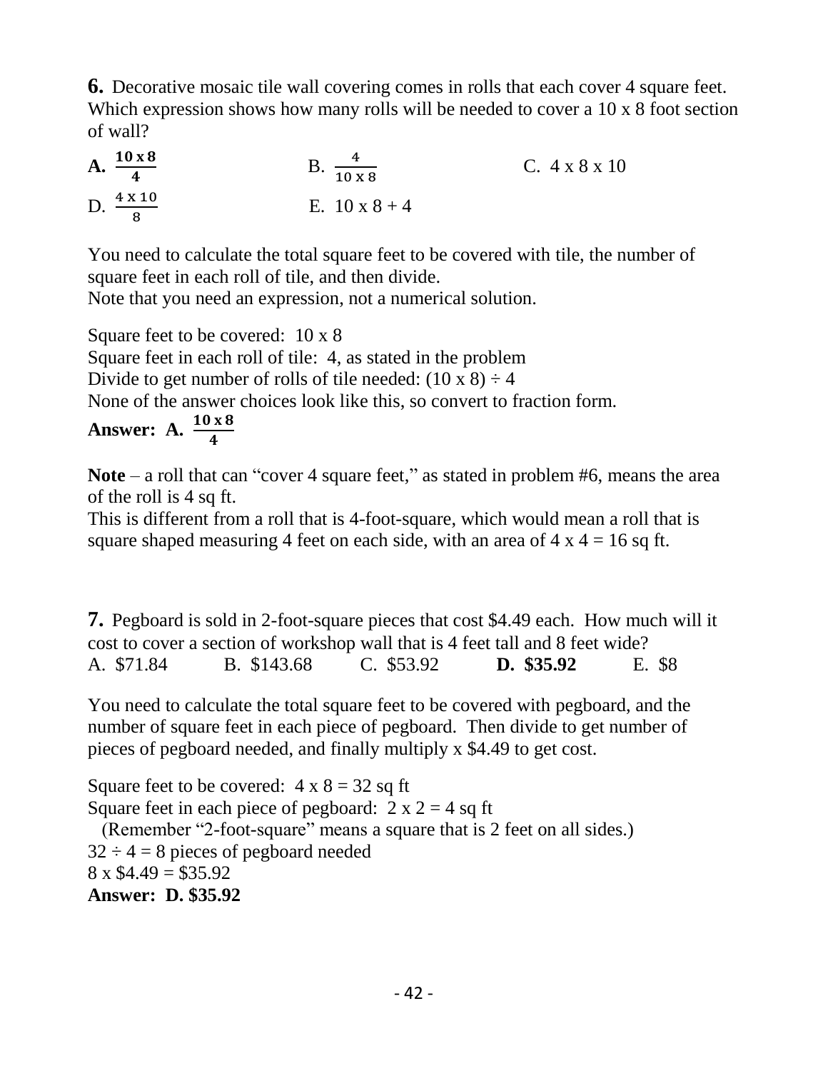**6.** Decorative mosaic tile wall covering comes in rolls that each cover 4 square feet. Which expression shows how many rolls will be needed to cover a 10 x 8 foot section of wall?

**A.** $\frac{10 \times 8}{4}$ B. $\frac{4}{10 \times 8}$ C. 4 x 8 x 10

D. $\frac{4 \times 10}{8}$ E. 10 x 8 + 4

You need to calculate the total square feet to be covered with tile, the number of square feet in each roll of tile, and then divide.
Note that you need an expression, not a numerical solution.

Square feet to be covered: 10 x 8
Square feet in each roll of tile: 4, as stated in the problem
Divide to get number of rolls of tile needed: (10 x 8) ÷ 4
None of the answer choices look like this, so convert to fraction form.
**Answer: A.** $\frac{10 \times 8}{4}$

**Note** – a roll that can "cover 4 square feet," as stated in problem #6, means the area of the roll is 4 sq ft.
This is different from a roll that is 4-foot-square, which would mean a roll that is square shaped measuring 4 feet on each side, with an area of 4 x 4 = 16 sq ft.

**7.** Pegboard is sold in 2-foot-square pieces that cost $4.49 each. How much will it cost to cover a section of workshop wall that is 4 feet tall and 8 feet wide?
A. $71.84 B. $143.68 C. $53.92 **D. $35.92** E. $8

You need to calculate the total square feet to be covered with pegboard, and the number of square feet in each piece of pegboard. Then divide to get number of pieces of pegboard needed, and finally multiply x $4.49 to get cost.

Square feet to be covered: 4 x 8 = 32 sq ft
Square feet in each piece of pegboard: 2 x 2 = 4 sq ft
(Remember "2-foot-square" means a square that is 2 feet on all sides.)
32 ÷ 4 = 8 pieces of pegboard needed
8 x $4.49 = $35.92
**Answer: D. $35.92**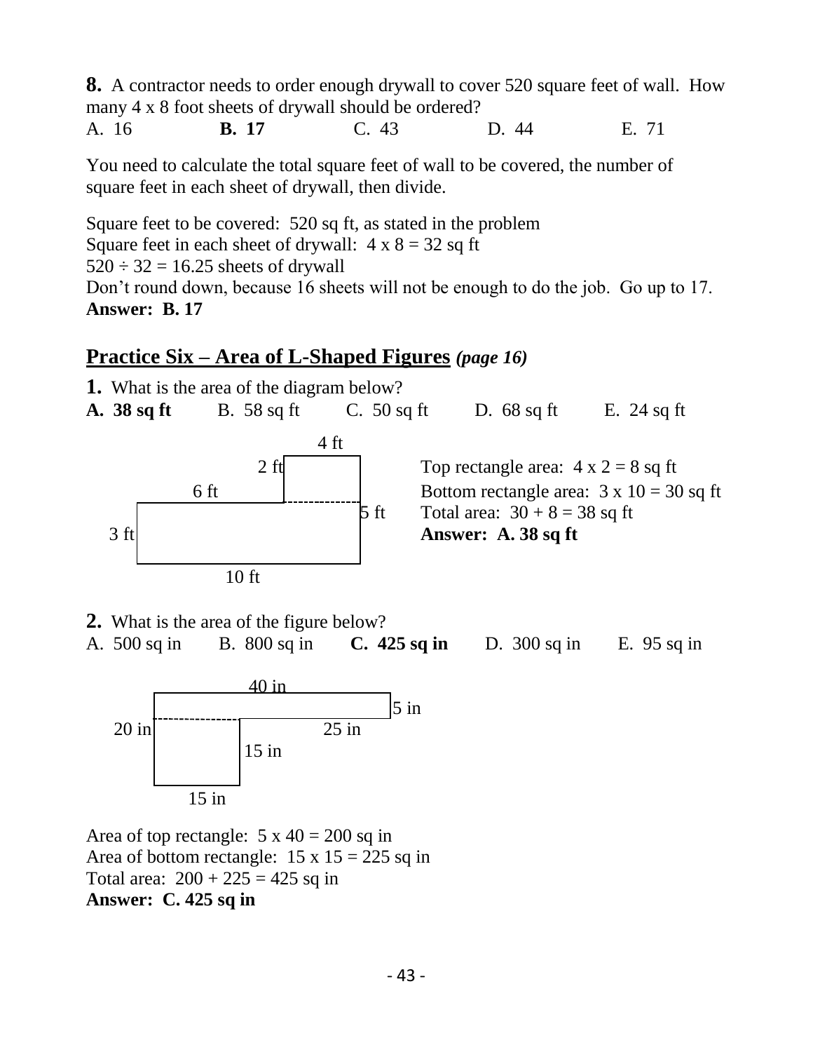**8.** A contractor needs to order enough drywall to cover 520 square feet of wall. How many 4 x 8 foot sheets of drywall should be ordered?

A. 16 **B. 17** C. 43 D. 44 E. 71

You need to calculate the total square feet of wall to be covered, the number of square feet in each sheet of drywall, then divide.

Square feet to be covered: 520 sq ft, as stated in the problem
Square feet in each sheet of drywall: 4 x 8 = 32 sq ft
520 ÷ 32 = 16.25 sheets of drywall
Don't round down, because 16 sheets will not be enough to do the job. Go up to 17.
**Answer: B. 17**

## Practice Six – Area of L-Shaped Figures *(page 16)*

**1.** What is the area of the diagram below?

**A. 38 sq ft** B. 58 sq ft C. 50 sq ft D. 68 sq ft E. 24 sq ft

4 ft
2 ft
6 ft
5 ft
3 ft
10 ft

Top rectangle area: 4 x 2 = 8 sq ft
Bottom rectangle area: 3 x 10 = 30 sq ft
Total area: 30 + 8 = 38 sq ft
**Answer: A. 38 sq ft**

**2.** What is the area of the figure below?

A. 500 sq in B. 800 sq in **C. 425 sq in** D. 300 sq in E. 95 sq in

40 in
5 in
20 in
25 in
15 in
15 in

Area of top rectangle: 5 x 40 = 200 sq in
Area of bottom rectangle: 15 x 15 = 225 sq in
Total area: 200 + 225 = 425 sq in
**Answer: C. 425 sq in**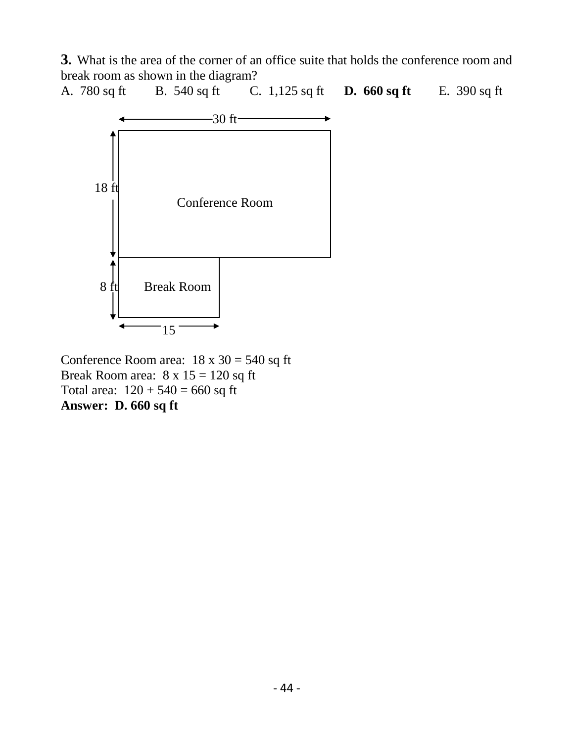**3.** What is the area of the corner of an office suite that holds the conference room and break room as shown in the diagram?

A. 780 sq ft  B. 540 sq ft  C. 1,125 sq ft  **D. 660 sq ft**  E. 390 sq ft

30 ft

18 ft

Conference Room

8 ft  Break Room

15

Conference Room area: 18 x 30 = 540 sq ft
Break Room area: 8 x 15 = 120 sq ft
Total area: 120 + 540 = 660 sq ft
**Answer: D. 660 sq ft**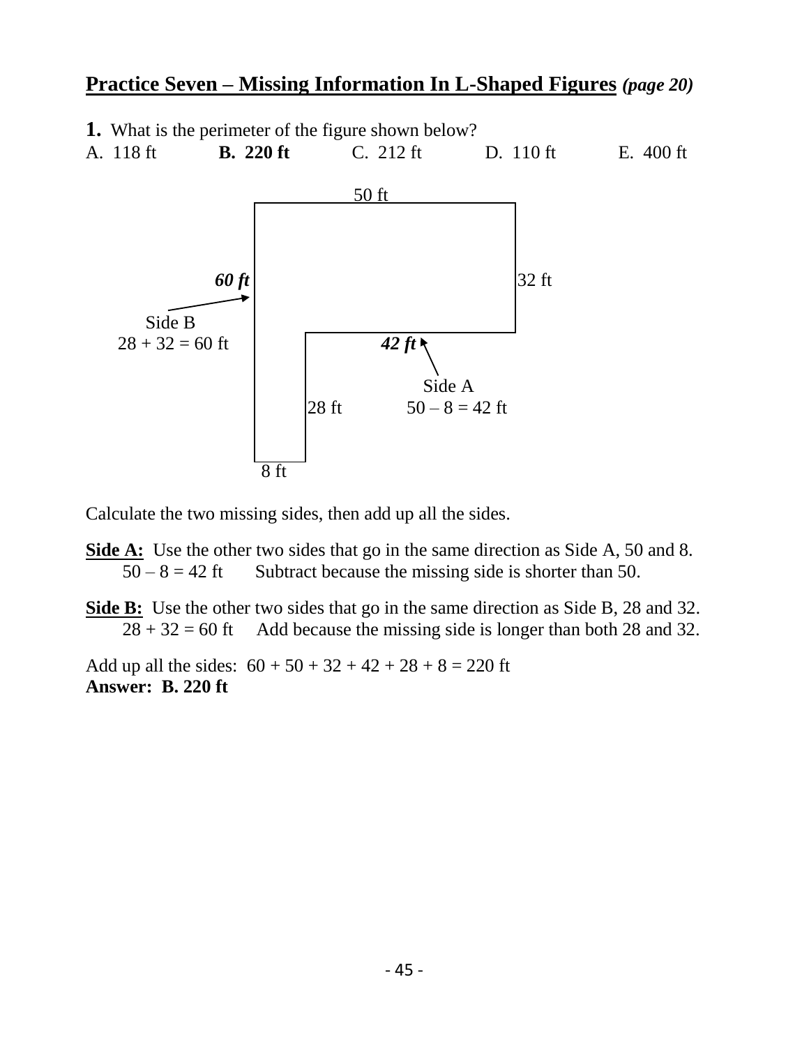## **Practice Seven – Missing Information In L-Shaped Figures** *(page 20)*

**1.** What is the perimeter of the figure shown below?

A. 118 ft **B. 220 ft** C. 212 ft D. 110 ft E. 400 ft

50 ft

***60 ft*** 32 ft

Side B
28 + 32 = 60 ft

***42 ft***

Side A
28 ft 50 – 8 = 42 ft

8 ft

Calculate the two missing sides, then add up all the sides.

**Side A:** Use the other two sides that go in the same direction as Side A, 50 and 8.
50 – 8 = 42 ft Subtract because the missing side is shorter than 50.

**Side B:** Use the other two sides that go in the same direction as Side B, 28 and 32.
28 + 32 = 60 ft Add because the missing side is longer than both 28 and 32.

Add up all the sides: 60 + 50 + 32 + 42 + 28 + 8 = 220 ft
**Answer: B. 220 ft**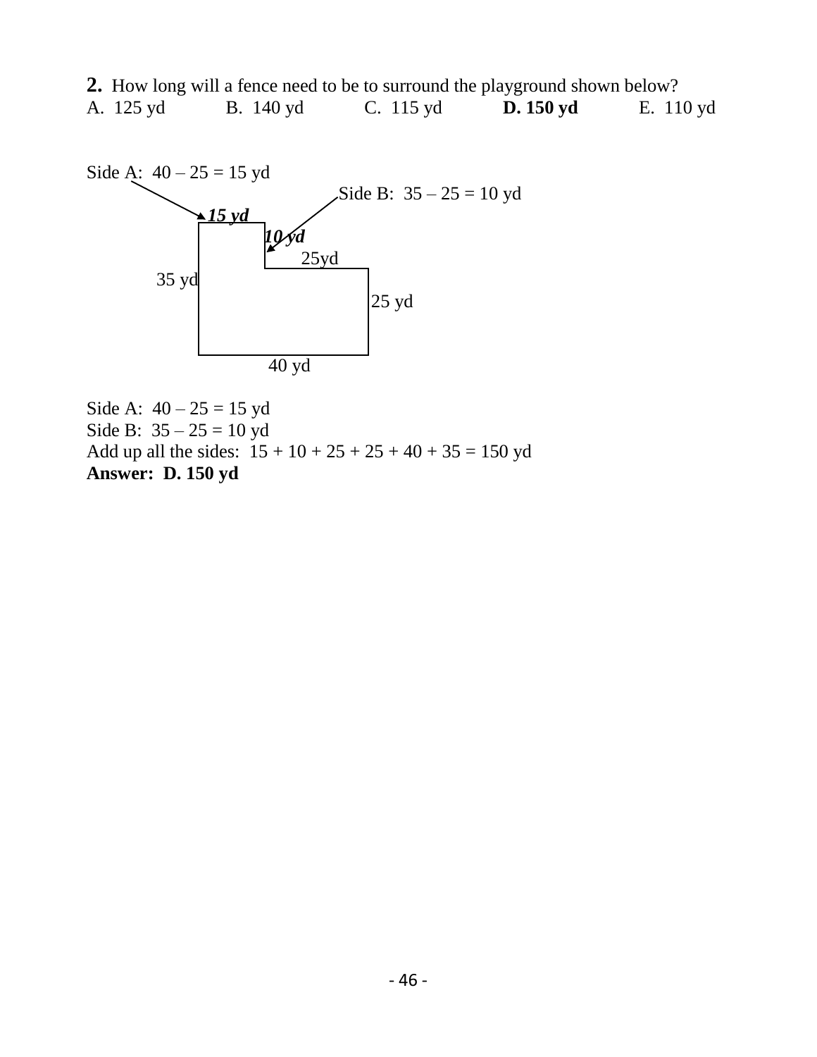**2.** How long will a fence need to be to surround the playground shown below?

A. 125 yd  B. 140 yd  C. 115 yd  **D. 150 yd**  E. 110 yd

Side A: 40 – 25 = 15 yd

Side B: 35 – 25 = 10 yd

***15 yd***

***10 yd***

25yd

35 yd

25 yd

40 yd

Side A: 40 – 25 = 15 yd

Side B: 35 – 25 = 10 yd

Add up all the sides: 15 + 10 + 25 + 25 + 40 + 35 = 150 yd

**Answer: D. 150 yd**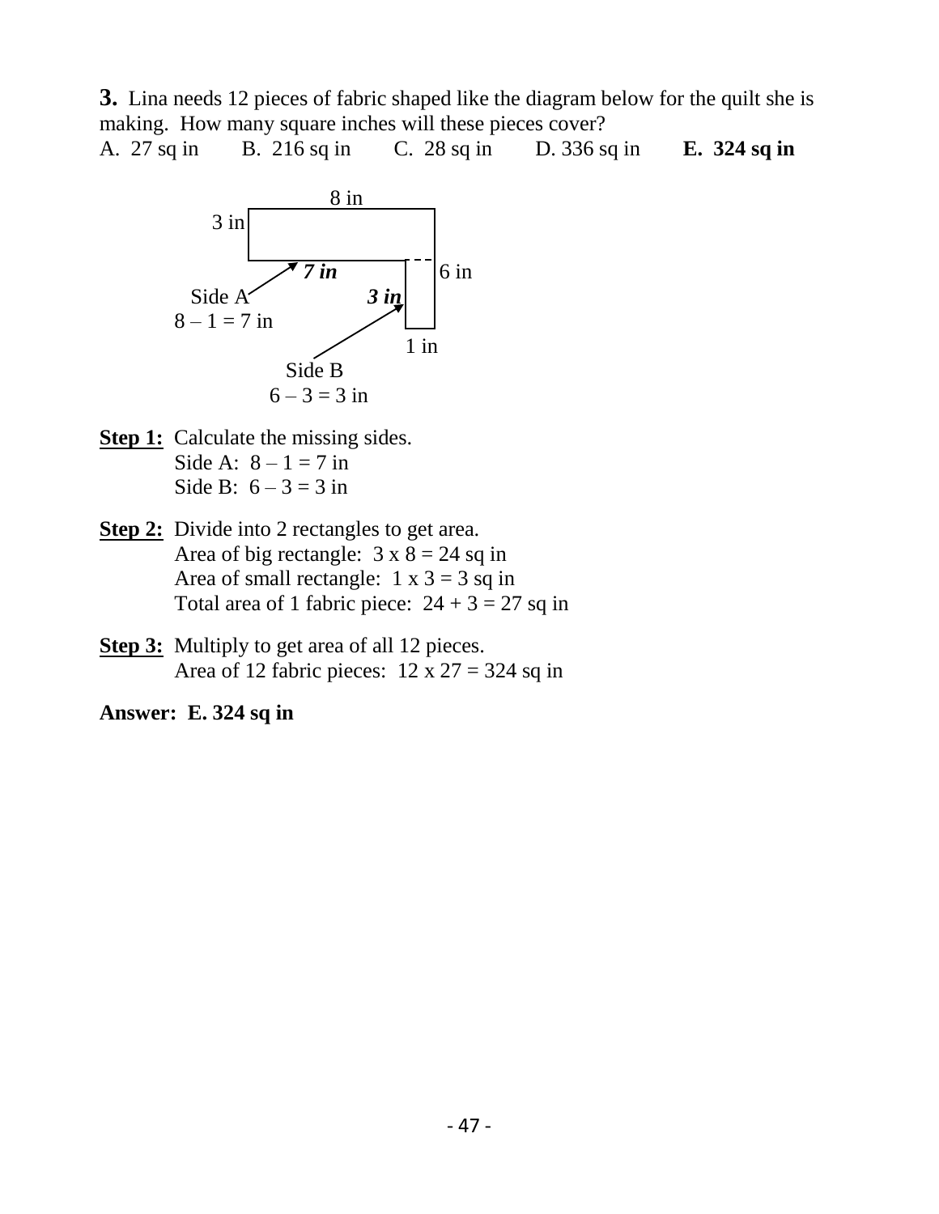**3.** Lina needs 12 pieces of fabric shaped like the diagram below for the quilt she is making. How many square inches will these pieces cover?

A. 27 sq in B. 216 sq in C. 28 sq in D. 336 sq in **E. 324 sq in**

8 in

3 in

***7 in***

6 in

Side A

$8 - 1 = 7$ in

***3 in***

1 in

Side B

$6 - 3 = 3$ in

**Step 1:** Calculate the missing sides.
Side A: $8 - 1 = 7$ in
Side B: $6 - 3 = 3$ in

**Step 2:** Divide into 2 rectangles to get area.
Area of big rectangle: $3 \times 8 = 24$ sq in
Area of small rectangle: $1 \times 3 = 3$ sq in
Total area of 1 fabric piece: $24 + 3 = 27$ sq in

**Step 3:** Multiply to get area of all 12 pieces.
Area of 12 fabric pieces: $12 \times 27 = 324$ sq in

**Answer: E. 324 sq in**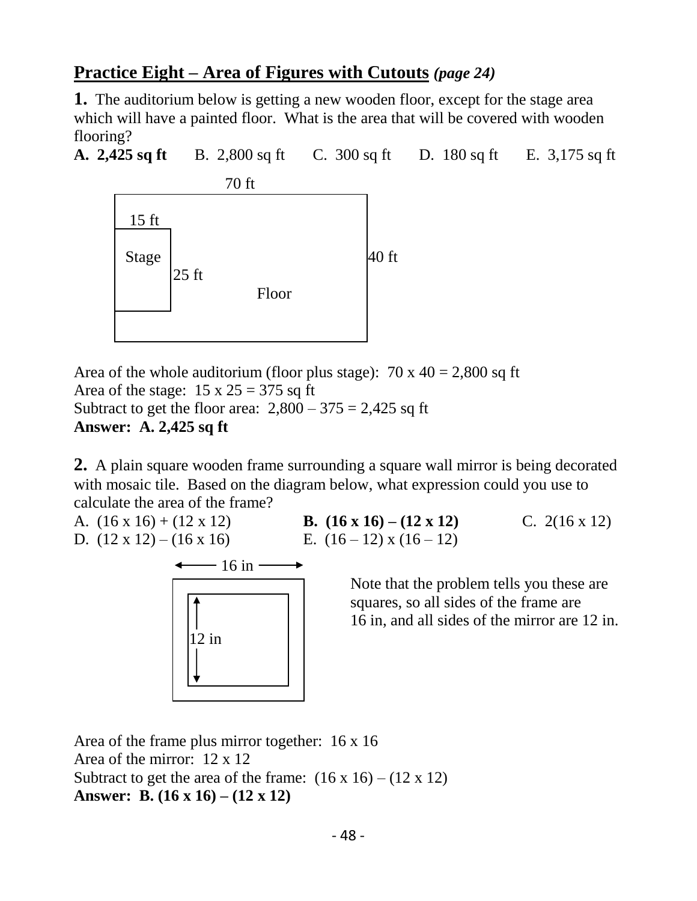## Practice Eight – Area of Figures with Cutouts *(page 24)*

**1.** The auditorium below is getting a new wooden floor, except for the stage area which will have a painted floor. What is the area that will be covered with wooden flooring?

**A. 2,425 sq ft**  B. 2,800 sq ft  C. 300 sq ft  D. 180 sq ft  E. 3,175 sq ft

70 ft

15 ft

Stage

25 ft

Floor

40 ft

Area of the whole auditorium (floor plus stage): 70 x 40 = 2,800 sq ft
Area of the stage: 15 x 25 = 375 sq ft
Subtract to get the floor area: 2,800 – 375 = 2,425 sq ft
**Answer: A. 2,425 sq ft**

**2.** A plain square wooden frame surrounding a square wall mirror is being decorated with mosaic tile. Based on the diagram below, what expression could you use to calculate the area of the frame?

A. (16 x 16) + (12 x 12)  **B. (16 x 16) – (12 x 12)**  C. 2(16 x 12)
D. (12 x 12) – (16 x 16)  E. (16 – 12) x (16 – 12)

16 in

12 in

Note that the problem tells you these are squares, so all sides of the frame are 16 in, and all sides of the mirror are 12 in.

Area of the frame plus mirror together: 16 x 16
Area of the mirror: 12 x 12
Subtract to get the area of the frame: (16 x 16) – (12 x 12)
**Answer: B. (16 x 16) – (12 x 12)**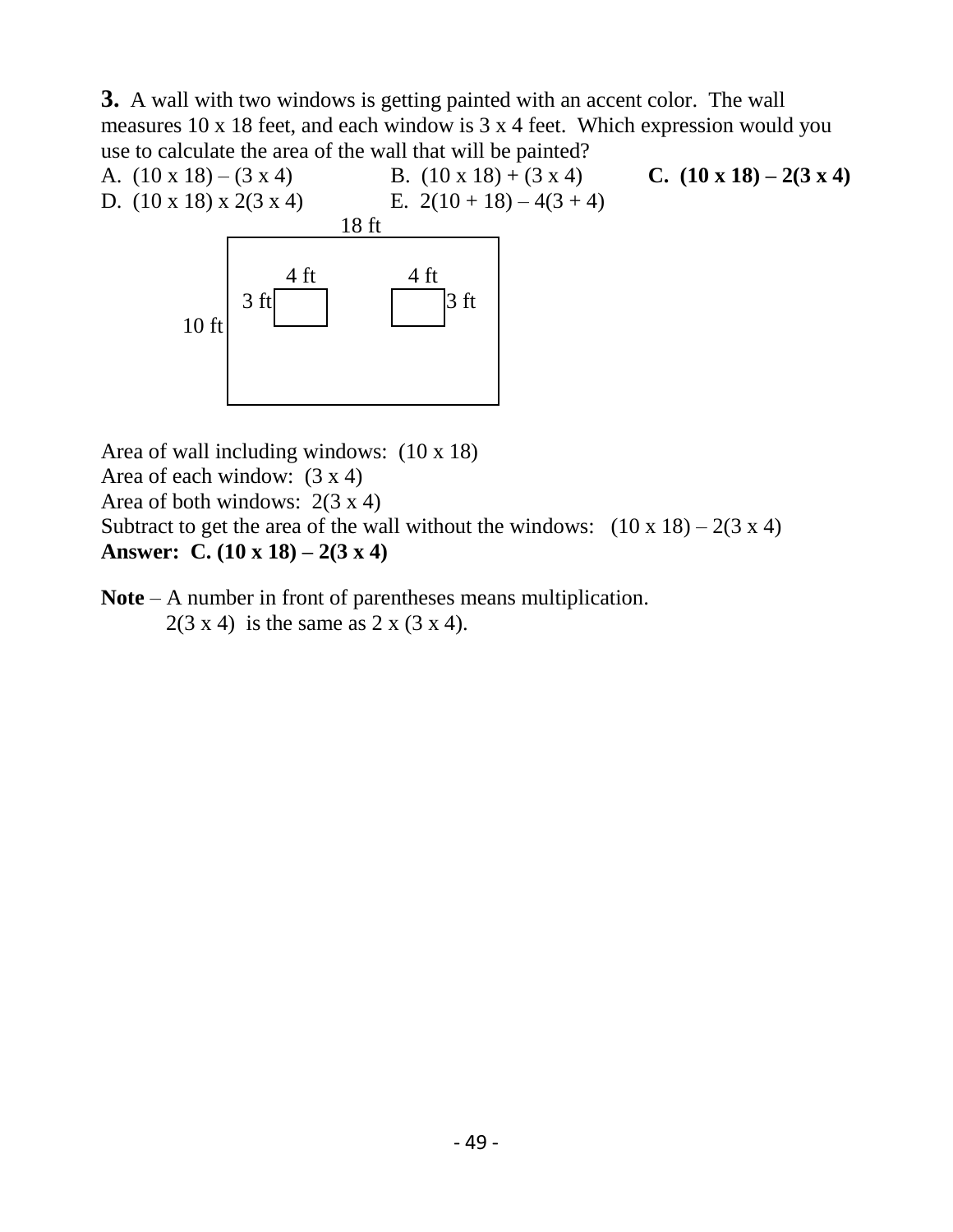**3.** A wall with two windows is getting painted with an accent color. The wall measures 10 x 18 feet, and each window is 3 x 4 feet. Which expression would you use to calculate the area of the wall that will be painted?

A. (10 x 18) – (3 x 4)
B. (10 x 18) + (3 x 4)
**C. (10 x 18) – 2(3 x 4)**
D. (10 x 18) x 2(3 x 4)
E. 2(10 + 18) – 4(3 + 4)

18 ft

4 ft 4 ft

3 ft 3 ft

10 ft

Area of wall including windows: (10 x 18)
Area of each window: (3 x 4)
Area of both windows: 2(3 x 4)
Subtract to get the area of the wall without the windows: (10 x 18) – 2(3 x 4)
**Answer: C. (10 x 18) – 2(3 x 4)**

**Note** – A number in front of parentheses means multiplication.
2(3 x 4) is the same as 2 x (3 x 4).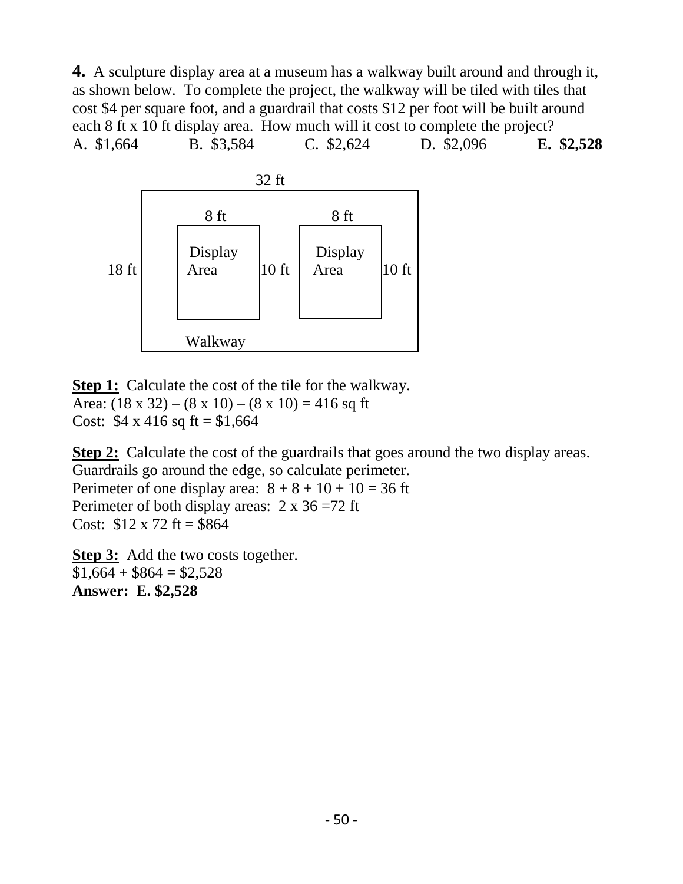**4.** A sculpture display area at a museum has a walkway built around and through it, as shown below. To complete the project, the walkway will be tiled with tiles that cost \$4 per square foot, and a guardrail that costs \$12 per foot will be built around each 8 ft x 10 ft display area. How much will it cost to complete the project?

A. \$1,664 B. \$3,584 C. \$2,624 D. \$2,096 **E. \$2,528**

32 ft

8 ft 8 ft

18 ft Display Area 10 ft Display Area 10 ft

Walkway

**Step 1:** Calculate the cost of the tile for the walkway.
Area: (18 x 32) – (8 x 10) – (8 x 10) = 416 sq ft
Cost: \$4 x 416 sq ft = \$1,664

**Step 2:** Calculate the cost of the guardrails that goes around the two display areas.
Guardrails go around the edge, so calculate perimeter.
Perimeter of one display area: 8 + 8 + 10 + 10 = 36 ft
Perimeter of both display areas: 2 x 36 =72 ft
Cost: \$12 x 72 ft = \$864

**Step 3:** Add the two costs together.
\$1,664 + \$864 = \$2,528
**Answer: E. \$2,528**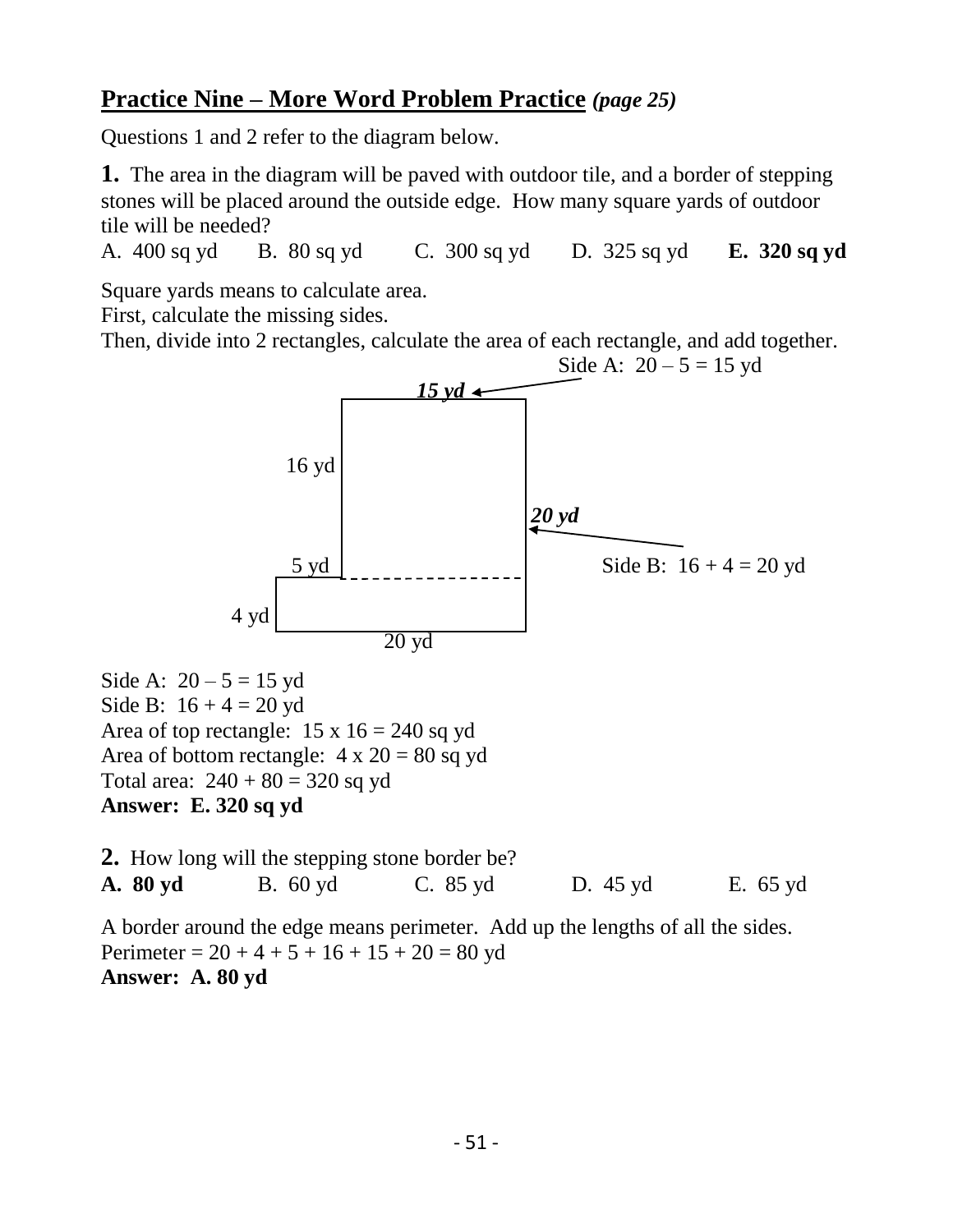## **Practice Nine – More Word Problem Practice** ***(page 25)***

Questions 1 and 2 refer to the diagram below.

**1.** The area in the diagram will be paved with outdoor tile, and a border of stepping stones will be placed around the outside edge. How many square yards of outdoor tile will be needed?

A. 400 sq yd B. 80 sq yd C. 300 sq yd D. 325 sq yd **E. 320 sq yd**

Square yards means to calculate area.
First, calculate the missing sides.
Then, divide into 2 rectangles, calculate the area of each rectangle, and add together.

Side A: 20 – 5 = 15 yd

***15 yd***

16 yd

***20 yd***

5 yd

Side B: 16 + 4 = 20 yd

4 yd

20 yd

Side A: 20 – 5 = 15 yd
Side B: 16 + 4 = 20 yd
Area of top rectangle: 15 x 16 = 240 sq yd
Area of bottom rectangle: 4 x 20 = 80 sq yd
Total area: 240 + 80 = 320 sq yd
**Answer: E. 320 sq yd**

**2.** How long will the stepping stone border be?

**A. 80 yd** B. 60 yd C. 85 yd D. 45 yd E. 65 yd

A border around the edge means perimeter. Add up the lengths of all the sides.
Perimeter = 20 + 4 + 5 + 16 + 15 + 20 = 80 yd
**Answer: A. 80 yd**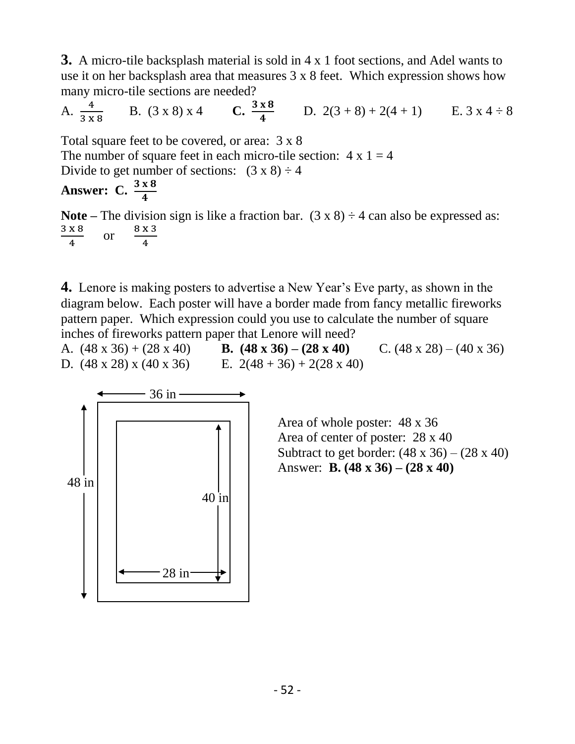**3.** A micro-tile backsplash material is sold in 4 x 1 foot sections, and Adel wants to use it on her backsplash area that measures 3 x 8 feet. Which expression shows how many micro-tile sections are needed?

A. $\frac{4}{3 \text{ x } 8}$  B. (3 x 8) x 4  **C. $\frac{\mathbf{3 \text{ x } 8}}{\mathbf{4}}$**  D. 2(3 + 8) + 2(4 + 1)  E. 3 x 4 ÷ 8

Total square feet to be covered, or area: 3 x 8
The number of square feet in each micro-tile section: 4 x 1 = 4
Divide to get number of sections: (3 x 8) ÷ 4

**Answer: C. $\frac{\mathbf{3 \text{ x } 8}}{\mathbf{4}}$**

**Note –** The division sign is like a fraction bar. (3 x 8) ÷ 4 can also be expressed as: $\frac{3 \text{ x } 8}{4}$ or $\frac{8 \text{ x } 3}{4}$

**4.** Lenore is making posters to advertise a New Year's Eve party, as shown in the diagram below. Each poster will have a border made from fancy metallic fireworks pattern paper. Which expression could you use to calculate the number of square inches of fireworks pattern paper that Lenore will need?

A. (48 x 36) + (28 x 40)  **B. (48 x 36) – (28 x 40)**  C. (48 x 28) – (40 x 36)
D. (48 x 28) x (40 x 36)  E. 2(48 + 36) + 2(28 x 40)

36 in
48 in
40 in
28 in

Area of whole poster: 48 x 36
Area of center of poster: 28 x 40
Subtract to get border: (48 x 36) – (28 x 40)
Answer: **B. (48 x 36) – (28 x 40)**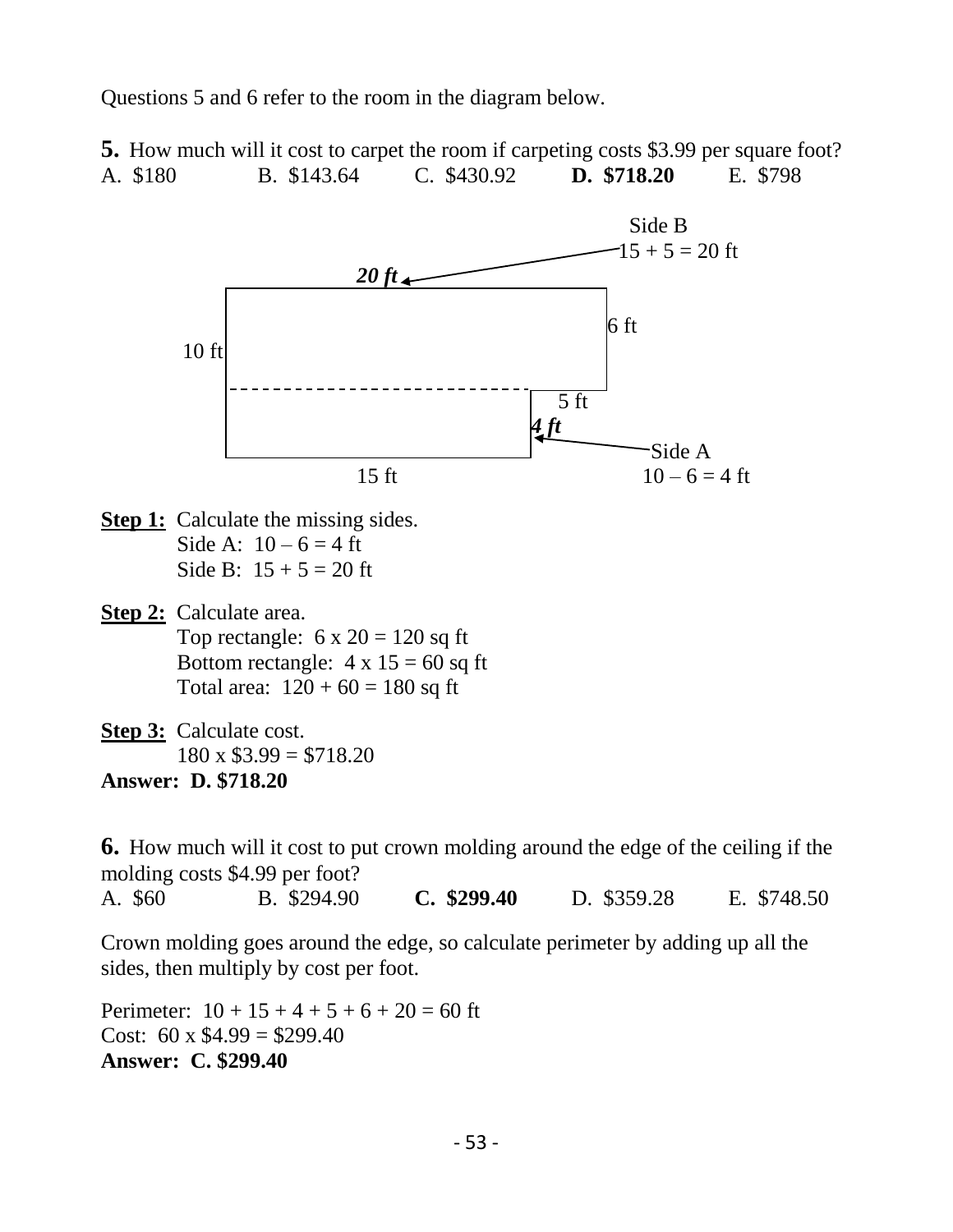Questions 5 and 6 refer to the room in the diagram below.

**5.** How much will it cost to carpet the room if carpeting costs \$3.99 per square foot?

A. \$180 B. \$143.64 C. \$430.92 **D. \$718.20** E. \$798

Side B
15 + 5 = 20 ft

***20 ft***

6 ft

10 ft

5 ft

***4 ft***

Side A
10 – 6 = 4 ft

15 ft

**Step 1:** Calculate the missing sides.
Side A: 10 – 6 = 4 ft
Side B: 15 + 5 = 20 ft

**Step 2:** Calculate area.
Top rectangle: 6 x 20 = 120 sq ft
Bottom rectangle: 4 x 15 = 60 sq ft
Total area: 120 + 60 = 180 sq ft

**Step 3:** Calculate cost.
180 x \$3.99 = \$718.20

**Answer: D. \$718.20**

**6.** How much will it cost to put crown molding around the edge of the ceiling if the molding costs \$4.99 per foot?

A. \$60 B. \$294.90 **C. \$299.40** D. \$359.28 E. \$748.50

Crown molding goes around the edge, so calculate perimeter by adding up all the sides, then multiply by cost per foot.

Perimeter: 10 + 15 + 4 + 5 + 6 + 20 = 60 ft
Cost: 60 x \$4.99 = \$299.40
**Answer: C. \$299.40**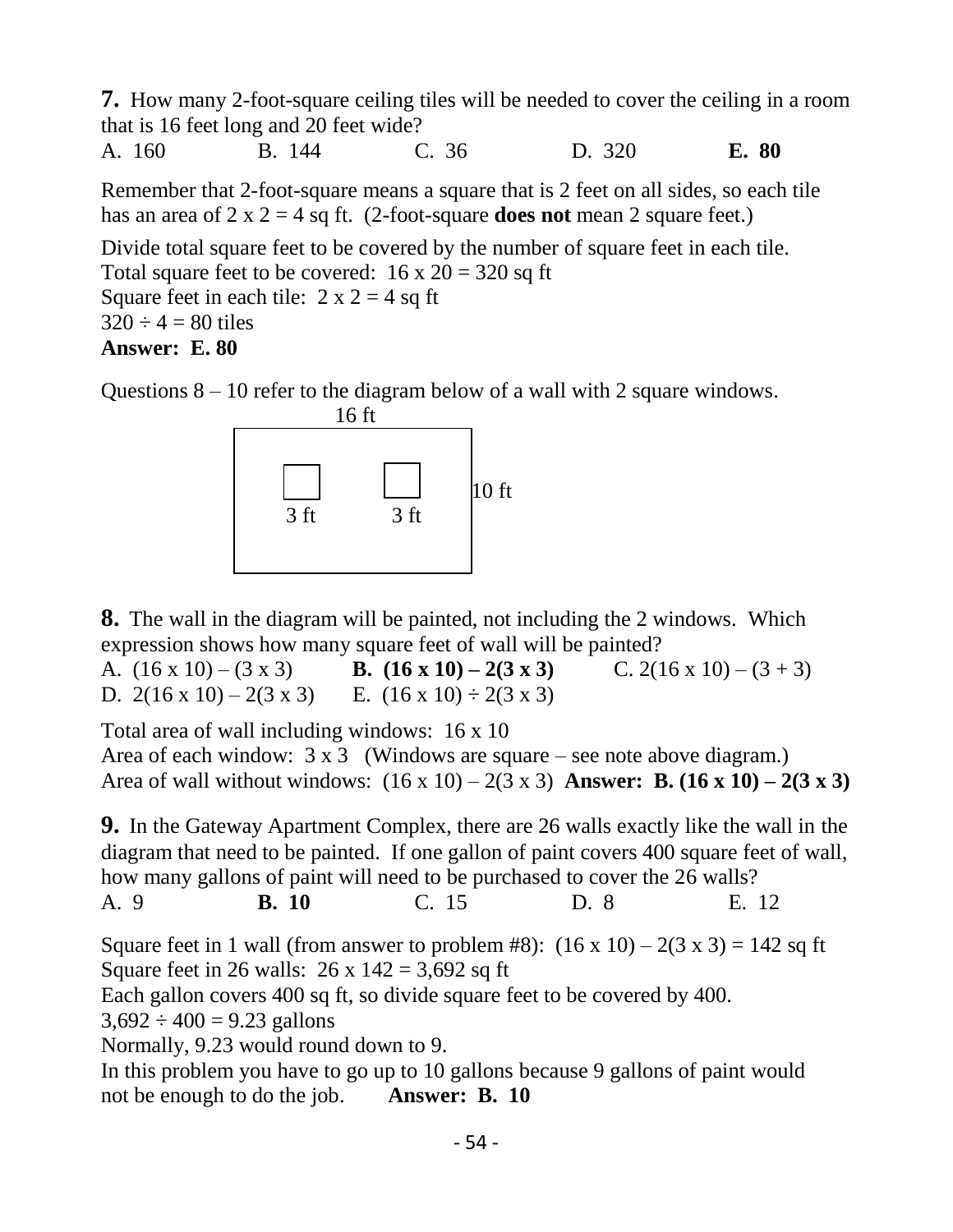**7.** How many 2-foot-square ceiling tiles will be needed to cover the ceiling in a room that is 16 feet long and 20 feet wide?

A. 160 B. 144 C. 36 D. 320 **E. 80**

Remember that 2-foot-square means a square that is 2 feet on all sides, so each tile has an area of 2 x 2 = 4 sq ft. (2-foot-square **does not** mean 2 square feet.)

Divide total square feet to be covered by the number of square feet in each tile.
Total square feet to be covered: 16 x 20 = 320 sq ft
Square feet in each tile: 2 x 2 = 4 sq ft
320 ÷ 4 = 80 tiles
**Answer: E. 80**

Questions 8 – 10 refer to the diagram below of a wall with 2 square windows.

16 ft

10 ft

3 ft 3 ft

**8.** The wall in the diagram will be painted, not including the 2 windows. Which expression shows how many square feet of wall will be painted?

A. (16 x 10) – (3 x 3) **B. (16 x 10) – 2(3 x 3)** C. 2(16 x 10) – (3 + 3)
D. 2(16 x 10) – 2(3 x 3) E. (16 x 10) ÷ 2(3 x 3)

Total area of wall including windows: 16 x 10
Area of each window: 3 x 3 (Windows are square – see note above diagram.)
Area of wall without windows: (16 x 10) – 2(3 x 3) **Answer: B. (16 x 10) – 2(3 x 3)**

**9.** In the Gateway Apartment Complex, there are 26 walls exactly like the wall in the diagram that need to be painted. If one gallon of paint covers 400 square feet of wall, how many gallons of paint will need to be purchased to cover the 26 walls?

A. 9 **B. 10** C. 15 D. 8 E. 12

Square feet in 1 wall (from answer to problem #8): (16 x 10) – 2(3 x 3) = 142 sq ft
Square feet in 26 walls: 26 x 142 = 3,692 sq ft
Each gallon covers 400 sq ft, so divide square feet to be covered by 400.
3,692 ÷ 400 = 9.23 gallons
Normally, 9.23 would round down to 9.
In this problem you have to go up to 10 gallons because 9 gallons of paint would not be enough to do the job. **Answer: B. 10**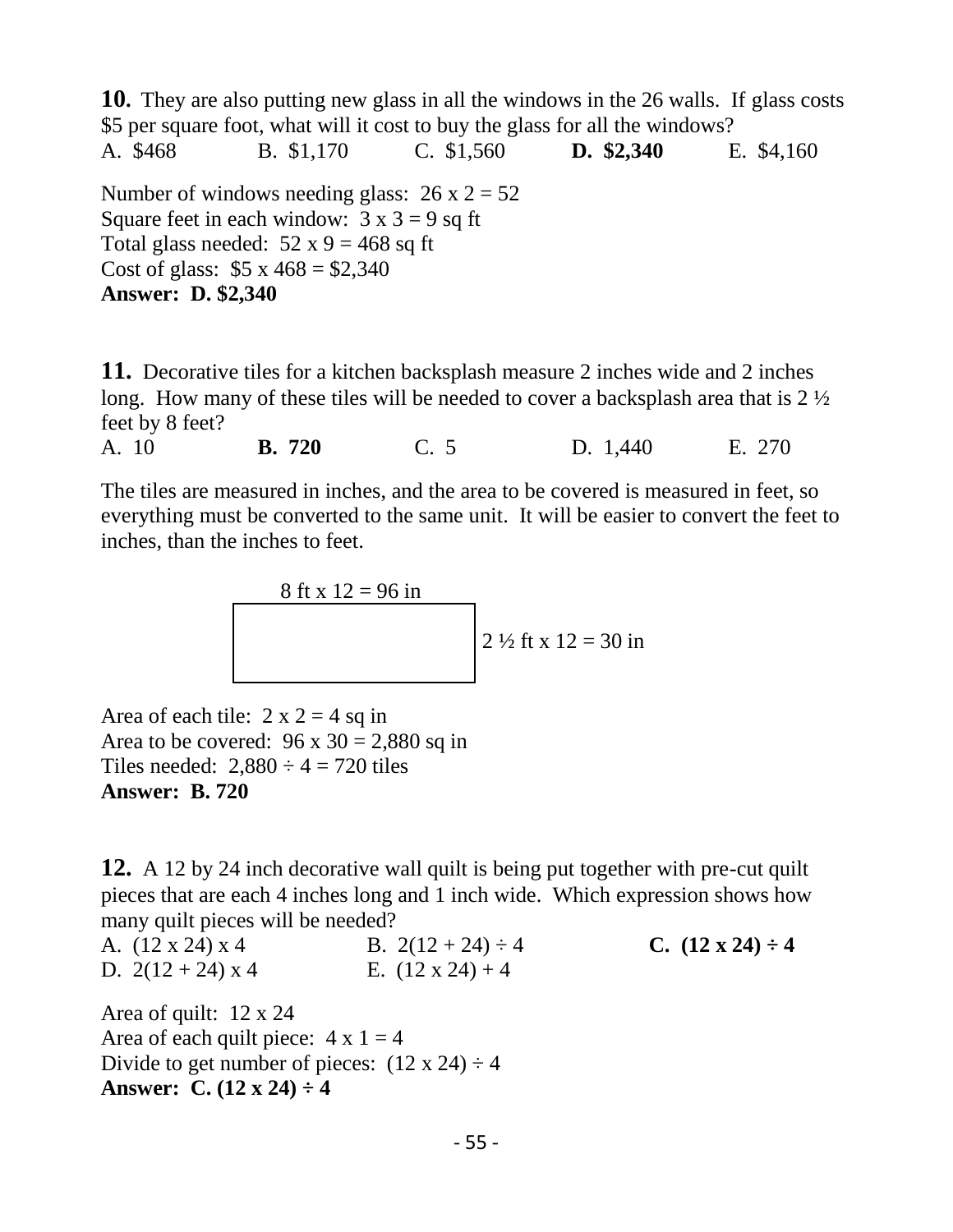**10.** They are also putting new glass in all the windows in the 26 walls. If glass costs \$5 per square foot, what will it cost to buy the glass for all the windows?

A. \$468 B. \$1,170 C. \$1,560 **D. \$2,340** E. \$4,160

Number of windows needing glass: 26 x 2 = 52
Square feet in each window: 3 x 3 = 9 sq ft
Total glass needed: 52 x 9 = 468 sq ft
Cost of glass: \$5 x 468 = \$2,340
**Answer: D. \$2,340**

**11.** Decorative tiles for a kitchen backsplash measure 2 inches wide and 2 inches long. How many of these tiles will be needed to cover a backsplash area that is 2 ½ feet by 8 feet?

A. 10 **B. 720** C. 5 D. 1,440 E. 270

The tiles are measured in inches, and the area to be covered is measured in feet, so everything must be converted to the same unit. It will be easier to convert the feet to inches, than the inches to feet.

8 ft x 12 = 96 in

2 ½ ft x 12 = 30 in

Area of each tile: 2 x 2 = 4 sq in
Area to be covered: 96 x 30 = 2,880 sq in
Tiles needed: 2,880 ÷ 4 = 720 tiles
**Answer: B. 720**

**12.** A 12 by 24 inch decorative wall quilt is being put together with pre-cut quilt pieces that are each 4 inches long and 1 inch wide. Which expression shows how many quilt pieces will be needed?

A. (12 x 24) x 4 B. 2(12 + 24) ÷ 4 **C. (12 x 24) ÷ 4**
D. 2(12 + 24) x 4 E. (12 x 24) + 4

Area of quilt: 12 x 24
Area of each quilt piece: 4 x 1 = 4
Divide to get number of pieces: (12 x 24) ÷ 4
**Answer: C. (12 x 24) ÷ 4**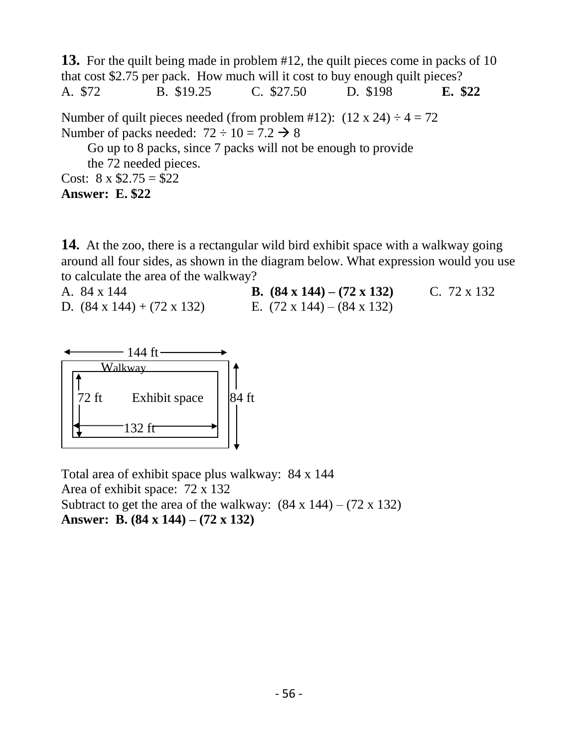**13.** For the quilt being made in problem #12, the quilt pieces come in packs of 10 that cost \$2.75 per pack. How much will it cost to buy enough quilt pieces?

A. \$72 B. \$19.25 C. \$27.50 D. \$198 **E. \$22**

Number of quilt pieces needed (from problem #12): $(12 \times 24) \div 4 = 72$

Number of packs needed: $72 \div 10 = 7.2 \rightarrow 8$

Go up to 8 packs, since 7 packs will not be enough to provide the 72 needed pieces.

Cost: $8 \times \$2.75 = \$22$

**Answer: E. \$22**

**14.** At the zoo, there is a rectangular wild bird exhibit space with a walkway going around all four sides, as shown in the diagram below. What expression would you use to calculate the area of the walkway?

A. 84 x 144 **B. (84 x 144) – (72 x 132)** C. 72 x 132

D. (84 x 144) + (72 x 132) E. (72 x 144) – (84 x 132)

144 ft

Walkway

72 ft Exhibit space 84 ft

132 ft

Total area of exhibit space plus walkway: 84 x 144

Area of exhibit space: 72 x 132

Subtract to get the area of the walkway: (84 x 144) – (72 x 132)

**Answer: B. (84 x 144) – (72 x 132)**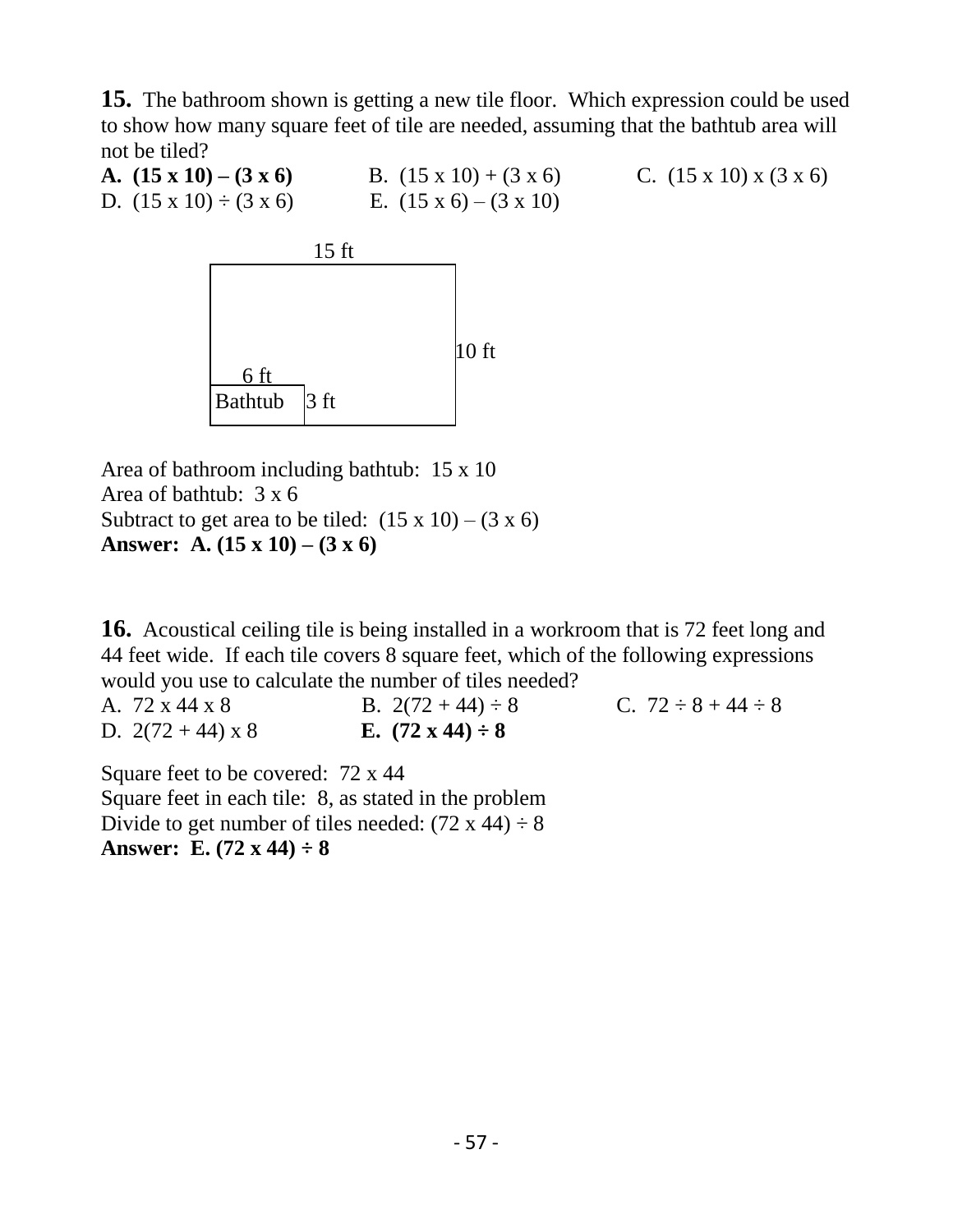**15.** The bathroom shown is getting a new tile floor. Which expression could be used to show how many square feet of tile are needed, assuming that the bathtub area will not be tiled?

**A. (15 x 10) – (3 x 6)** B. (15 x 10) + (3 x 6) C. (15 x 10) x (3 x 6)
D. (15 x 10) ÷ (3 x 6) E. (15 x 6) – (3 x 10)

15 ft

10 ft

6 ft

Bathtub 3 ft

Area of bathroom including bathtub: 15 x 10
Area of bathtub: 3 x 6
Subtract to get area to be tiled: (15 x 10) – (3 x 6)
**Answer: A. (15 x 10) – (3 x 6)**

**16.** Acoustical ceiling tile is being installed in a workroom that is 72 feet long and 44 feet wide. If each tile covers 8 square feet, which of the following expressions would you use to calculate the number of tiles needed?

A. 72 x 44 x 8 B. 2(72 + 44) ÷ 8 C. 72 ÷ 8 + 44 ÷ 8
D. 2(72 + 44) x 8 **E. (72 x 44) ÷ 8**

Square feet to be covered: 72 x 44
Square feet in each tile: 8, as stated in the problem
Divide to get number of tiles needed: (72 x 44) ÷ 8
**Answer: E. (72 x 44) ÷ 8**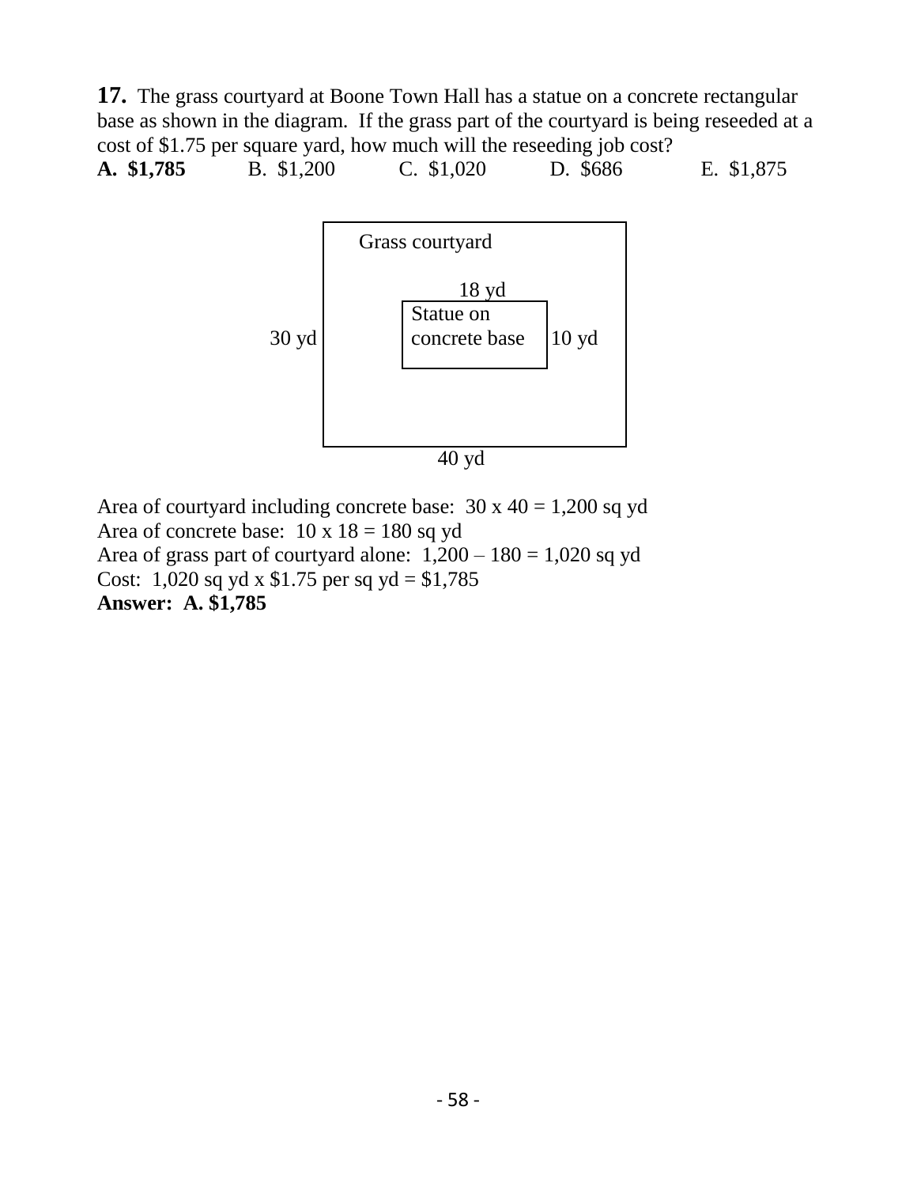**17.** The grass courtyard at Boone Town Hall has a statue on a concrete rectangular base as shown in the diagram. If the grass part of the courtyard is being reseeded at a cost of $1.75 per square yard, how much will the reseeding job cost?

**A. $1,785** B. $1,200 C. $1,020 D. $686 E. $1,875

Grass courtyard

18 yd

Statue on concrete base

30 yd

10 yd

40 yd

Area of courtyard including concrete base: 30 x 40 = 1,200 sq yd
Area of concrete base: 10 x 18 = 180 sq yd
Area of grass part of courtyard alone: 1,200 – 180 = 1,020 sq yd
Cost: 1,020 sq yd x $1.75 per sq yd = $1,785
**Answer: A. $1,785**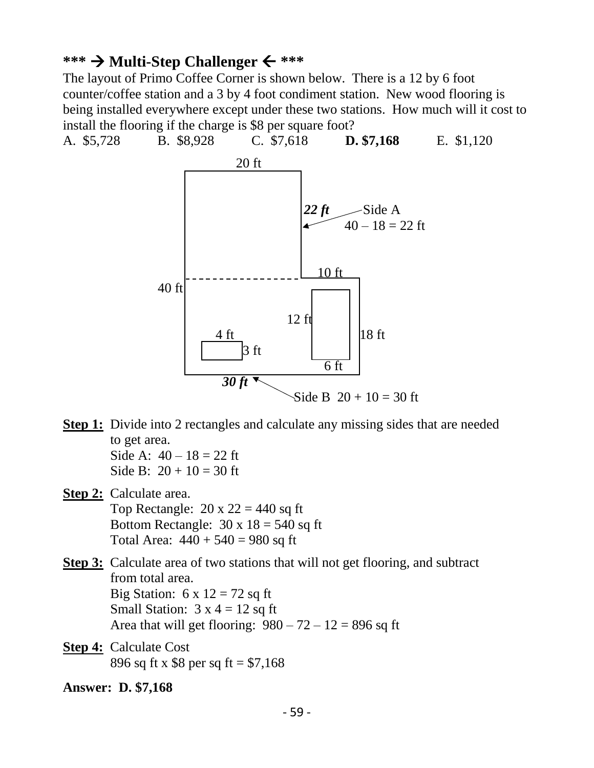### *** → Multi-Step Challenger ← ***

The layout of Primo Coffee Corner is shown below. There is a 12 by 6 foot counter/coffee station and a 3 by 4 foot condiment station. New wood flooring is being installed everywhere except under these two stations. How much will it cost to install the flooring if the charge is $8 per square foot?

A. $5,728 B. $8,928 C. $7,618 **D. $7,168** E. $1,120

20 ft

***22 ft*** Side A
40 – 18 = 22 ft

10 ft
40 ft
12 ft
4 ft 18 ft
3 ft
6 ft
***30 ft***
Side B 20 + 10 = 30 ft

**Step 1:** Divide into 2 rectangles and calculate any missing sides that are needed to get area.
Side A: 40 – 18 = 22 ft
Side B: 20 + 10 = 30 ft

**Step 2:** Calculate area.
Top Rectangle: 20 x 22 = 440 sq ft
Bottom Rectangle: 30 x 18 = 540 sq ft
Total Area: 440 + 540 = 980 sq ft

**Step 3:** Calculate area of two stations that will not get flooring, and subtract from total area.
Big Station: 6 x 12 = 72 sq ft
Small Station: 3 x 4 = 12 sq ft
Area that will get flooring: 980 – 72 – 12 = 896 sq ft

**Step 4:** Calculate Cost
896 sq ft x $8 per sq ft = $7,168

**Answer: D. $7,168**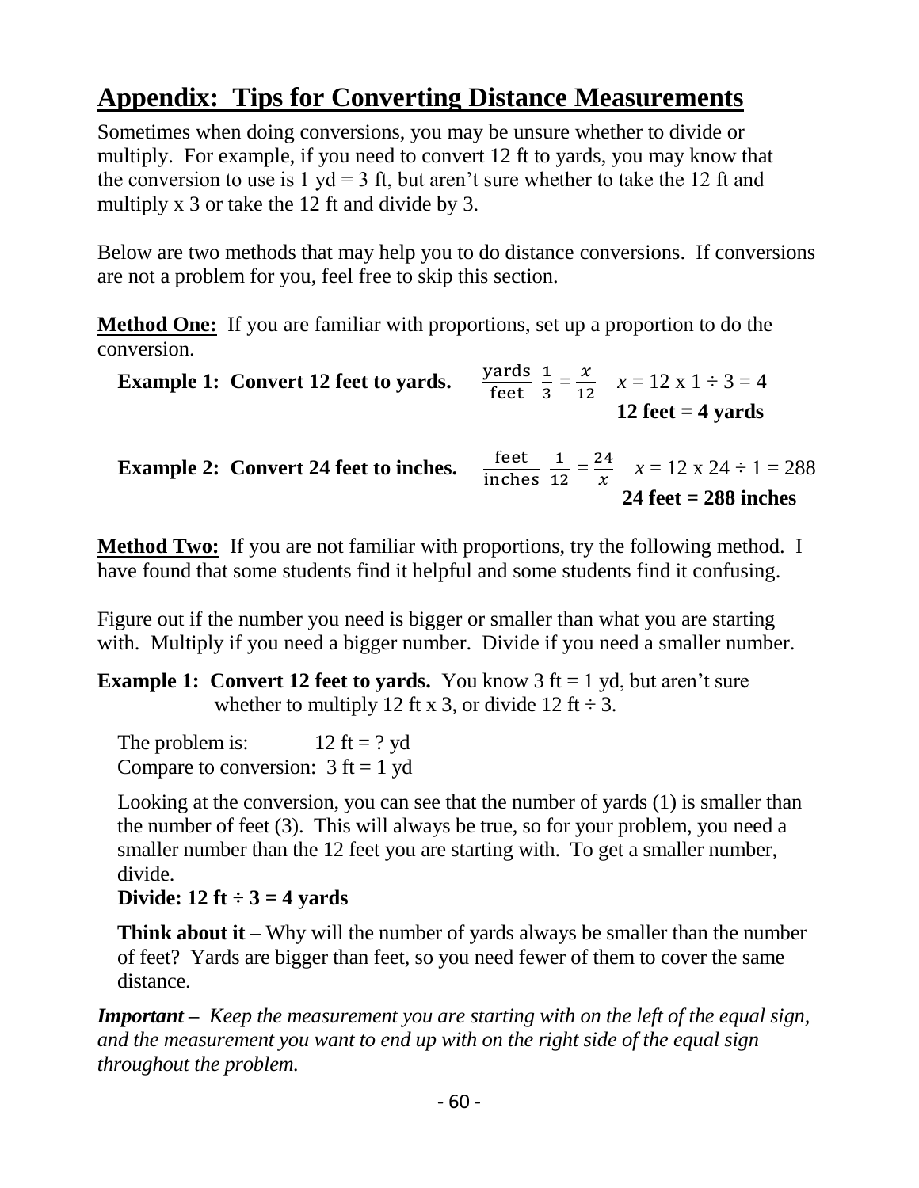## Appendix: Tips for Converting Distance Measurements

Sometimes when doing conversions, you may be unsure whether to divide or multiply. For example, if you need to convert 12 ft to yards, you may know that the conversion to use is 1 yd = 3 ft, but aren't sure whether to take the 12 ft and multiply x 3 or take the 12 ft and divide by 3.

Below are two methods that may help you to do distance conversions. If conversions are not a problem for you, feel free to skip this section.

**Method One:** If you are familiar with proportions, set up a proportion to do the conversion.

**Example 1: Convert 12 feet to yards.** $\frac{\text{yards}}{\text{feet}}\ \frac{1}{3} = \frac{x}{12}$ $\quad x = 12 \times 1 \div 3 = 4$

**12 feet = 4 yards**

**Example 2: Convert 24 feet to inches.** $\frac{\text{feet}}{\text{inches}}\ \frac{1}{12} = \frac{24}{x}$ $\quad x = 12 \times 24 \div 1 = 288$

**24 feet = 288 inches**

**Method Two:** If you are not familiar with proportions, try the following method. I have found that some students find it helpful and some students find it confusing.

Figure out if the number you need is bigger or smaller than what you are starting with. Multiply if you need a bigger number. Divide if you need a smaller number.

**Example 1: Convert 12 feet to yards.** You know 3 ft = 1 yd, but aren't sure whether to multiply 12 ft x 3, or divide 12 ft ÷ 3.

The problem is: 12 ft = ? yd
Compare to conversion: 3 ft = 1 yd

Looking at the conversion, you can see that the number of yards (1) is smaller than the number of feet (3). This will always be true, so for your problem, you need a smaller number than the 12 feet you are starting with. To get a smaller number, divide.

**Divide: 12 ft ÷ 3 = 4 yards**

**Think about it –** Why will the number of yards always be smaller than the number of feet? Yards are bigger than feet, so you need fewer of them to cover the same distance.

***Important*** *– Keep the measurement you are starting with on the left of the equal sign, and the measurement you want to end up with on the right side of the equal sign throughout the problem.*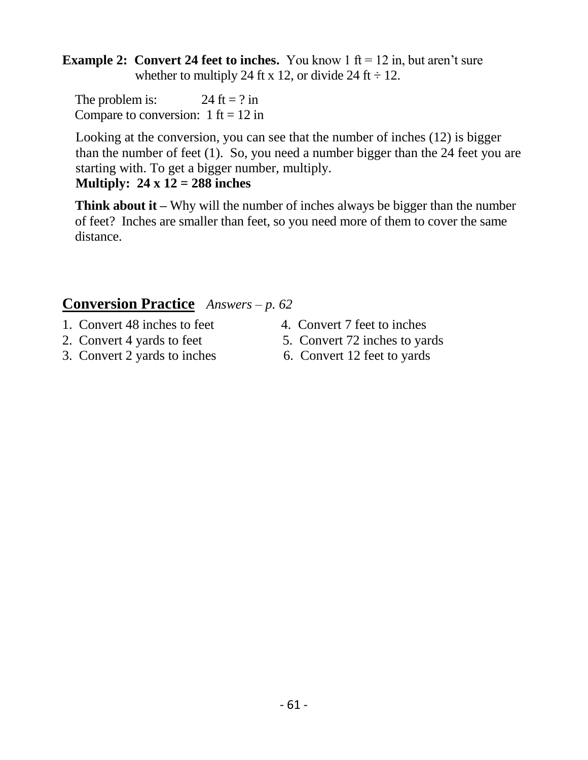**Example 2: Convert 24 feet to inches.** You know 1 ft = 12 in, but aren't sure whether to multiply 24 ft x 12, or divide 24 ft ÷ 12.

The problem is: 24 ft = ? in
Compare to conversion: 1 ft = 12 in

Looking at the conversion, you can see that the number of inches (12) is bigger than the number of feet (1). So, you need a number bigger than the 24 feet you are starting with. To get a bigger number, multiply.
**Multiply: 24 x 12 = 288 inches**

**Think about it –** Why will the number of inches always be bigger than the number of feet? Inches are smaller than feet, so you need more of them to cover the same distance.

## Conversion Practice *Answers – p. 62*

1. Convert 48 inches to feet
2. Convert 4 yards to feet
3. Convert 2 yards to inches
4. Convert 7 feet to inches
5. Convert 72 inches to yards
6. Convert 12 feet to yards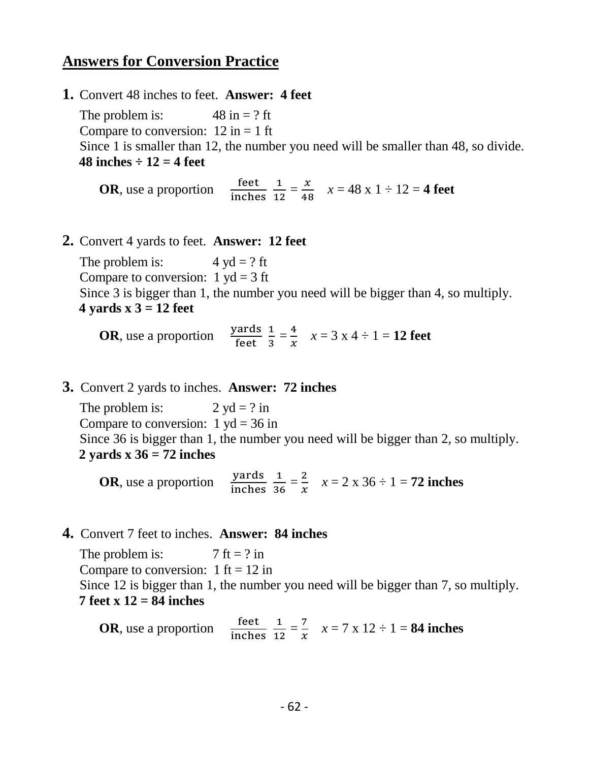## Answers for Conversion Practice

**1.** Convert 48 inches to feet. **Answer: 4 feet**

The problem is: 48 in = ? ft
Compare to conversion: 12 in = 1 ft
Since 1 is smaller than 12, the number you need will be smaller than 48, so divide.
**48 inches ÷ 12 = 4 feet**

**OR**, use a proportion $\frac{\text{feet}}{\text{inches}}\ \frac{1}{12} = \frac{x}{48}$ $x$ = 48 x 1 ÷ 12 = **4 feet**

**2.** Convert 4 yards to feet. **Answer: 12 feet**

The problem is: 4 yd = ? ft
Compare to conversion: 1 yd = 3 ft
Since 3 is bigger than 1, the number you need will be bigger than 4, so multiply.
**4 yards x 3 = 12 feet**

**OR**, use a proportion $\frac{\text{yards}}{\text{feet}}\ \frac{1}{3} = \frac{4}{x}$ $x$ = 3 x 4 ÷ 1 = **12 feet**

**3.** Convert 2 yards to inches. **Answer: 72 inches**

The problem is: 2 yd = ? in
Compare to conversion: 1 yd = 36 in
Since 36 is bigger than 1, the number you need will be bigger than 2, so multiply.
**2 yards x 36 = 72 inches**

**OR**, use a proportion $\frac{\text{yards}}{\text{inches}}\ \frac{1}{36} = \frac{2}{x}$ $x$ = 2 x 36 ÷ 1 = **72 inches**

**4.** Convert 7 feet to inches. **Answer: 84 inches**

The problem is: 7 ft = ? in
Compare to conversion: 1 ft = 12 in
Since 12 is bigger than 1, the number you need will be bigger than 7, so multiply.
**7 feet x 12 = 84 inches**

**OR**, use a proportion $\frac{\text{feet}}{\text{inches}}\ \frac{1}{12} = \frac{7}{x}$ $x$ = 7 x 12 ÷ 1 = **84 inches**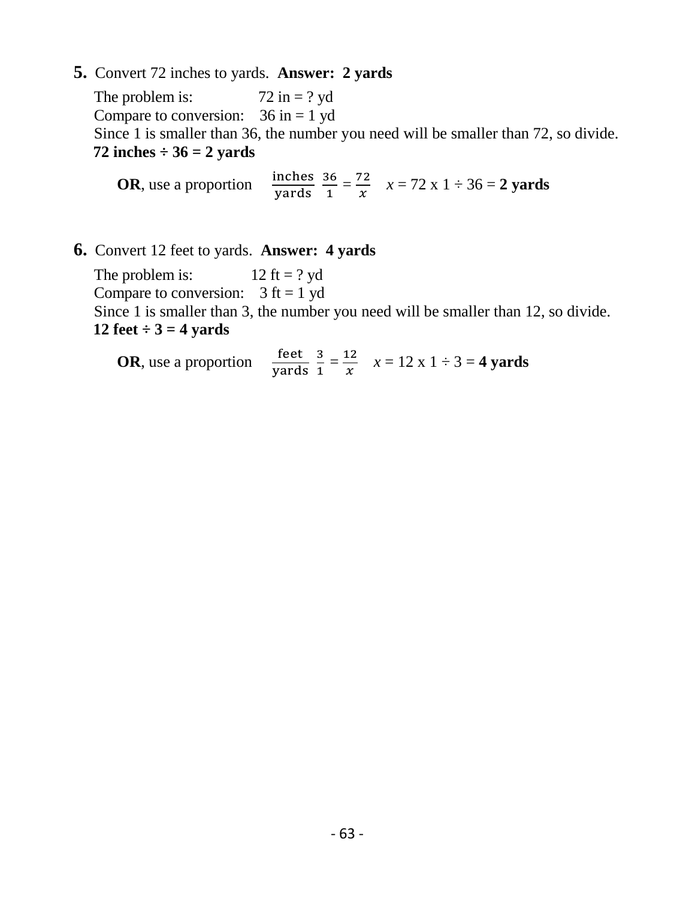**5.** Convert 72 inches to yards. **Answer: 2 yards**

The problem is: 72 in = ? yd
Compare to conversion: 36 in = 1 yd
Since 1 is smaller than 36, the number you need will be smaller than 72, so divide.
**72 inches ÷ 36 = 2 yards**

**OR**, use a proportion $\frac{\text{inches}}{\text{yards}}\ \frac{36}{1} = \frac{72}{x}$ $x$ = 72 x 1 ÷ 36 = **2 yards**

**6.** Convert 12 feet to yards. **Answer: 4 yards**

The problem is: 12 ft = ? yd
Compare to conversion: 3 ft = 1 yd
Since 1 is smaller than 3, the number you need will be smaller than 12, so divide.
**12 feet ÷ 3 = 4 yards**

**OR**, use a proportion $\frac{\text{feet}}{\text{yards}}\ \frac{3}{1} = \frac{12}{x}$ $x$ = 12 x 1 ÷ 3 = **4 yards**